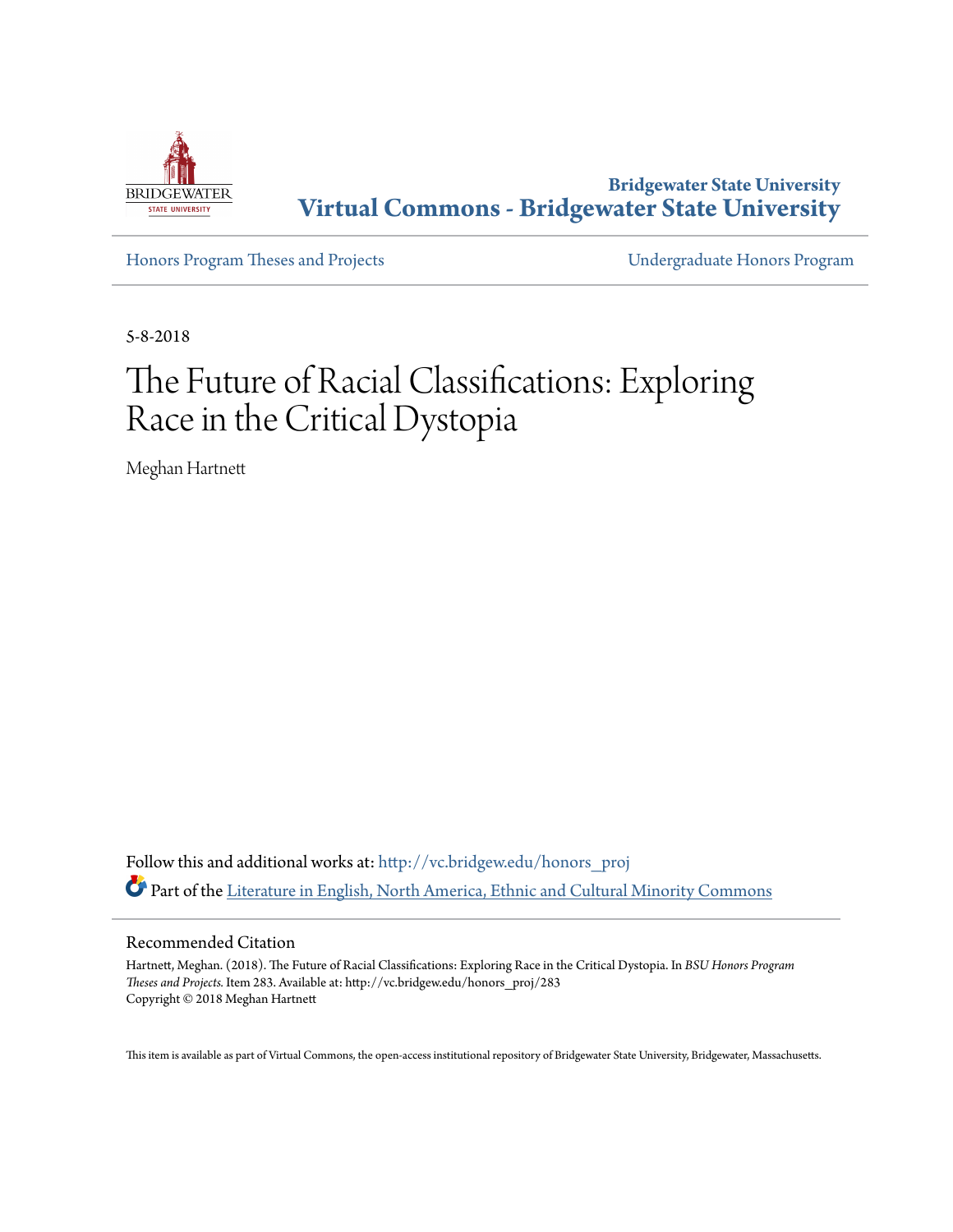Bridgewater State University

**Virtual Commons - Bridgewater State University**

Honors Program Theses and Projects

Undergraduate Honors Program

5-8-2018

# The Future of Racial Classifications: Exploring Race in the Critical Dystopia

Meghan Hartnett

Follow this and additional works at: http://vc.bridgew.edu/honors_proj

Part of the Literature in English, North America, Ethnic and Cultural Minority Commons

## Recommended Citation

Hartnett, Meghan. (2018). The Future of Racial Classifications: Exploring Race in the Critical Dystopia. In *BSU Honors Program Theses and Projects.* Item 283. Available at: http://vc.bridgew.edu/honors_proj/283
Copyright © 2018 Meghan Hartnett

This item is available as part of Virtual Commons, the open-access institutional repository of Bridgewater State University, Bridgewater, Massachusetts.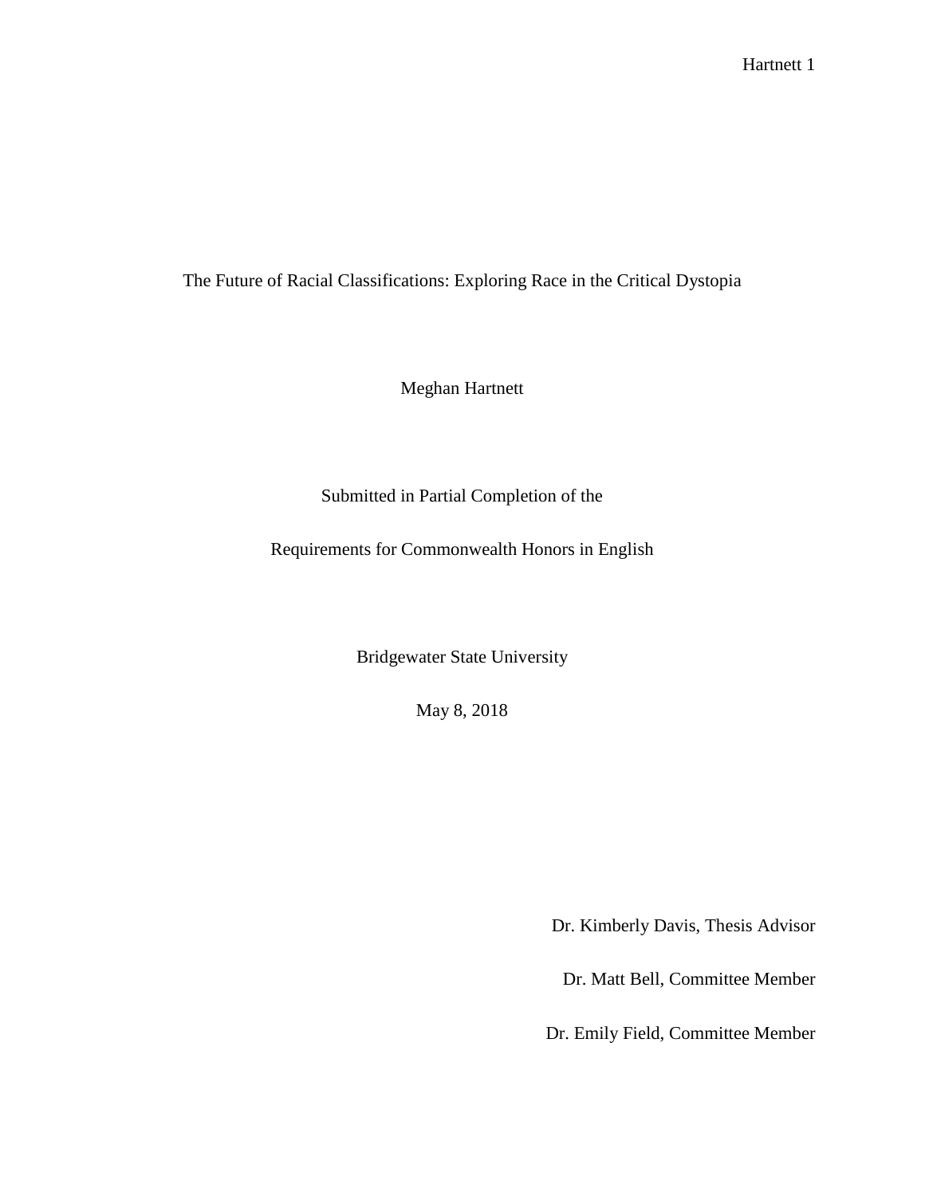# The Future of Racial Classifications: Exploring Race in the Critical Dystopia

Meghan Hartnett

Submitted in Partial Completion of the

Requirements for Commonwealth Honors in English

Bridgewater State University

May 8, 2018

Dr. Kimberly Davis, Thesis Advisor

Dr. Matt Bell, Committee Member

Dr. Emily Field, Committee Member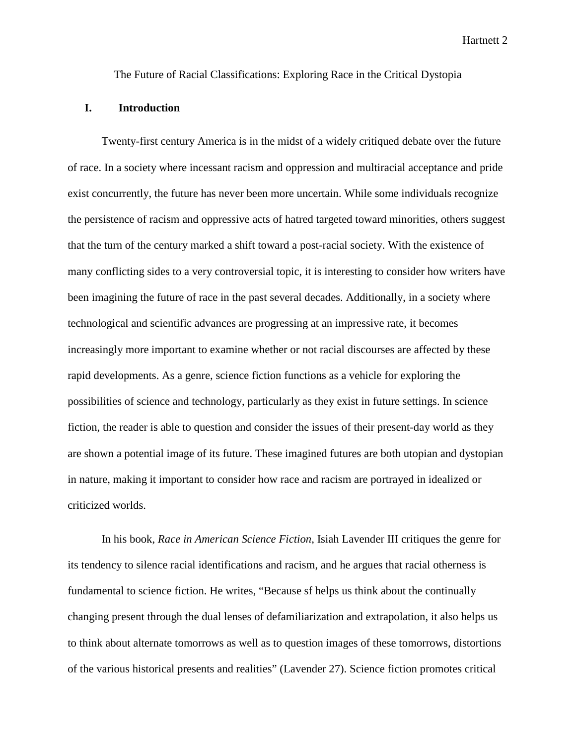The Future of Racial Classifications: Exploring Race in the Critical Dystopia

## I. Introduction

Twenty-first century America is in the midst of a widely critiqued debate over the future of race. In a society where incessant racism and oppression and multiracial acceptance and pride exist concurrently, the future has never been more uncertain. While some individuals recognize the persistence of racism and oppressive acts of hatred targeted toward minorities, others suggest that the turn of the century marked a shift toward a post-racial society. With the existence of many conflicting sides to a very controversial topic, it is interesting to consider how writers have been imagining the future of race in the past several decades. Additionally, in a society where technological and scientific advances are progressing at an impressive rate, it becomes increasingly more important to examine whether or not racial discourses are affected by these rapid developments. As a genre, science fiction functions as a vehicle for exploring the possibilities of science and technology, particularly as they exist in future settings. In science fiction, the reader is able to question and consider the issues of their present-day world as they are shown a potential image of its future. These imagined futures are both utopian and dystopian in nature, making it important to consider how race and racism are portrayed in idealized or criticized worlds.

In his book, *Race in American Science Fiction*, Isiah Lavender III critiques the genre for its tendency to silence racial identifications and racism, and he argues that racial otherness is fundamental to science fiction. He writes, "Because sf helps us think about the continually changing present through the dual lenses of defamiliarization and extrapolation, it also helps us to think about alternate tomorrows as well as to question images of these tomorrows, distortions of the various historical presents and realities" (Lavender 27). Science fiction promotes critical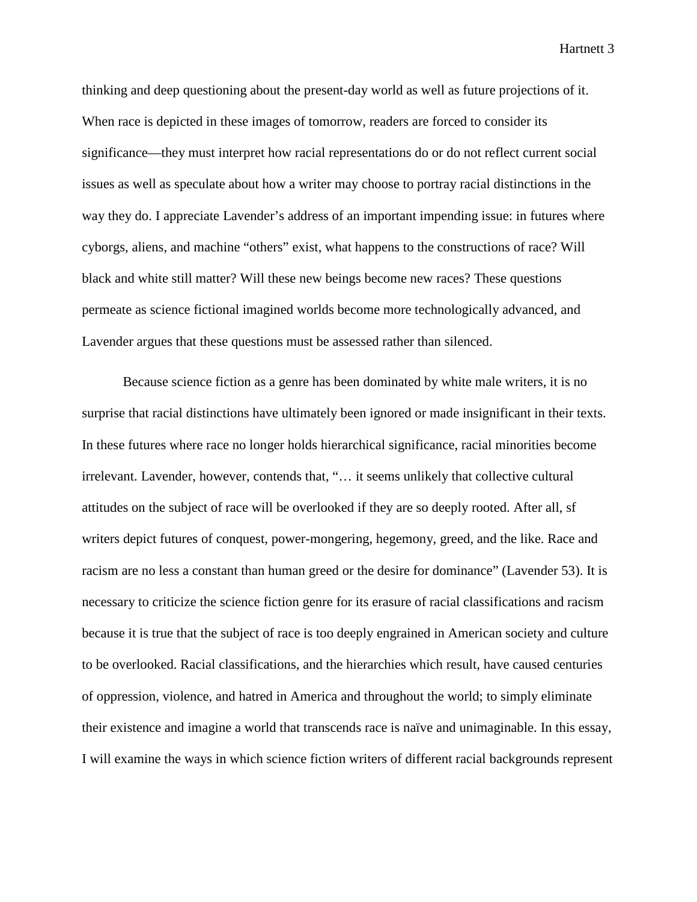thinking and deep questioning about the present-day world as well as future projections of it. When race is depicted in these images of tomorrow, readers are forced to consider its significance—they must interpret how racial representations do or do not reflect current social issues as well as speculate about how a writer may choose to portray racial distinctions in the way they do. I appreciate Lavender's address of an important impending issue: in futures where cyborgs, aliens, and machine "others" exist, what happens to the constructions of race? Will black and white still matter? Will these new beings become new races? These questions permeate as science fictional imagined worlds become more technologically advanced, and Lavender argues that these questions must be assessed rather than silenced.

Because science fiction as a genre has been dominated by white male writers, it is no surprise that racial distinctions have ultimately been ignored or made insignificant in their texts. In these futures where race no longer holds hierarchical significance, racial minorities become irrelevant. Lavender, however, contends that, "… it seems unlikely that collective cultural attitudes on the subject of race will be overlooked if they are so deeply rooted. After all, sf writers depict futures of conquest, power-mongering, hegemony, greed, and the like. Race and racism are no less a constant than human greed or the desire for dominance" (Lavender 53). It is necessary to criticize the science fiction genre for its erasure of racial classifications and racism because it is true that the subject of race is too deeply engrained in American society and culture to be overlooked. Racial classifications, and the hierarchies which result, have caused centuries of oppression, violence, and hatred in America and throughout the world; to simply eliminate their existence and imagine a world that transcends race is naïve and unimaginable. In this essay, I will examine the ways in which science fiction writers of different racial backgrounds represent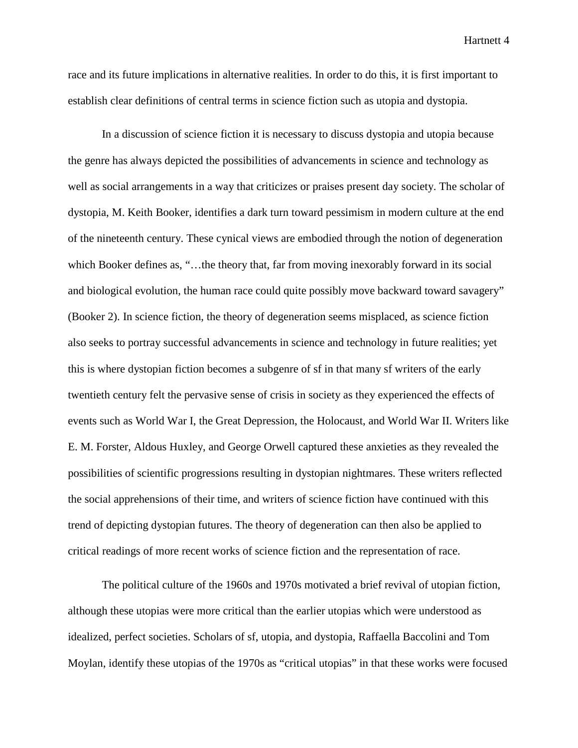race and its future implications in alternative realities. In order to do this, it is first important to establish clear definitions of central terms in science fiction such as utopia and dystopia.

In a discussion of science fiction it is necessary to discuss dystopia and utopia because the genre has always depicted the possibilities of advancements in science and technology as well as social arrangements in a way that criticizes or praises present day society. The scholar of dystopia, M. Keith Booker, identifies a dark turn toward pessimism in modern culture at the end of the nineteenth century. These cynical views are embodied through the notion of degeneration which Booker defines as, "…the theory that, far from moving inexorably forward in its social and biological evolution, the human race could quite possibly move backward toward savagery" (Booker 2). In science fiction, the theory of degeneration seems misplaced, as science fiction also seeks to portray successful advancements in science and technology in future realities; yet this is where dystopian fiction becomes a subgenre of sf in that many sf writers of the early twentieth century felt the pervasive sense of crisis in society as they experienced the effects of events such as World War I, the Great Depression, the Holocaust, and World War II. Writers like E. M. Forster, Aldous Huxley, and George Orwell captured these anxieties as they revealed the possibilities of scientific progressions resulting in dystopian nightmares. These writers reflected the social apprehensions of their time, and writers of science fiction have continued with this trend of depicting dystopian futures. The theory of degeneration can then also be applied to critical readings of more recent works of science fiction and the representation of race.

The political culture of the 1960s and 1970s motivated a brief revival of utopian fiction, although these utopias were more critical than the earlier utopias which were understood as idealized, perfect societies. Scholars of sf, utopia, and dystopia, Raffaella Baccolini and Tom Moylan, identify these utopias of the 1970s as "critical utopias" in that these works were focused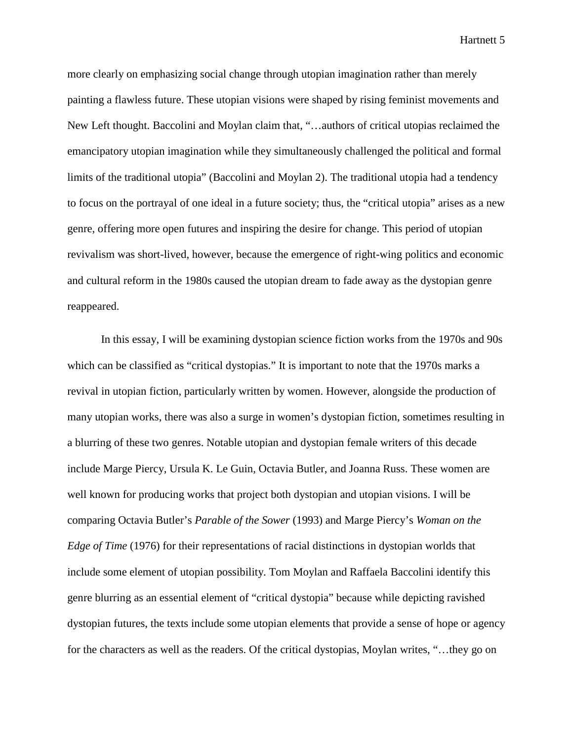more clearly on emphasizing social change through utopian imagination rather than merely painting a flawless future. These utopian visions were shaped by rising feminist movements and New Left thought. Baccolini and Moylan claim that, "…authors of critical utopias reclaimed the emancipatory utopian imagination while they simultaneously challenged the political and formal limits of the traditional utopia" (Baccolini and Moylan 2). The traditional utopia had a tendency to focus on the portrayal of one ideal in a future society; thus, the "critical utopia" arises as a new genre, offering more open futures and inspiring the desire for change. This period of utopian revivalism was short-lived, however, because the emergence of right-wing politics and economic and cultural reform in the 1980s caused the utopian dream to fade away as the dystopian genre reappeared.

In this essay, I will be examining dystopian science fiction works from the 1970s and 90s which can be classified as "critical dystopias." It is important to note that the 1970s marks a revival in utopian fiction, particularly written by women. However, alongside the production of many utopian works, there was also a surge in women's dystopian fiction, sometimes resulting in a blurring of these two genres. Notable utopian and dystopian female writers of this decade include Marge Piercy, Ursula K. Le Guin, Octavia Butler, and Joanna Russ. These women are well known for producing works that project both dystopian and utopian visions. I will be comparing Octavia Butler's *Parable of the Sower* (1993) and Marge Piercy's *Woman on the Edge of Time* (1976) for their representations of racial distinctions in dystopian worlds that include some element of utopian possibility. Tom Moylan and Raffaela Baccolini identify this genre blurring as an essential element of "critical dystopia" because while depicting ravished dystopian futures, the texts include some utopian elements that provide a sense of hope or agency for the characters as well as the readers. Of the critical dystopias, Moylan writes, "…they go on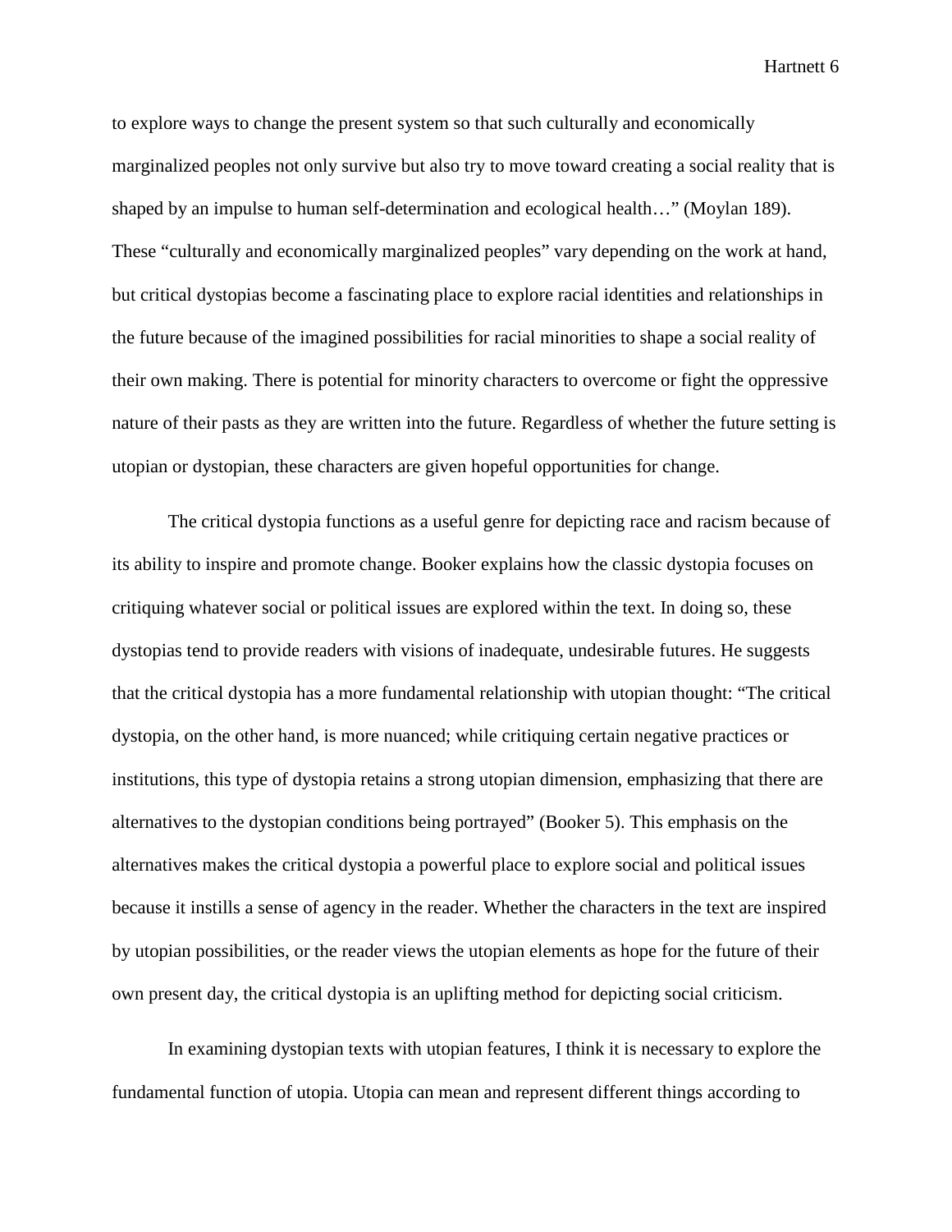to explore ways to change the present system so that such culturally and economically marginalized peoples not only survive but also try to move toward creating a social reality that is shaped by an impulse to human self-determination and ecological health…" (Moylan 189). These "culturally and economically marginalized peoples" vary depending on the work at hand, but critical dystopias become a fascinating place to explore racial identities and relationships in the future because of the imagined possibilities for racial minorities to shape a social reality of their own making. There is potential for minority characters to overcome or fight the oppressive nature of their pasts as they are written into the future. Regardless of whether the future setting is utopian or dystopian, these characters are given hopeful opportunities for change.

The critical dystopia functions as a useful genre for depicting race and racism because of its ability to inspire and promote change. Booker explains how the classic dystopia focuses on critiquing whatever social or political issues are explored within the text. In doing so, these dystopias tend to provide readers with visions of inadequate, undesirable futures. He suggests that the critical dystopia has a more fundamental relationship with utopian thought: "The critical dystopia, on the other hand, is more nuanced; while critiquing certain negative practices or institutions, this type of dystopia retains a strong utopian dimension, emphasizing that there are alternatives to the dystopian conditions being portrayed" (Booker 5). This emphasis on the alternatives makes the critical dystopia a powerful place to explore social and political issues because it instills a sense of agency in the reader. Whether the characters in the text are inspired by utopian possibilities, or the reader views the utopian elements as hope for the future of their own present day, the critical dystopia is an uplifting method for depicting social criticism.

In examining dystopian texts with utopian features, I think it is necessary to explore the fundamental function of utopia. Utopia can mean and represent different things according to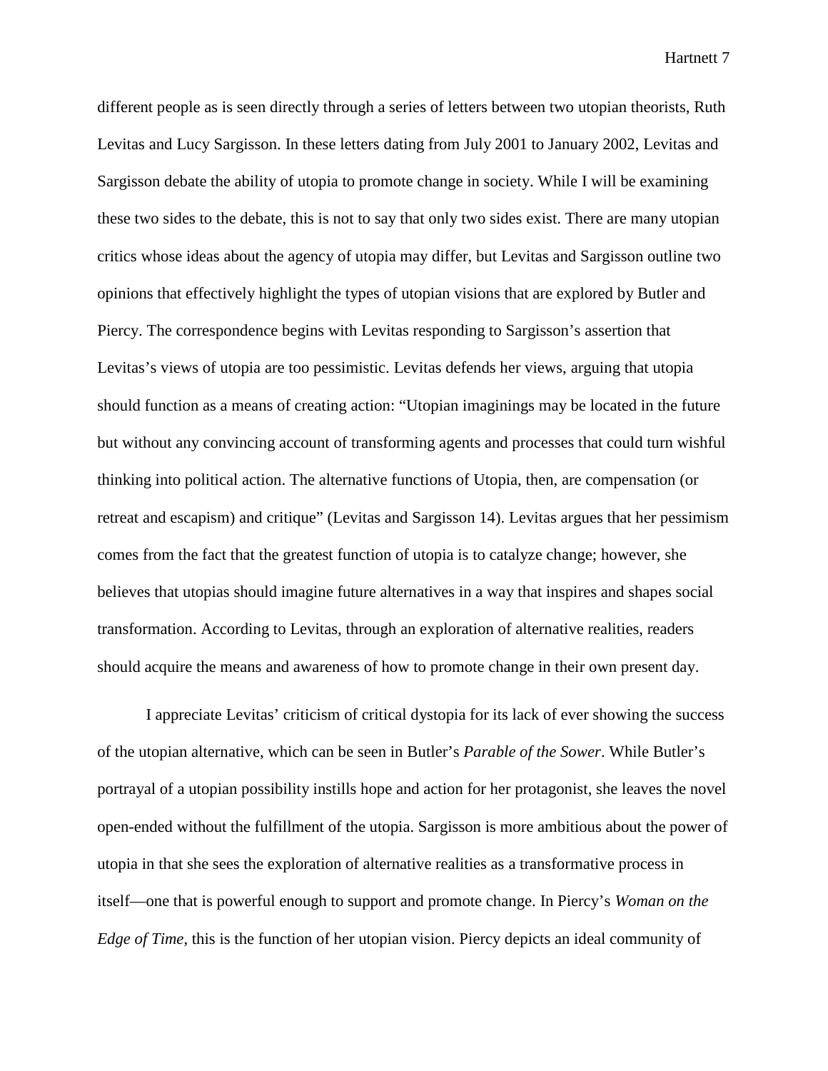different people as is seen directly through a series of letters between two utopian theorists, Ruth Levitas and Lucy Sargisson. In these letters dating from July 2001 to January 2002, Levitas and Sargisson debate the ability of utopia to promote change in society. While I will be examining these two sides to the debate, this is not to say that only two sides exist. There are many utopian critics whose ideas about the agency of utopia may differ, but Levitas and Sargisson outline two opinions that effectively highlight the types of utopian visions that are explored by Butler and Piercy. The correspondence begins with Levitas responding to Sargisson's assertion that Levitas's views of utopia are too pessimistic. Levitas defends her views, arguing that utopia should function as a means of creating action: "Utopian imaginings may be located in the future but without any convincing account of transforming agents and processes that could turn wishful thinking into political action. The alternative functions of Utopia, then, are compensation (or retreat and escapism) and critique" (Levitas and Sargisson 14). Levitas argues that her pessimism comes from the fact that the greatest function of utopia is to catalyze change; however, she believes that utopias should imagine future alternatives in a way that inspires and shapes social transformation. According to Levitas, through an exploration of alternative realities, readers should acquire the means and awareness of how to promote change in their own present day.

I appreciate Levitas' criticism of critical dystopia for its lack of ever showing the success of the utopian alternative, which can be seen in Butler's *Parable of the Sower*. While Butler's portrayal of a utopian possibility instills hope and action for her protagonist, she leaves the novel open-ended without the fulfillment of the utopia. Sargisson is more ambitious about the power of utopia in that she sees the exploration of alternative realities as a transformative process in itself—one that is powerful enough to support and promote change. In Piercy's *Woman on the Edge of Time*, this is the function of her utopian vision. Piercy depicts an ideal community of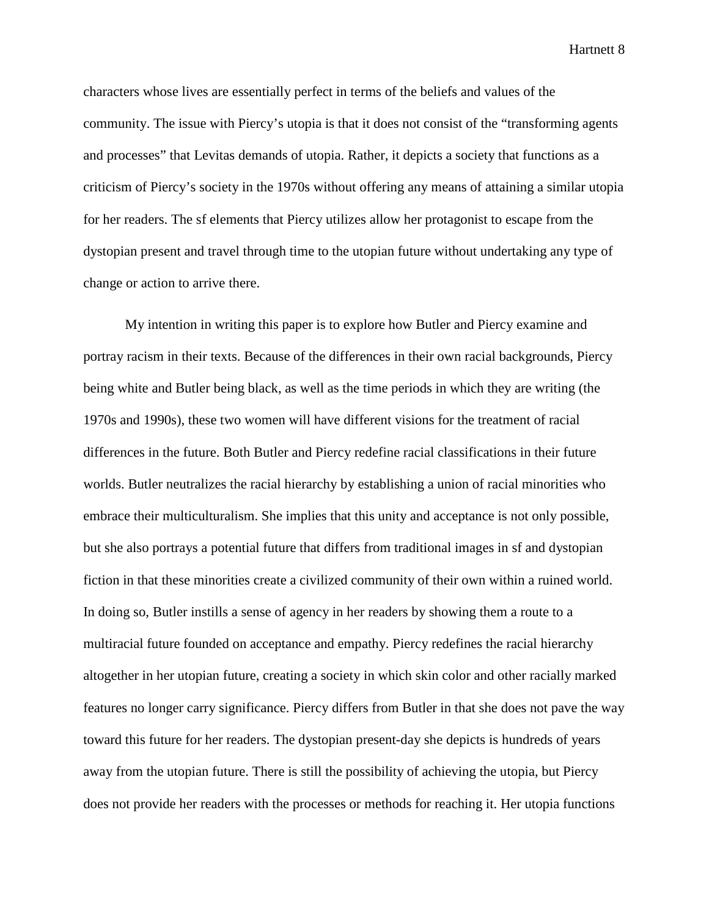characters whose lives are essentially perfect in terms of the beliefs and values of the community. The issue with Piercy's utopia is that it does not consist of the "transforming agents and processes" that Levitas demands of utopia. Rather, it depicts a society that functions as a criticism of Piercy's society in the 1970s without offering any means of attaining a similar utopia for her readers. The sf elements that Piercy utilizes allow her protagonist to escape from the dystopian present and travel through time to the utopian future without undertaking any type of change or action to arrive there.

My intention in writing this paper is to explore how Butler and Piercy examine and portray racism in their texts. Because of the differences in their own racial backgrounds, Piercy being white and Butler being black, as well as the time periods in which they are writing (the 1970s and 1990s), these two women will have different visions for the treatment of racial differences in the future. Both Butler and Piercy redefine racial classifications in their future worlds. Butler neutralizes the racial hierarchy by establishing a union of racial minorities who embrace their multiculturalism. She implies that this unity and acceptance is not only possible, but she also portrays a potential future that differs from traditional images in sf and dystopian fiction in that these minorities create a civilized community of their own within a ruined world. In doing so, Butler instills a sense of agency in her readers by showing them a route to a multiracial future founded on acceptance and empathy. Piercy redefines the racial hierarchy altogether in her utopian future, creating a society in which skin color and other racially marked features no longer carry significance. Piercy differs from Butler in that she does not pave the way toward this future for her readers. The dystopian present-day she depicts is hundreds of years away from the utopian future. There is still the possibility of achieving the utopia, but Piercy does not provide her readers with the processes or methods for reaching it. Her utopia functions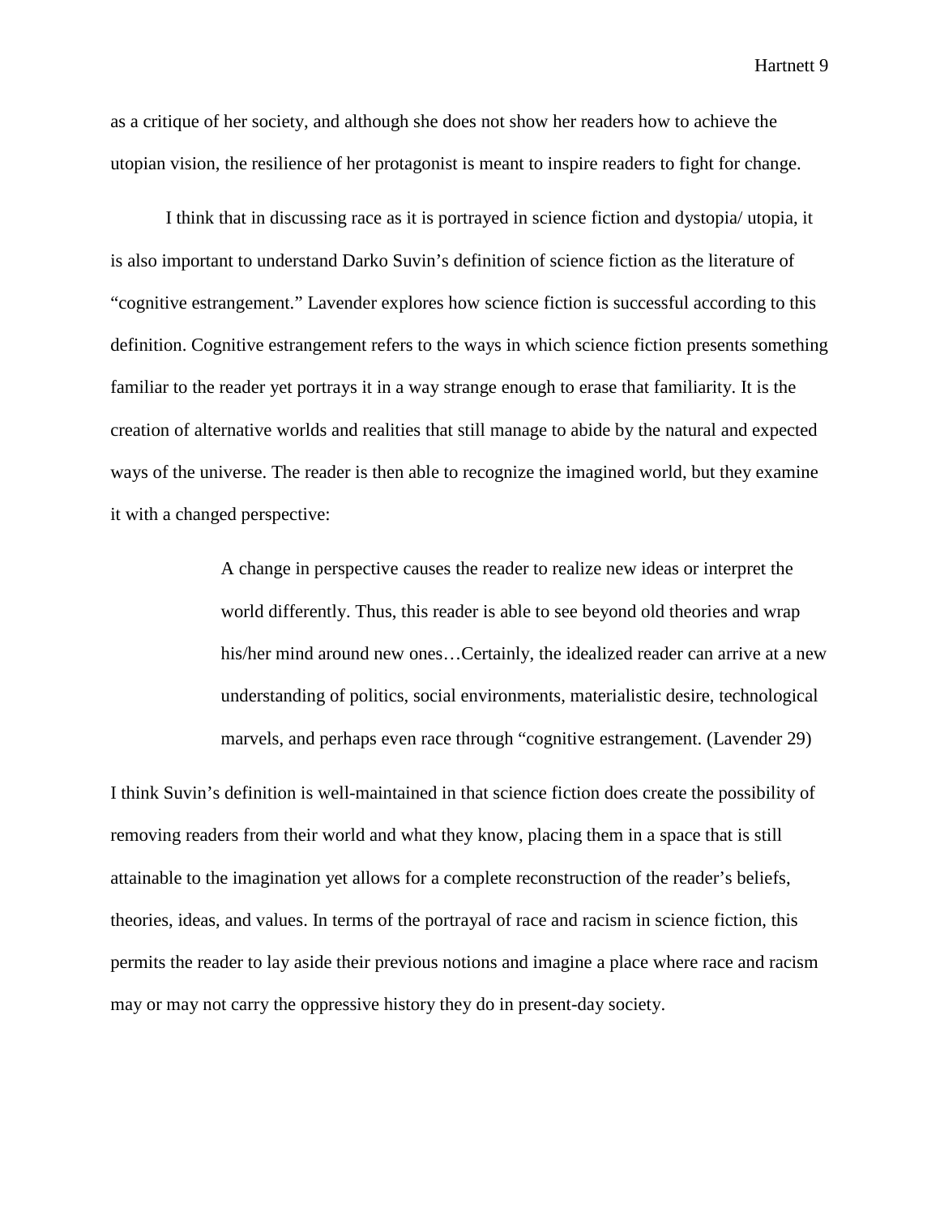as a critique of her society, and although she does not show her readers how to achieve the utopian vision, the resilience of her protagonist is meant to inspire readers to fight for change.

I think that in discussing race as it is portrayed in science fiction and dystopia/ utopia, it is also important to understand Darko Suvin's definition of science fiction as the literature of "cognitive estrangement." Lavender explores how science fiction is successful according to this definition. Cognitive estrangement refers to the ways in which science fiction presents something familiar to the reader yet portrays it in a way strange enough to erase that familiarity. It is the creation of alternative worlds and realities that still manage to abide by the natural and expected ways of the universe. The reader is then able to recognize the imagined world, but they examine it with a changed perspective:

> A change in perspective causes the reader to realize new ideas or interpret the world differently. Thus, this reader is able to see beyond old theories and wrap his/her mind around new ones…Certainly, the idealized reader can arrive at a new understanding of politics, social environments, materialistic desire, technological marvels, and perhaps even race through "cognitive estrangement. (Lavender 29)

I think Suvin's definition is well-maintained in that science fiction does create the possibility of removing readers from their world and what they know, placing them in a space that is still attainable to the imagination yet allows for a complete reconstruction of the reader's beliefs, theories, ideas, and values. In terms of the portrayal of race and racism in science fiction, this permits the reader to lay aside their previous notions and imagine a place where race and racism may or may not carry the oppressive history they do in present-day society.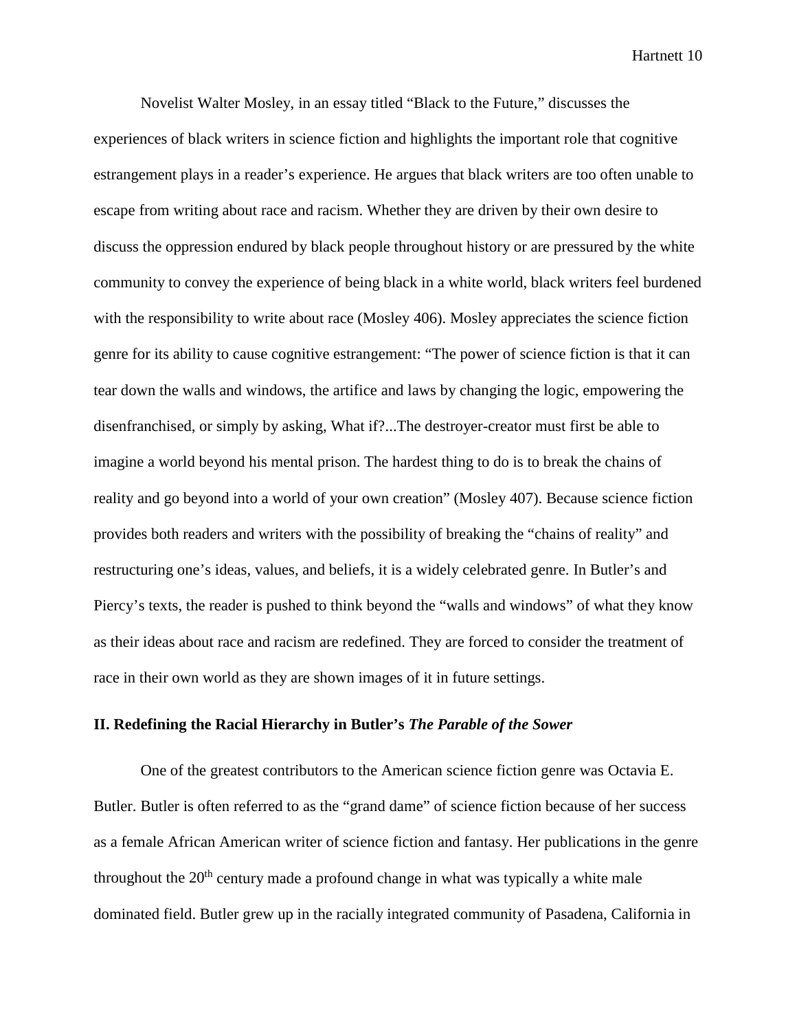Novelist Walter Mosley, in an essay titled "Black to the Future," discusses the experiences of black writers in science fiction and highlights the important role that cognitive estrangement plays in a reader's experience. He argues that black writers are too often unable to escape from writing about race and racism. Whether they are driven by their own desire to discuss the oppression endured by black people throughout history or are pressured by the white community to convey the experience of being black in a white world, black writers feel burdened with the responsibility to write about race (Mosley 406). Mosley appreciates the science fiction genre for its ability to cause cognitive estrangement: "The power of science fiction is that it can tear down the walls and windows, the artifice and laws by changing the logic, empowering the disenfranchised, or simply by asking, What if?...The destroyer-creator must first be able to imagine a world beyond his mental prison. The hardest thing to do is to break the chains of reality and go beyond into a world of your own creation" (Mosley 407). Because science fiction provides both readers and writers with the possibility of breaking the "chains of reality" and restructuring one's ideas, values, and beliefs, it is a widely celebrated genre. In Butler's and Piercy's texts, the reader is pushed to think beyond the "walls and windows" of what they know as their ideas about race and racism are redefined. They are forced to consider the treatment of race in their own world as they are shown images of it in future settings.

## II. Redefining the Racial Hierarchy in Butler's *The Parable of the Sower*

One of the greatest contributors to the American science fiction genre was Octavia E. Butler. Butler is often referred to as the "grand dame" of science fiction because of her success as a female African American writer of science fiction and fantasy. Her publications in the genre throughout the 20th century made a profound change in what was typically a white male dominated field. Butler grew up in the racially integrated community of Pasadena, California in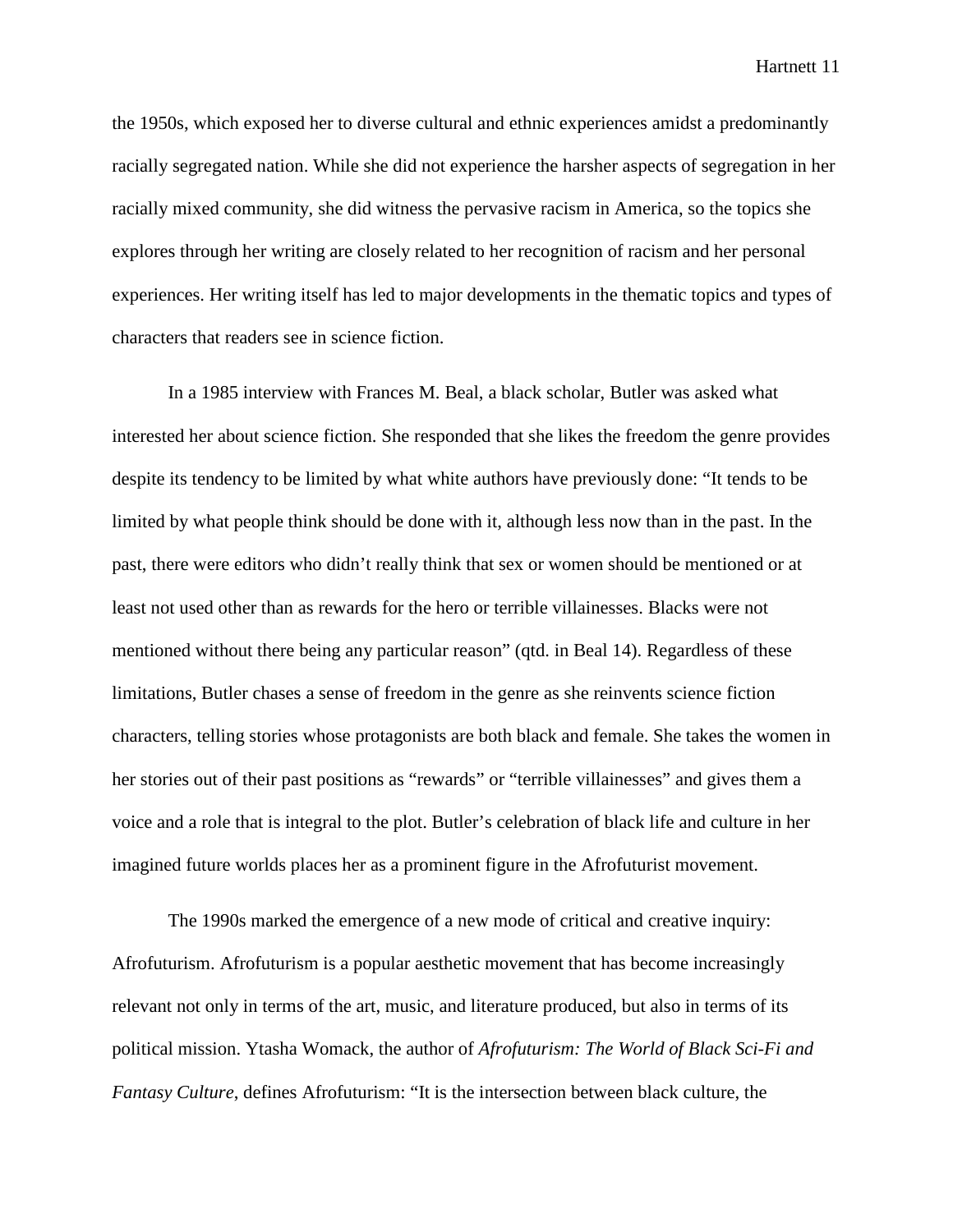the 1950s, which exposed her to diverse cultural and ethnic experiences amidst a predominantly racially segregated nation. While she did not experience the harsher aspects of segregation in her racially mixed community, she did witness the pervasive racism in America, so the topics she explores through her writing are closely related to her recognition of racism and her personal experiences. Her writing itself has led to major developments in the thematic topics and types of characters that readers see in science fiction.

In a 1985 interview with Frances M. Beal, a black scholar, Butler was asked what interested her about science fiction. She responded that she likes the freedom the genre provides despite its tendency to be limited by what white authors have previously done: "It tends to be limited by what people think should be done with it, although less now than in the past. In the past, there were editors who didn't really think that sex or women should be mentioned or at least not used other than as rewards for the hero or terrible villainesses. Blacks were not mentioned without there being any particular reason" (qtd. in Beal 14). Regardless of these limitations, Butler chases a sense of freedom in the genre as she reinvents science fiction characters, telling stories whose protagonists are both black and female. She takes the women in her stories out of their past positions as "rewards" or "terrible villainesses" and gives them a voice and a role that is integral to the plot. Butler's celebration of black life and culture in her imagined future worlds places her as a prominent figure in the Afrofuturist movement.

The 1990s marked the emergence of a new mode of critical and creative inquiry: Afrofuturism. Afrofuturism is a popular aesthetic movement that has become increasingly relevant not only in terms of the art, music, and literature produced, but also in terms of its political mission. Ytasha Womack, the author of *Afrofuturism: The World of Black Sci-Fi and Fantasy Culture*, defines Afrofuturism: "It is the intersection between black culture, the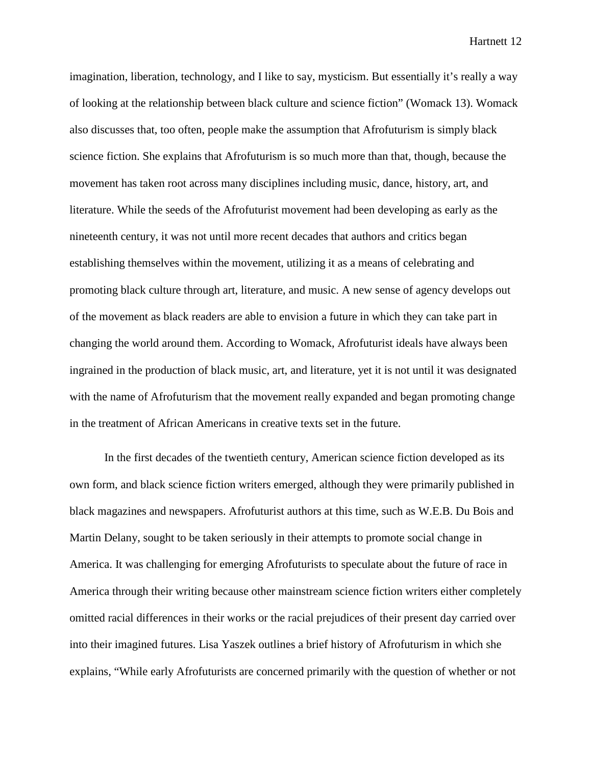imagination, liberation, technology, and I like to say, mysticism. But essentially it's really a way of looking at the relationship between black culture and science fiction" (Womack 13). Womack also discusses that, too often, people make the assumption that Afrofuturism is simply black science fiction. She explains that Afrofuturism is so much more than that, though, because the movement has taken root across many disciplines including music, dance, history, art, and literature. While the seeds of the Afrofuturist movement had been developing as early as the nineteenth century, it was not until more recent decades that authors and critics began establishing themselves within the movement, utilizing it as a means of celebrating and promoting black culture through art, literature, and music. A new sense of agency develops out of the movement as black readers are able to envision a future in which they can take part in changing the world around them. According to Womack, Afrofuturist ideals have always been ingrained in the production of black music, art, and literature, yet it is not until it was designated with the name of Afrofuturism that the movement really expanded and began promoting change in the treatment of African Americans in creative texts set in the future.

In the first decades of the twentieth century, American science fiction developed as its own form, and black science fiction writers emerged, although they were primarily published in black magazines and newspapers. Afrofuturist authors at this time, such as W.E.B. Du Bois and Martin Delany, sought to be taken seriously in their attempts to promote social change in America. It was challenging for emerging Afrofuturists to speculate about the future of race in America through their writing because other mainstream science fiction writers either completely omitted racial differences in their works or the racial prejudices of their present day carried over into their imagined futures. Lisa Yaszek outlines a brief history of Afrofuturism in which she explains, "While early Afrofuturists are concerned primarily with the question of whether or not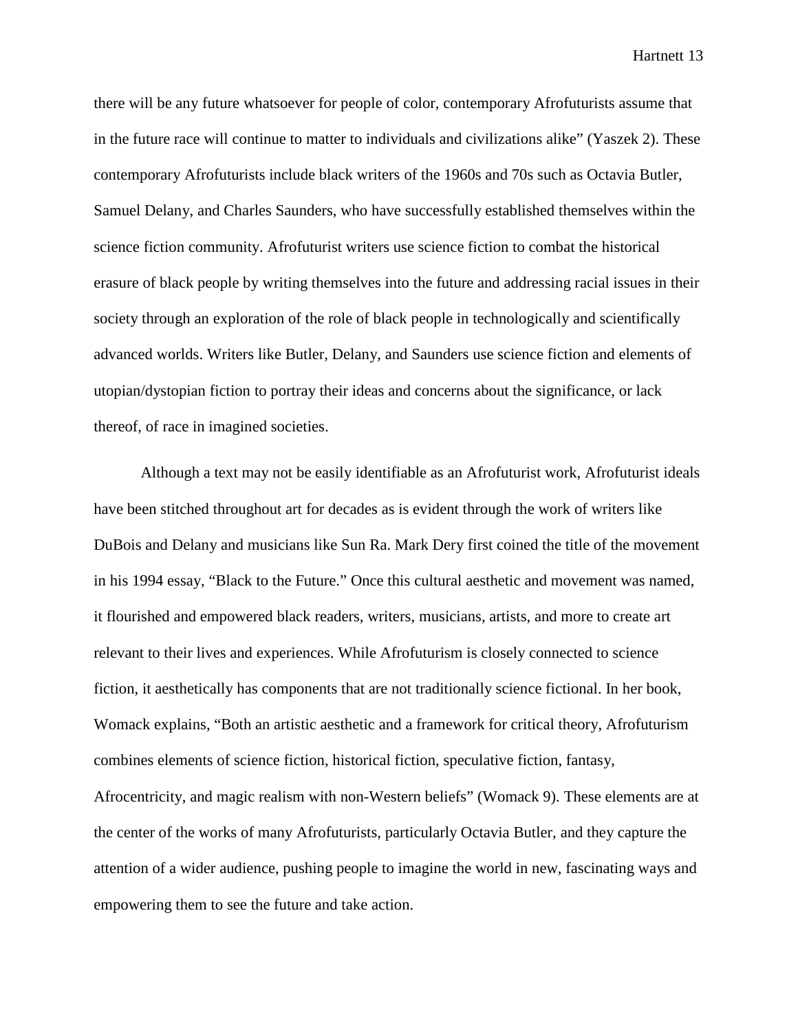there will be any future whatsoever for people of color, contemporary Afrofuturists assume that in the future race will continue to matter to individuals and civilizations alike" (Yaszek 2). These contemporary Afrofuturists include black writers of the 1960s and 70s such as Octavia Butler, Samuel Delany, and Charles Saunders, who have successfully established themselves within the science fiction community. Afrofuturist writers use science fiction to combat the historical erasure of black people by writing themselves into the future and addressing racial issues in their society through an exploration of the role of black people in technologically and scientifically advanced worlds. Writers like Butler, Delany, and Saunders use science fiction and elements of utopian/dystopian fiction to portray their ideas and concerns about the significance, or lack thereof, of race in imagined societies.

Although a text may not be easily identifiable as an Afrofuturist work, Afrofuturist ideals have been stitched throughout art for decades as is evident through the work of writers like DuBois and Delany and musicians like Sun Ra. Mark Dery first coined the title of the movement in his 1994 essay, "Black to the Future." Once this cultural aesthetic and movement was named, it flourished and empowered black readers, writers, musicians, artists, and more to create art relevant to their lives and experiences. While Afrofuturism is closely connected to science fiction, it aesthetically has components that are not traditionally science fictional. In her book, Womack explains, "Both an artistic aesthetic and a framework for critical theory, Afrofuturism combines elements of science fiction, historical fiction, speculative fiction, fantasy, Afrocentricity, and magic realism with non-Western beliefs" (Womack 9). These elements are at the center of the works of many Afrofuturists, particularly Octavia Butler, and they capture the attention of a wider audience, pushing people to imagine the world in new, fascinating ways and empowering them to see the future and take action.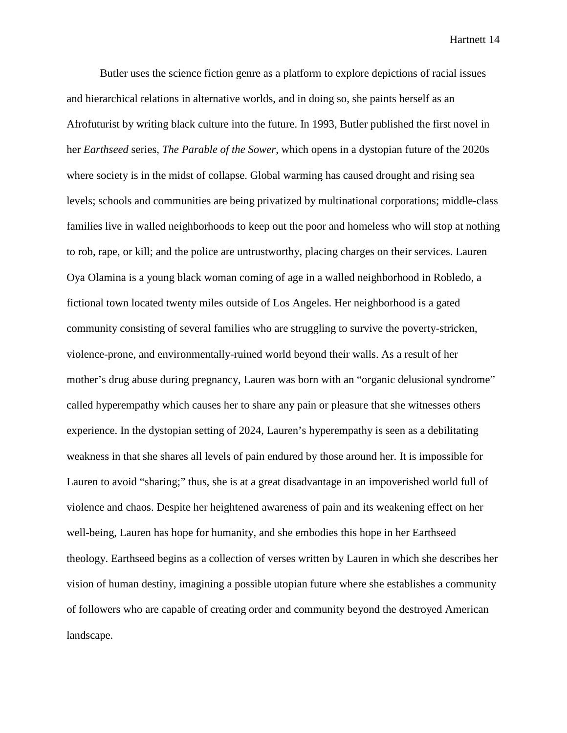Butler uses the science fiction genre as a platform to explore depictions of racial issues and hierarchical relations in alternative worlds, and in doing so, she paints herself as an Afrofuturist by writing black culture into the future. In 1993, Butler published the first novel in her *Earthseed* series, *The Parable of the Sower*, which opens in a dystopian future of the 2020s where society is in the midst of collapse. Global warming has caused drought and rising sea levels; schools and communities are being privatized by multinational corporations; middle-class families live in walled neighborhoods to keep out the poor and homeless who will stop at nothing to rob, rape, or kill; and the police are untrustworthy, placing charges on their services. Lauren Oya Olamina is a young black woman coming of age in a walled neighborhood in Robledo, a fictional town located twenty miles outside of Los Angeles. Her neighborhood is a gated community consisting of several families who are struggling to survive the poverty-stricken, violence-prone, and environmentally-ruined world beyond their walls. As a result of her mother's drug abuse during pregnancy, Lauren was born with an "organic delusional syndrome" called hyperempathy which causes her to share any pain or pleasure that she witnesses others experience. In the dystopian setting of 2024, Lauren's hyperempathy is seen as a debilitating weakness in that she shares all levels of pain endured by those around her. It is impossible for Lauren to avoid "sharing;" thus, she is at a great disadvantage in an impoverished world full of violence and chaos. Despite her heightened awareness of pain and its weakening effect on her well-being, Lauren has hope for humanity, and she embodies this hope in her Earthseed theology. Earthseed begins as a collection of verses written by Lauren in which she describes her vision of human destiny, imagining a possible utopian future where she establishes a community of followers who are capable of creating order and community beyond the destroyed American landscape.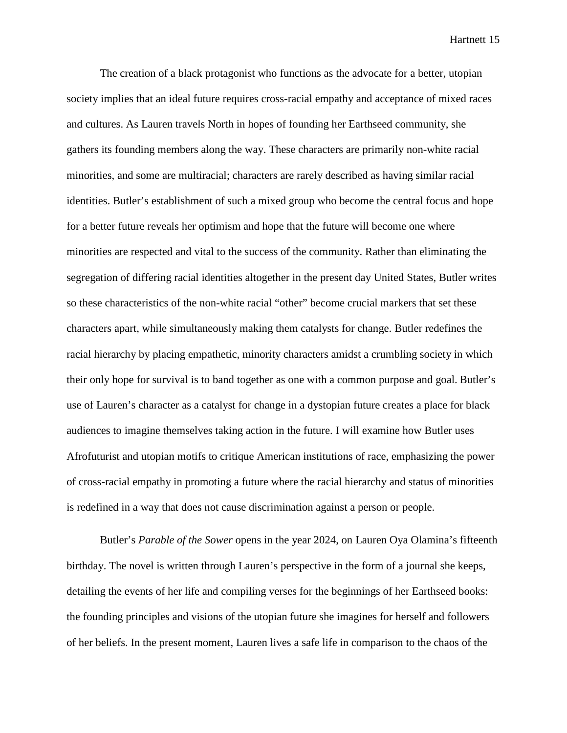The creation of a black protagonist who functions as the advocate for a better, utopian society implies that an ideal future requires cross-racial empathy and acceptance of mixed races and cultures. As Lauren travels North in hopes of founding her Earthseed community, she gathers its founding members along the way. These characters are primarily non-white racial minorities, and some are multiracial; characters are rarely described as having similar racial identities. Butler's establishment of such a mixed group who become the central focus and hope for a better future reveals her optimism and hope that the future will become one where minorities are respected and vital to the success of the community. Rather than eliminating the segregation of differing racial identities altogether in the present day United States, Butler writes so these characteristics of the non-white racial "other" become crucial markers that set these characters apart, while simultaneously making them catalysts for change. Butler redefines the racial hierarchy by placing empathetic, minority characters amidst a crumbling society in which their only hope for survival is to band together as one with a common purpose and goal. Butler's use of Lauren's character as a catalyst for change in a dystopian future creates a place for black audiences to imagine themselves taking action in the future. I will examine how Butler uses Afrofuturist and utopian motifs to critique American institutions of race, emphasizing the power of cross-racial empathy in promoting a future where the racial hierarchy and status of minorities is redefined in a way that does not cause discrimination against a person or people.

Butler's *Parable of the Sower* opens in the year 2024, on Lauren Oya Olamina's fifteenth birthday. The novel is written through Lauren's perspective in the form of a journal she keeps, detailing the events of her life and compiling verses for the beginnings of her Earthseed books: the founding principles and visions of the utopian future she imagines for herself and followers of her beliefs. In the present moment, Lauren lives a safe life in comparison to the chaos of the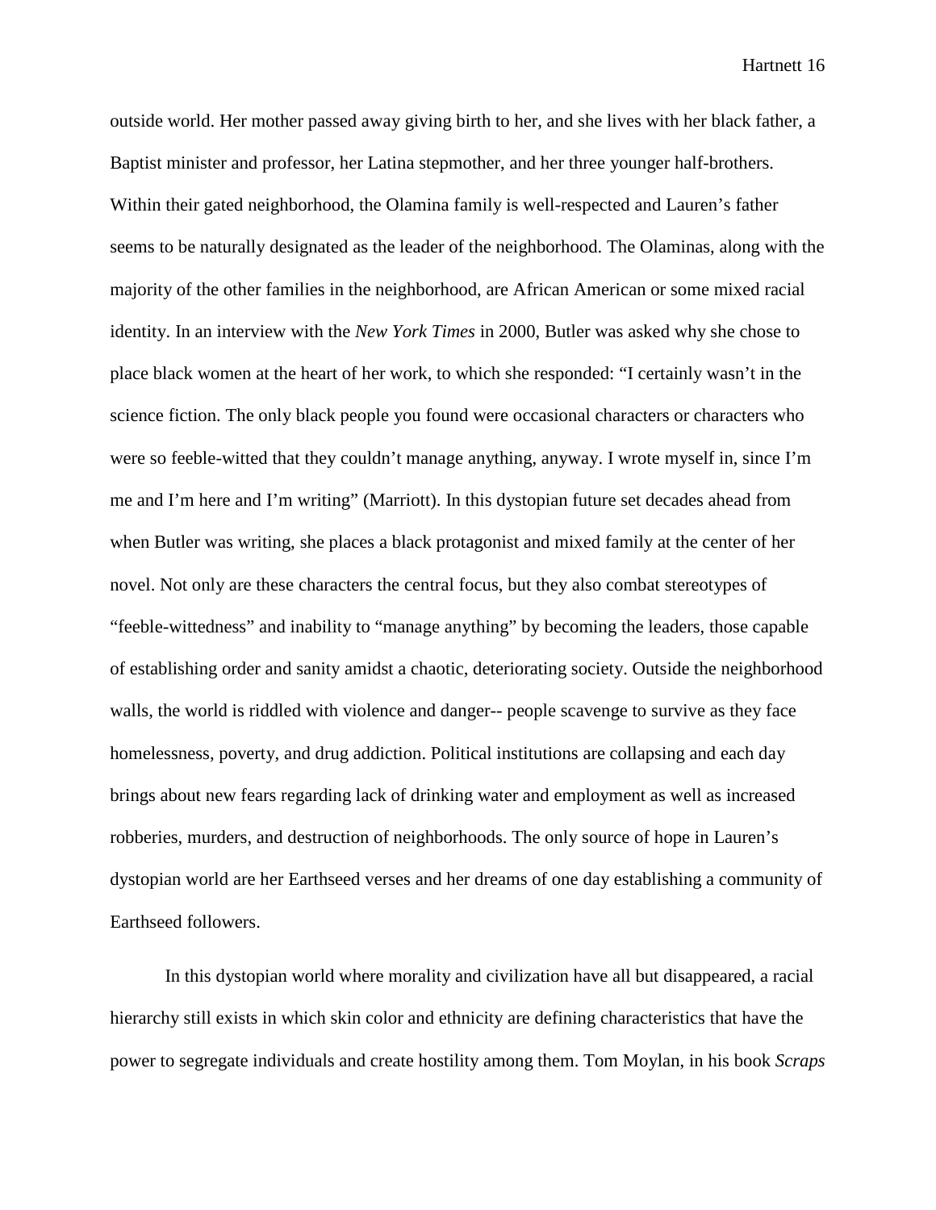outside world. Her mother passed away giving birth to her, and she lives with her black father, a Baptist minister and professor, her Latina stepmother, and her three younger half-brothers. Within their gated neighborhood, the Olamina family is well-respected and Lauren's father seems to be naturally designated as the leader of the neighborhood. The Olaminas, along with the majority of the other families in the neighborhood, are African American or some mixed racial identity. In an interview with the *New York Times* in 2000, Butler was asked why she chose to place black women at the heart of her work, to which she responded: "I certainly wasn't in the science fiction. The only black people you found were occasional characters or characters who were so feeble-witted that they couldn't manage anything, anyway. I wrote myself in, since I'm me and I'm here and I'm writing" (Marriott). In this dystopian future set decades ahead from when Butler was writing, she places a black protagonist and mixed family at the center of her novel. Not only are these characters the central focus, but they also combat stereotypes of "feeble-wittedness" and inability to "manage anything" by becoming the leaders, those capable of establishing order and sanity amidst a chaotic, deteriorating society. Outside the neighborhood walls, the world is riddled with violence and danger-- people scavenge to survive as they face homelessness, poverty, and drug addiction. Political institutions are collapsing and each day brings about new fears regarding lack of drinking water and employment as well as increased robberies, murders, and destruction of neighborhoods. The only source of hope in Lauren's dystopian world are her Earthseed verses and her dreams of one day establishing a community of Earthseed followers.

In this dystopian world where morality and civilization have all but disappeared, a racial hierarchy still exists in which skin color and ethnicity are defining characteristics that have the power to segregate individuals and create hostility among them. Tom Moylan, in his book *Scraps*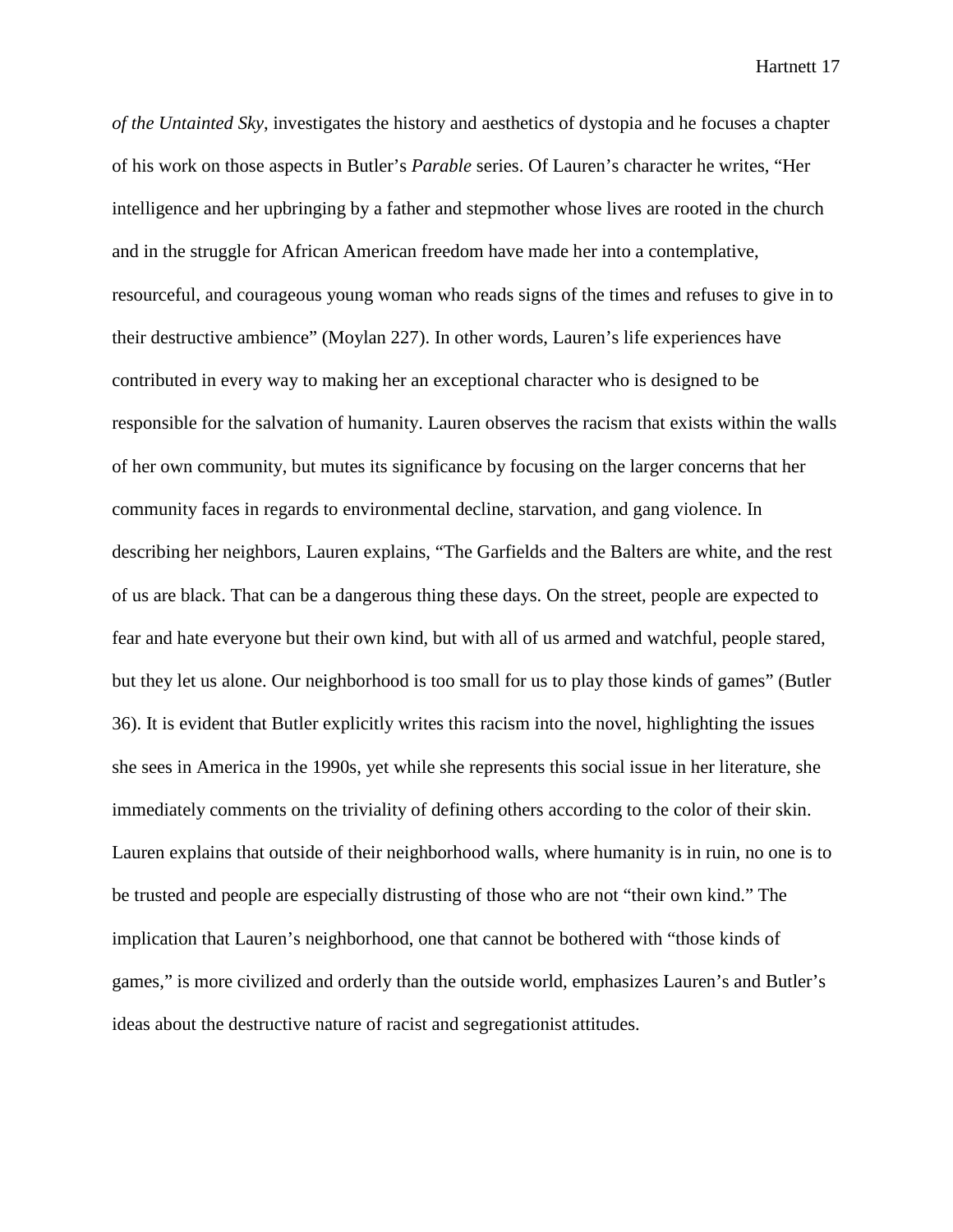*of the Untainted Sky*, investigates the history and aesthetics of dystopia and he focuses a chapter of his work on those aspects in Butler's *Parable* series. Of Lauren's character he writes, "Her intelligence and her upbringing by a father and stepmother whose lives are rooted in the church and in the struggle for African American freedom have made her into a contemplative, resourceful, and courageous young woman who reads signs of the times and refuses to give in to their destructive ambience" (Moylan 227). In other words, Lauren's life experiences have contributed in every way to making her an exceptional character who is designed to be responsible for the salvation of humanity. Lauren observes the racism that exists within the walls of her own community, but mutes its significance by focusing on the larger concerns that her community faces in regards to environmental decline, starvation, and gang violence. In describing her neighbors, Lauren explains, "The Garfields and the Balters are white, and the rest of us are black. That can be a dangerous thing these days. On the street, people are expected to fear and hate everyone but their own kind, but with all of us armed and watchful, people stared, but they let us alone. Our neighborhood is too small for us to play those kinds of games" (Butler 36). It is evident that Butler explicitly writes this racism into the novel, highlighting the issues she sees in America in the 1990s, yet while she represents this social issue in her literature, she immediately comments on the triviality of defining others according to the color of their skin. Lauren explains that outside of their neighborhood walls, where humanity is in ruin, no one is to be trusted and people are especially distrusting of those who are not "their own kind." The implication that Lauren's neighborhood, one that cannot be bothered with "those kinds of games," is more civilized and orderly than the outside world, emphasizes Lauren's and Butler's ideas about the destructive nature of racist and segregationist attitudes.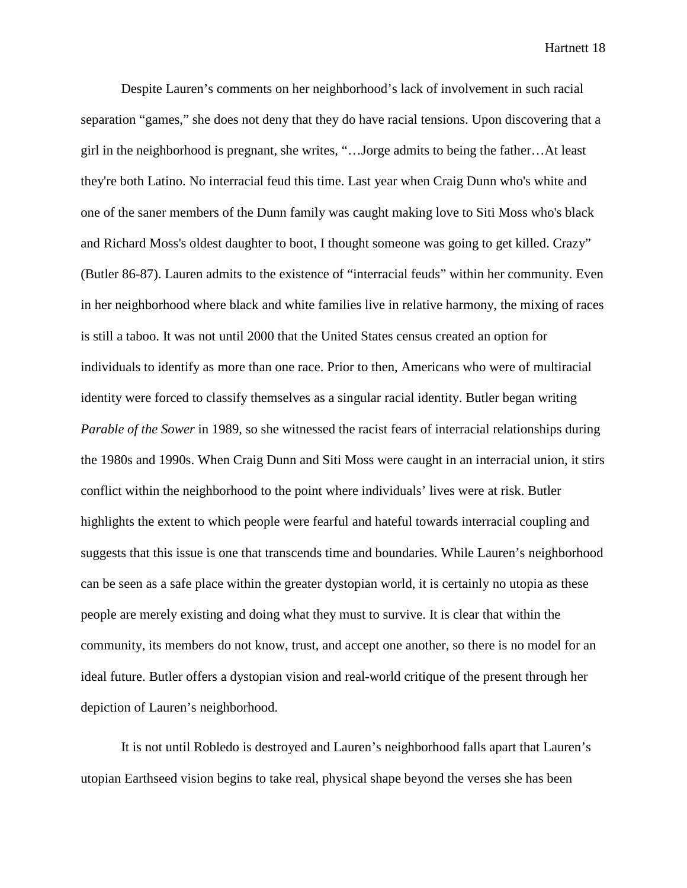Despite Lauren's comments on her neighborhood's lack of involvement in such racial separation "games," she does not deny that they do have racial tensions. Upon discovering that a girl in the neighborhood is pregnant, she writes, "…Jorge admits to being the father…At least they're both Latino. No interracial feud this time. Last year when Craig Dunn who's white and one of the saner members of the Dunn family was caught making love to Siti Moss who's black and Richard Moss's oldest daughter to boot, I thought someone was going to get killed. Crazy" (Butler 86-87). Lauren admits to the existence of "interracial feuds" within her community. Even in her neighborhood where black and white families live in relative harmony, the mixing of races is still a taboo. It was not until 2000 that the United States census created an option for individuals to identify as more than one race. Prior to then, Americans who were of multiracial identity were forced to classify themselves as a singular racial identity. Butler began writing *Parable of the Sower* in 1989, so she witnessed the racist fears of interracial relationships during the 1980s and 1990s. When Craig Dunn and Siti Moss were caught in an interracial union, it stirs conflict within the neighborhood to the point where individuals' lives were at risk. Butler highlights the extent to which people were fearful and hateful towards interracial coupling and suggests that this issue is one that transcends time and boundaries. While Lauren's neighborhood can be seen as a safe place within the greater dystopian world, it is certainly no utopia as these people are merely existing and doing what they must to survive. It is clear that within the community, its members do not know, trust, and accept one another, so there is no model for an ideal future. Butler offers a dystopian vision and real-world critique of the present through her depiction of Lauren's neighborhood.

It is not until Robledo is destroyed and Lauren's neighborhood falls apart that Lauren's utopian Earthseed vision begins to take real, physical shape beyond the verses she has been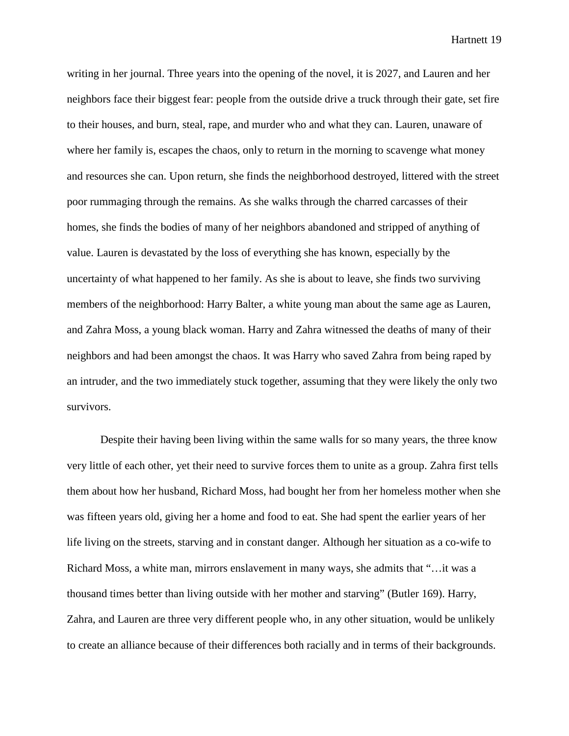writing in her journal. Three years into the opening of the novel, it is 2027, and Lauren and her neighbors face their biggest fear: people from the outside drive a truck through their gate, set fire to their houses, and burn, steal, rape, and murder who and what they can. Lauren, unaware of where her family is, escapes the chaos, only to return in the morning to scavenge what money and resources she can. Upon return, she finds the neighborhood destroyed, littered with the street poor rummaging through the remains. As she walks through the charred carcasses of their homes, she finds the bodies of many of her neighbors abandoned and stripped of anything of value. Lauren is devastated by the loss of everything she has known, especially by the uncertainty of what happened to her family. As she is about to leave, she finds two surviving members of the neighborhood: Harry Balter, a white young man about the same age as Lauren, and Zahra Moss, a young black woman. Harry and Zahra witnessed the deaths of many of their neighbors and had been amongst the chaos. It was Harry who saved Zahra from being raped by an intruder, and the two immediately stuck together, assuming that they were likely the only two survivors.

Despite their having been living within the same walls for so many years, the three know very little of each other, yet their need to survive forces them to unite as a group. Zahra first tells them about how her husband, Richard Moss, had bought her from her homeless mother when she was fifteen years old, giving her a home and food to eat. She had spent the earlier years of her life living on the streets, starving and in constant danger. Although her situation as a co-wife to Richard Moss, a white man, mirrors enslavement in many ways, she admits that "…it was a thousand times better than living outside with her mother and starving" (Butler 169). Harry, Zahra, and Lauren are three very different people who, in any other situation, would be unlikely to create an alliance because of their differences both racially and in terms of their backgrounds.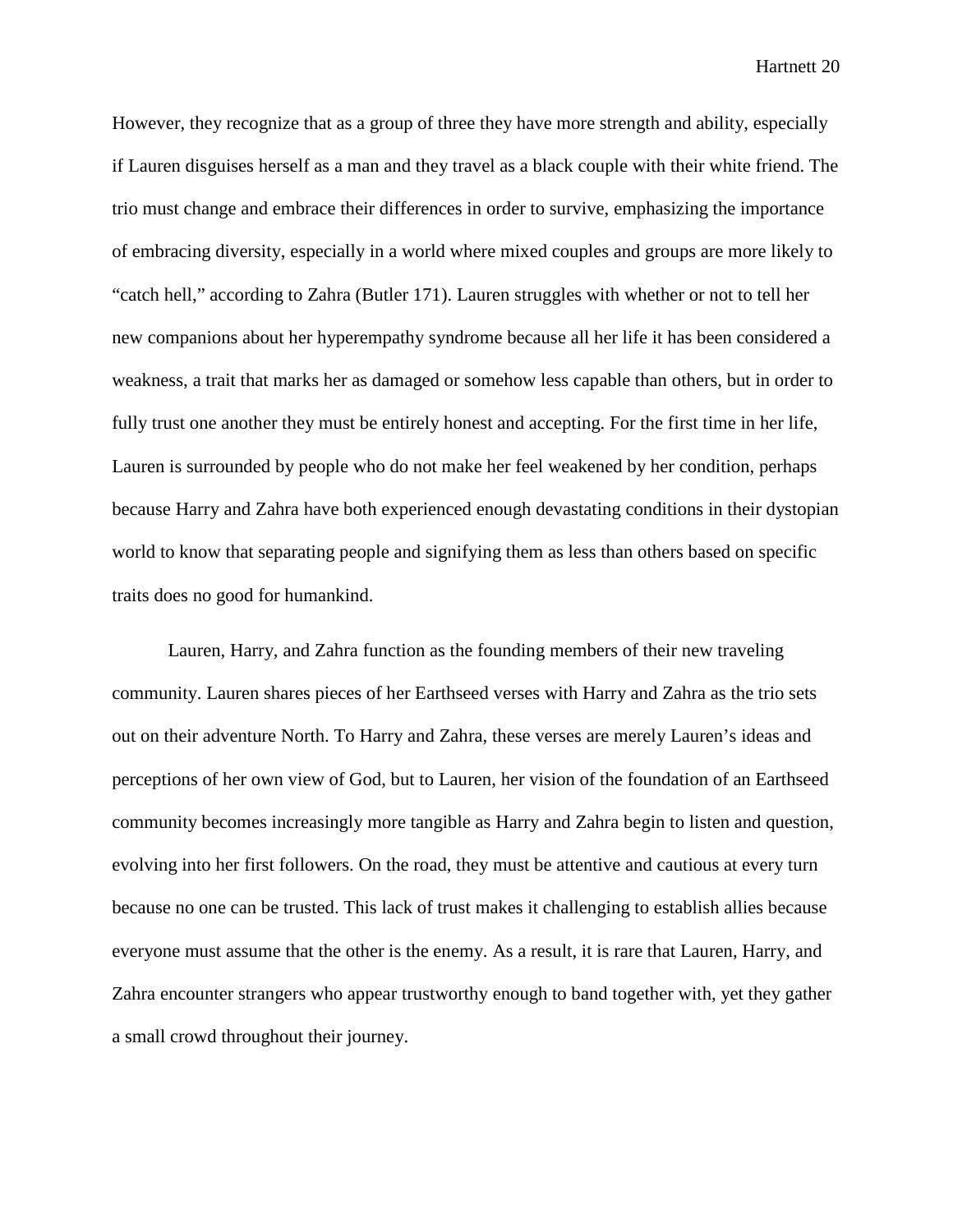However, they recognize that as a group of three they have more strength and ability, especially if Lauren disguises herself as a man and they travel as a black couple with their white friend. The trio must change and embrace their differences in order to survive, emphasizing the importance of embracing diversity, especially in a world where mixed couples and groups are more likely to "catch hell," according to Zahra (Butler 171). Lauren struggles with whether or not to tell her new companions about her hyperempathy syndrome because all her life it has been considered a weakness, a trait that marks her as damaged or somehow less capable than others, but in order to fully trust one another they must be entirely honest and accepting. For the first time in her life, Lauren is surrounded by people who do not make her feel weakened by her condition, perhaps because Harry and Zahra have both experienced enough devastating conditions in their dystopian world to know that separating people and signifying them as less than others based on specific traits does no good for humankind.

Lauren, Harry, and Zahra function as the founding members of their new traveling community. Lauren shares pieces of her Earthseed verses with Harry and Zahra as the trio sets out on their adventure North. To Harry and Zahra, these verses are merely Lauren's ideas and perceptions of her own view of God, but to Lauren, her vision of the foundation of an Earthseed community becomes increasingly more tangible as Harry and Zahra begin to listen and question, evolving into her first followers. On the road, they must be attentive and cautious at every turn because no one can be trusted. This lack of trust makes it challenging to establish allies because everyone must assume that the other is the enemy. As a result, it is rare that Lauren, Harry, and Zahra encounter strangers who appear trustworthy enough to band together with, yet they gather a small crowd throughout their journey.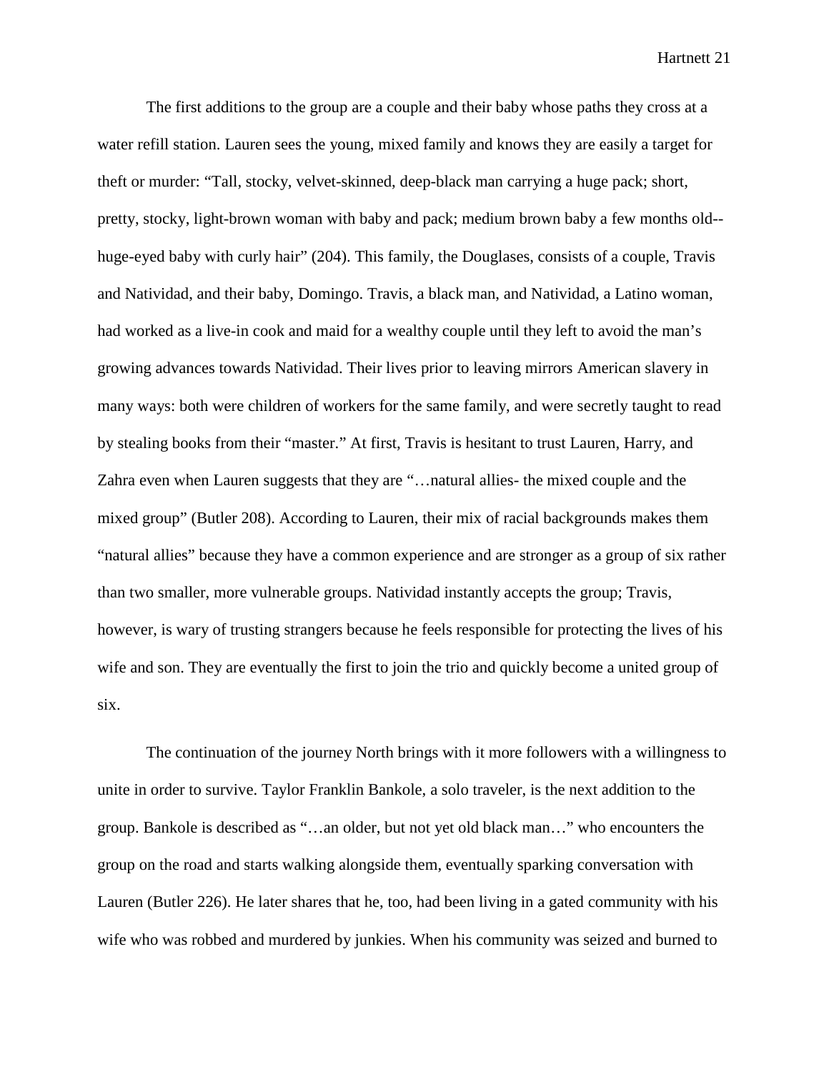The first additions to the group are a couple and their baby whose paths they cross at a water refill station. Lauren sees the young, mixed family and knows they are easily a target for theft or murder: "Tall, stocky, velvet-skinned, deep-black man carrying a huge pack; short, pretty, stocky, light-brown woman with baby and pack; medium brown baby a few months old--huge-eyed baby with curly hair" (204). This family, the Douglases, consists of a couple, Travis and Natividad, and their baby, Domingo. Travis, a black man, and Natividad, a Latino woman, had worked as a live-in cook and maid for a wealthy couple until they left to avoid the man's growing advances towards Natividad. Their lives prior to leaving mirrors American slavery in many ways: both were children of workers for the same family, and were secretly taught to read by stealing books from their "master." At first, Travis is hesitant to trust Lauren, Harry, and Zahra even when Lauren suggests that they are "…natural allies- the mixed couple and the mixed group" (Butler 208). According to Lauren, their mix of racial backgrounds makes them "natural allies" because they have a common experience and are stronger as a group of six rather than two smaller, more vulnerable groups. Natividad instantly accepts the group; Travis, however, is wary of trusting strangers because he feels responsible for protecting the lives of his wife and son. They are eventually the first to join the trio and quickly become a united group of six.

The continuation of the journey North brings with it more followers with a willingness to unite in order to survive. Taylor Franklin Bankole, a solo traveler, is the next addition to the group. Bankole is described as "…an older, but not yet old black man…" who encounters the group on the road and starts walking alongside them, eventually sparking conversation with Lauren (Butler 226). He later shares that he, too, had been living in a gated community with his wife who was robbed and murdered by junkies. When his community was seized and burned to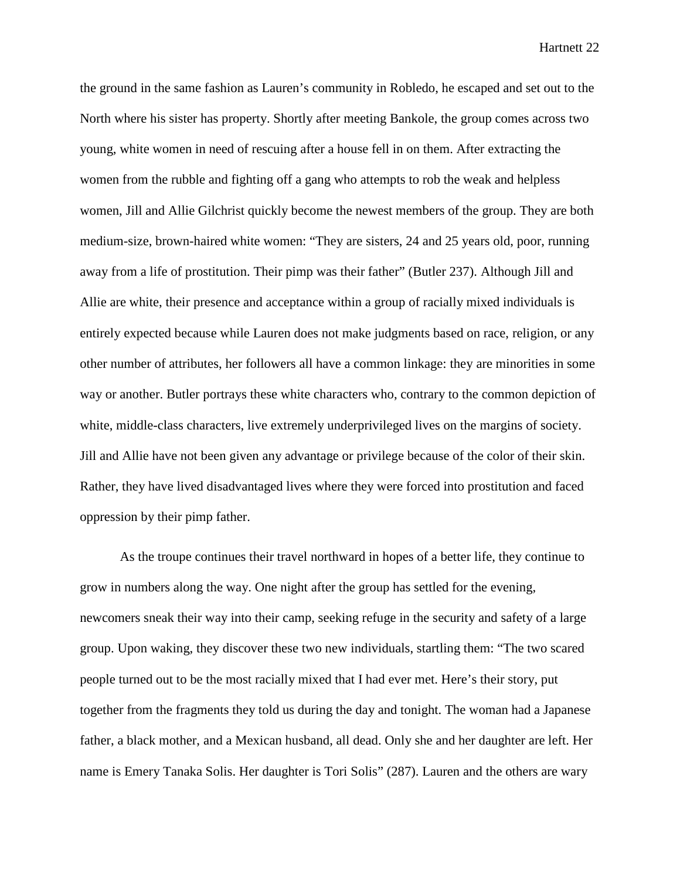the ground in the same fashion as Lauren's community in Robledo, he escaped and set out to the North where his sister has property. Shortly after meeting Bankole, the group comes across two young, white women in need of rescuing after a house fell in on them. After extracting the women from the rubble and fighting off a gang who attempts to rob the weak and helpless women, Jill and Allie Gilchrist quickly become the newest members of the group. They are both medium-size, brown-haired white women: "They are sisters, 24 and 25 years old, poor, running away from a life of prostitution. Their pimp was their father" (Butler 237). Although Jill and Allie are white, their presence and acceptance within a group of racially mixed individuals is entirely expected because while Lauren does not make judgments based on race, religion, or any other number of attributes, her followers all have a common linkage: they are minorities in some way or another. Butler portrays these white characters who, contrary to the common depiction of white, middle-class characters, live extremely underprivileged lives on the margins of society. Jill and Allie have not been given any advantage or privilege because of the color of their skin. Rather, they have lived disadvantaged lives where they were forced into prostitution and faced oppression by their pimp father.

As the troupe continues their travel northward in hopes of a better life, they continue to grow in numbers along the way. One night after the group has settled for the evening, newcomers sneak their way into their camp, seeking refuge in the security and safety of a large group. Upon waking, they discover these two new individuals, startling them: "The two scared people turned out to be the most racially mixed that I had ever met. Here's their story, put together from the fragments they told us during the day and tonight. The woman had a Japanese father, a black mother, and a Mexican husband, all dead. Only she and her daughter are left. Her name is Emery Tanaka Solis. Her daughter is Tori Solis" (287). Lauren and the others are wary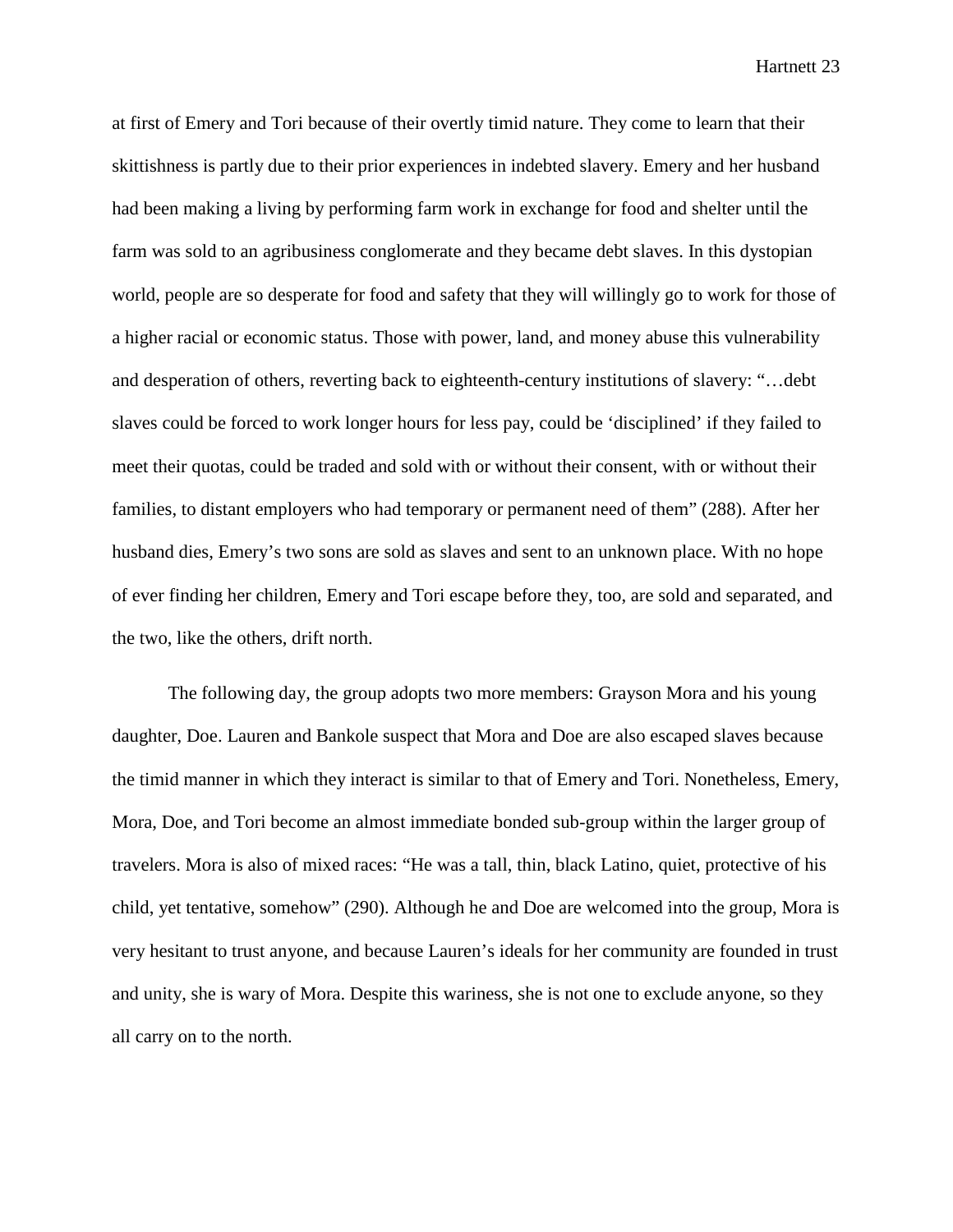at first of Emery and Tori because of their overtly timid nature. They come to learn that their skittishness is partly due to their prior experiences in indebted slavery. Emery and her husband had been making a living by performing farm work in exchange for food and shelter until the farm was sold to an agribusiness conglomerate and they became debt slaves. In this dystopian world, people are so desperate for food and safety that they will willingly go to work for those of a higher racial or economic status. Those with power, land, and money abuse this vulnerability and desperation of others, reverting back to eighteenth-century institutions of slavery: "…debt slaves could be forced to work longer hours for less pay, could be 'disciplined' if they failed to meet their quotas, could be traded and sold with or without their consent, with or without their families, to distant employers who had temporary or permanent need of them" (288). After her husband dies, Emery's two sons are sold as slaves and sent to an unknown place. With no hope of ever finding her children, Emery and Tori escape before they, too, are sold and separated, and the two, like the others, drift north.

The following day, the group adopts two more members: Grayson Mora and his young daughter, Doe. Lauren and Bankole suspect that Mora and Doe are also escaped slaves because the timid manner in which they interact is similar to that of Emery and Tori. Nonetheless, Emery, Mora, Doe, and Tori become an almost immediate bonded sub-group within the larger group of travelers. Mora is also of mixed races: "He was a tall, thin, black Latino, quiet, protective of his child, yet tentative, somehow" (290). Although he and Doe are welcomed into the group, Mora is very hesitant to trust anyone, and because Lauren's ideals for her community are founded in trust and unity, she is wary of Mora. Despite this wariness, she is not one to exclude anyone, so they all carry on to the north.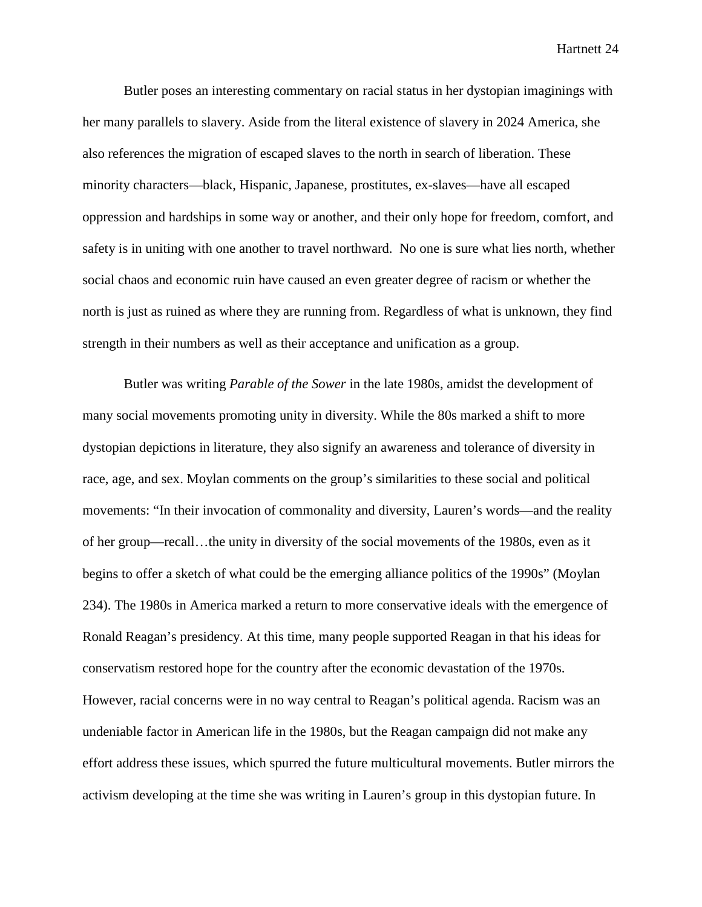Butler poses an interesting commentary on racial status in her dystopian imaginings with her many parallels to slavery. Aside from the literal existence of slavery in 2024 America, she also references the migration of escaped slaves to the north in search of liberation. These minority characters—black, Hispanic, Japanese, prostitutes, ex-slaves—have all escaped oppression and hardships in some way or another, and their only hope for freedom, comfort, and safety is in uniting with one another to travel northward.  No one is sure what lies north, whether social chaos and economic ruin have caused an even greater degree of racism or whether the north is just as ruined as where they are running from. Regardless of what is unknown, they find strength in their numbers as well as their acceptance and unification as a group.

Butler was writing *Parable of the Sower* in the late 1980s, amidst the development of many social movements promoting unity in diversity. While the 80s marked a shift to more dystopian depictions in literature, they also signify an awareness and tolerance of diversity in race, age, and sex. Moylan comments on the group's similarities to these social and political movements: "In their invocation of commonality and diversity, Lauren's words—and the reality of her group—recall…the unity in diversity of the social movements of the 1980s, even as it begins to offer a sketch of what could be the emerging alliance politics of the 1990s" (Moylan 234). The 1980s in America marked a return to more conservative ideals with the emergence of Ronald Reagan's presidency. At this time, many people supported Reagan in that his ideas for conservatism restored hope for the country after the economic devastation of the 1970s. However, racial concerns were in no way central to Reagan's political agenda. Racism was an undeniable factor in American life in the 1980s, but the Reagan campaign did not make any effort address these issues, which spurred the future multicultural movements. Butler mirrors the activism developing at the time she was writing in Lauren's group in this dystopian future. In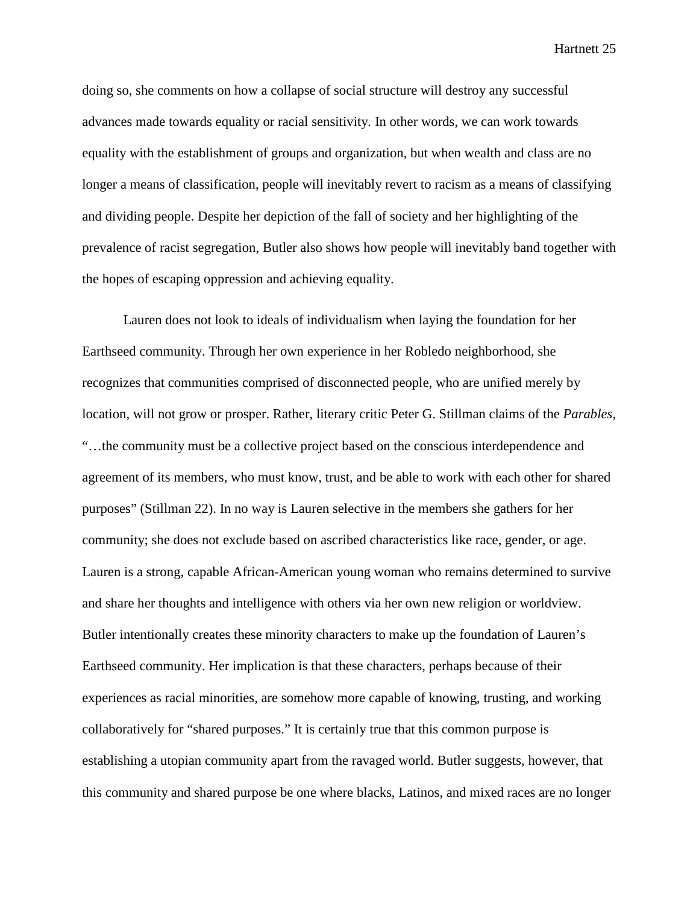doing so, she comments on how a collapse of social structure will destroy any successful advances made towards equality or racial sensitivity. In other words, we can work towards equality with the establishment of groups and organization, but when wealth and class are no longer a means of classification, people will inevitably revert to racism as a means of classifying and dividing people. Despite her depiction of the fall of society and her highlighting of the prevalence of racist segregation, Butler also shows how people will inevitably band together with the hopes of escaping oppression and achieving equality.

Lauren does not look to ideals of individualism when laying the foundation for her Earthseed community. Through her own experience in her Robledo neighborhood, she recognizes that communities comprised of disconnected people, who are unified merely by location, will not grow or prosper. Rather, literary critic Peter G. Stillman claims of the *Parables*, "…the community must be a collective project based on the conscious interdependence and agreement of its members, who must know, trust, and be able to work with each other for shared purposes" (Stillman 22). In no way is Lauren selective in the members she gathers for her community; she does not exclude based on ascribed characteristics like race, gender, or age. Lauren is a strong, capable African-American young woman who remains determined to survive and share her thoughts and intelligence with others via her own new religion or worldview. Butler intentionally creates these minority characters to make up the foundation of Lauren's Earthseed community. Her implication is that these characters, perhaps because of their experiences as racial minorities, are somehow more capable of knowing, trusting, and working collaboratively for "shared purposes." It is certainly true that this common purpose is establishing a utopian community apart from the ravaged world. Butler suggests, however, that this community and shared purpose be one where blacks, Latinos, and mixed races are no longer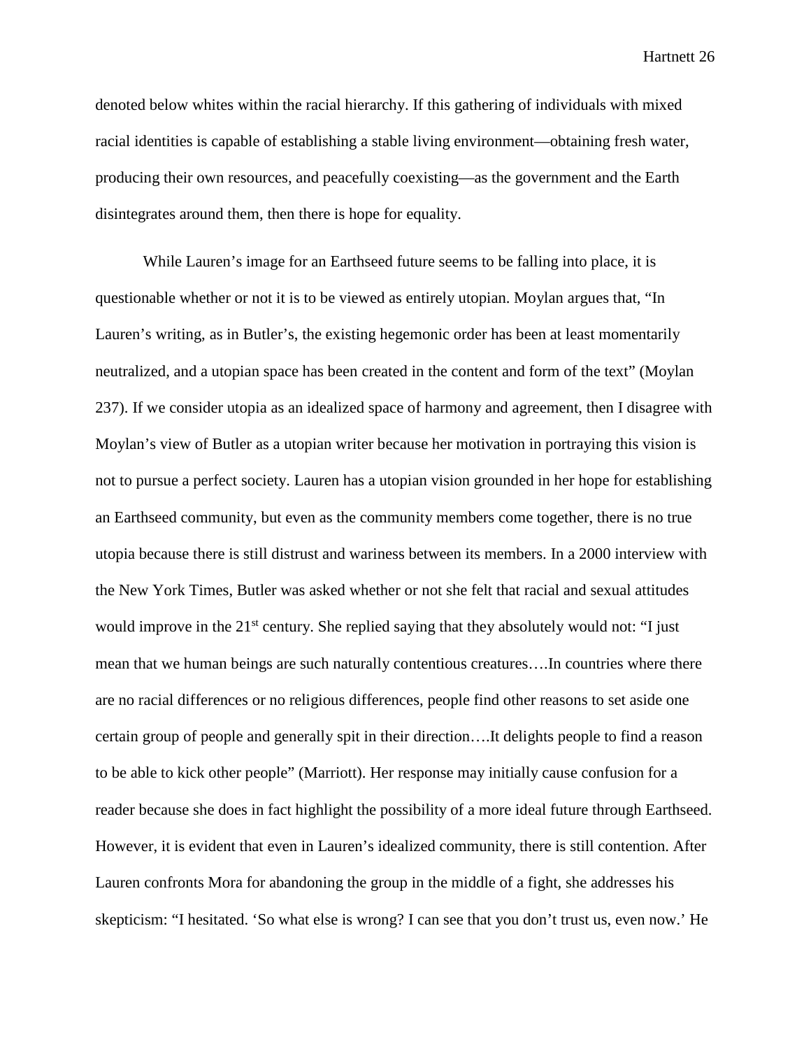denoted below whites within the racial hierarchy. If this gathering of individuals with mixed racial identities is capable of establishing a stable living environment—obtaining fresh water, producing their own resources, and peacefully coexisting—as the government and the Earth disintegrates around them, then there is hope for equality.

While Lauren's image for an Earthseed future seems to be falling into place, it is questionable whether or not it is to be viewed as entirely utopian. Moylan argues that, "In Lauren's writing, as in Butler's, the existing hegemonic order has been at least momentarily neutralized, and a utopian space has been created in the content and form of the text" (Moylan 237). If we consider utopia as an idealized space of harmony and agreement, then I disagree with Moylan's view of Butler as a utopian writer because her motivation in portraying this vision is not to pursue a perfect society. Lauren has a utopian vision grounded in her hope for establishing an Earthseed community, but even as the community members come together, there is no true utopia because there is still distrust and wariness between its members. In a 2000 interview with the New York Times, Butler was asked whether or not she felt that racial and sexual attitudes would improve in the 21st century. She replied saying that they absolutely would not: "I just mean that we human beings are such naturally contentious creatures….In countries where there are no racial differences or no religious differences, people find other reasons to set aside one certain group of people and generally spit in their direction….It delights people to find a reason to be able to kick other people" (Marriott). Her response may initially cause confusion for a reader because she does in fact highlight the possibility of a more ideal future through Earthseed. However, it is evident that even in Lauren's idealized community, there is still contention. After Lauren confronts Mora for abandoning the group in the middle of a fight, she addresses his skepticism: "I hesitated. 'So what else is wrong? I can see that you don't trust us, even now.' He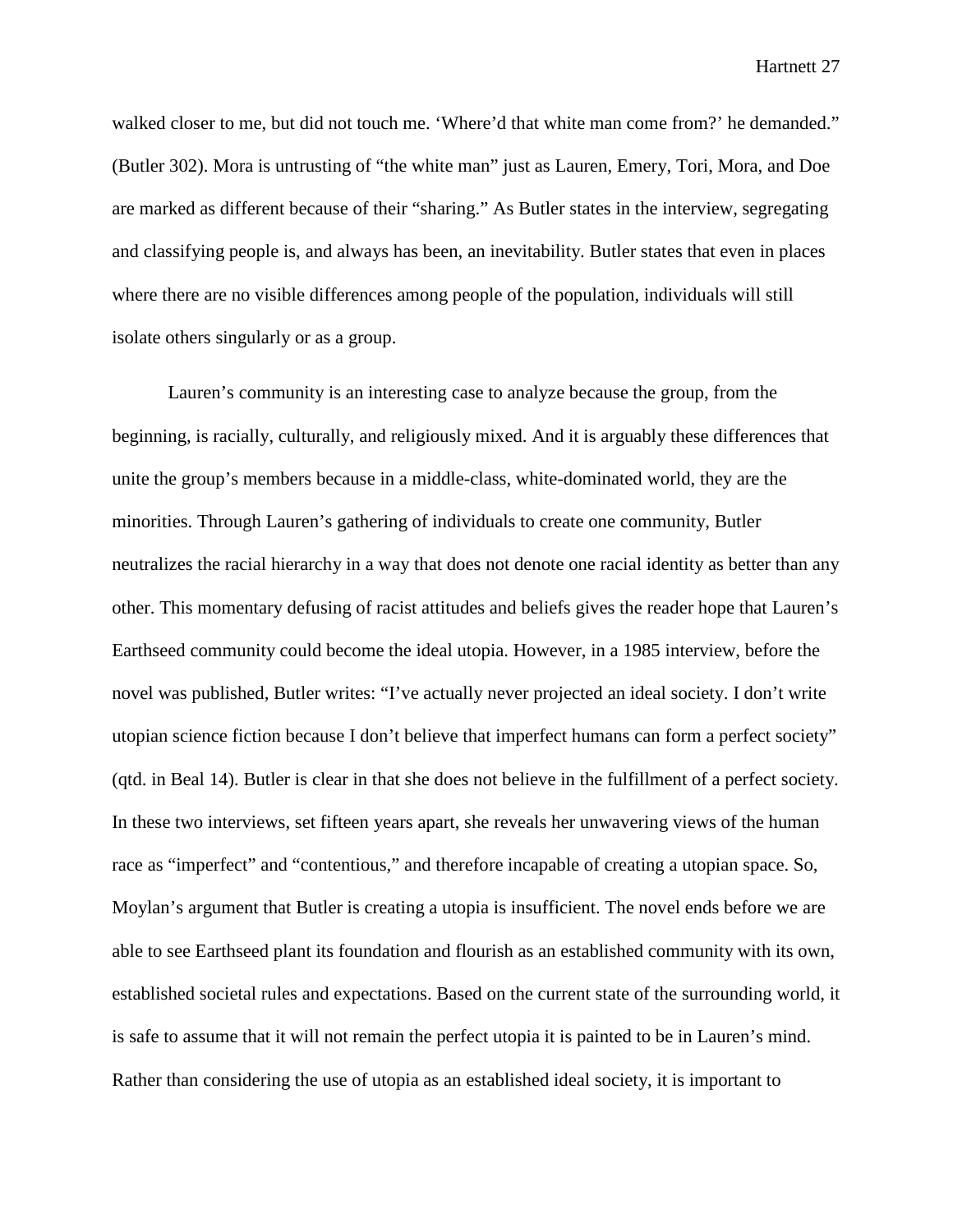walked closer to me, but did not touch me. 'Where'd that white man come from?' he demanded." (Butler 302). Mora is untrusting of "the white man" just as Lauren, Emery, Tori, Mora, and Doe are marked as different because of their "sharing." As Butler states in the interview, segregating and classifying people is, and always has been, an inevitability. Butler states that even in places where there are no visible differences among people of the population, individuals will still isolate others singularly or as a group.

Lauren's community is an interesting case to analyze because the group, from the beginning, is racially, culturally, and religiously mixed. And it is arguably these differences that unite the group's members because in a middle-class, white-dominated world, they are the minorities. Through Lauren's gathering of individuals to create one community, Butler neutralizes the racial hierarchy in a way that does not denote one racial identity as better than any other. This momentary defusing of racist attitudes and beliefs gives the reader hope that Lauren's Earthseed community could become the ideal utopia. However, in a 1985 interview, before the novel was published, Butler writes: "I've actually never projected an ideal society. I don't write utopian science fiction because I don't believe that imperfect humans can form a perfect society" (qtd. in Beal 14). Butler is clear in that she does not believe in the fulfillment of a perfect society. In these two interviews, set fifteen years apart, she reveals her unwavering views of the human race as "imperfect" and "contentious," and therefore incapable of creating a utopian space. So, Moylan's argument that Butler is creating a utopia is insufficient. The novel ends before we are able to see Earthseed plant its foundation and flourish as an established community with its own, established societal rules and expectations. Based on the current state of the surrounding world, it is safe to assume that it will not remain the perfect utopia it is painted to be in Lauren's mind. Rather than considering the use of utopia as an established ideal society, it is important to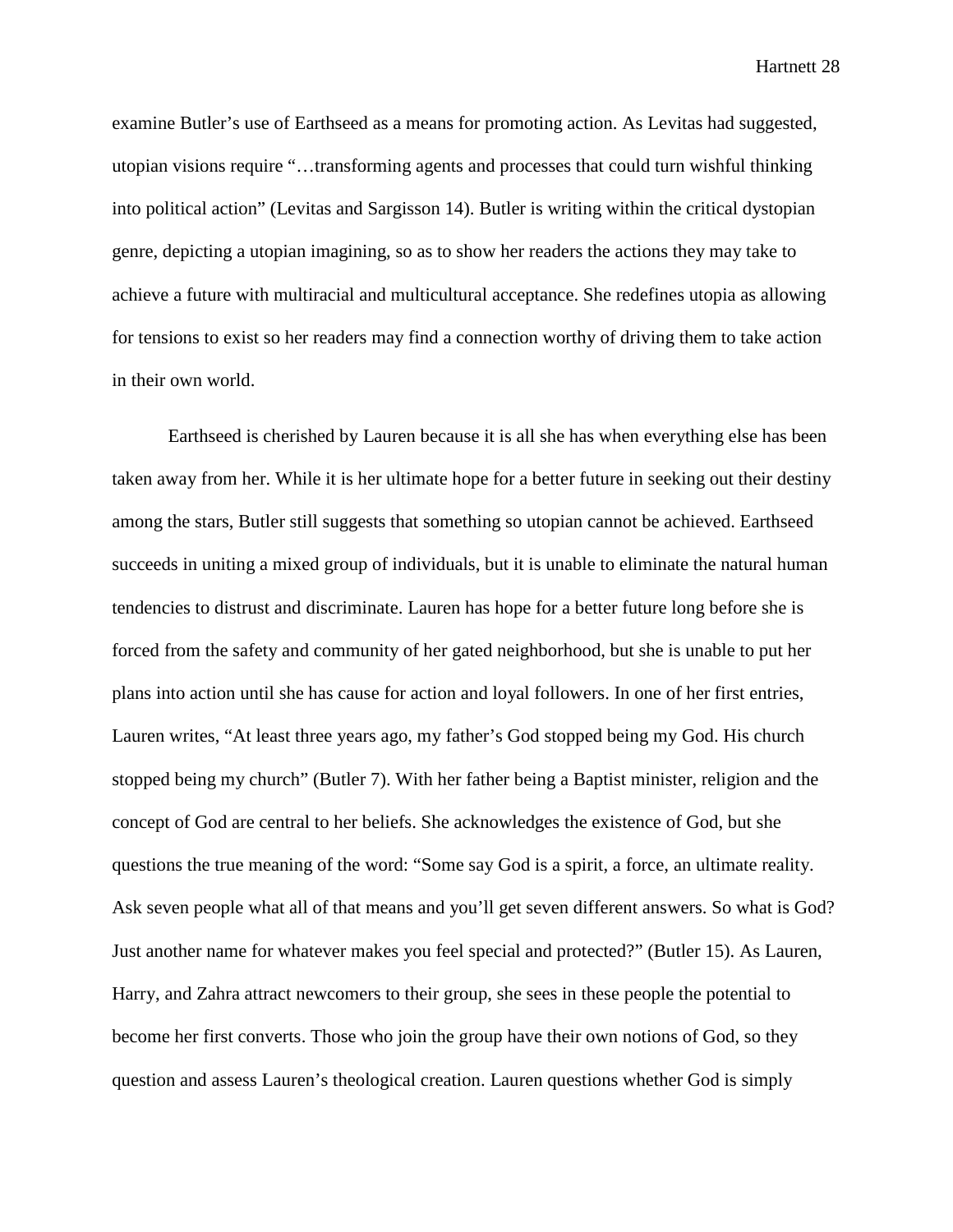examine Butler's use of Earthseed as a means for promoting action. As Levitas had suggested, utopian visions require "…transforming agents and processes that could turn wishful thinking into political action" (Levitas and Sargisson 14). Butler is writing within the critical dystopian genre, depicting a utopian imagining, so as to show her readers the actions they may take to achieve a future with multiracial and multicultural acceptance. She redefines utopia as allowing for tensions to exist so her readers may find a connection worthy of driving them to take action in their own world.

Earthseed is cherished by Lauren because it is all she has when everything else has been taken away from her. While it is her ultimate hope for a better future in seeking out their destiny among the stars, Butler still suggests that something so utopian cannot be achieved. Earthseed succeeds in uniting a mixed group of individuals, but it is unable to eliminate the natural human tendencies to distrust and discriminate. Lauren has hope for a better future long before she is forced from the safety and community of her gated neighborhood, but she is unable to put her plans into action until she has cause for action and loyal followers. In one of her first entries, Lauren writes, "At least three years ago, my father's God stopped being my God. His church stopped being my church" (Butler 7). With her father being a Baptist minister, religion and the concept of God are central to her beliefs. She acknowledges the existence of God, but she questions the true meaning of the word: "Some say God is a spirit, a force, an ultimate reality. Ask seven people what all of that means and you'll get seven different answers. So what is God? Just another name for whatever makes you feel special and protected?" (Butler 15). As Lauren, Harry, and Zahra attract newcomers to their group, she sees in these people the potential to become her first converts. Those who join the group have their own notions of God, so they question and assess Lauren's theological creation. Lauren questions whether God is simply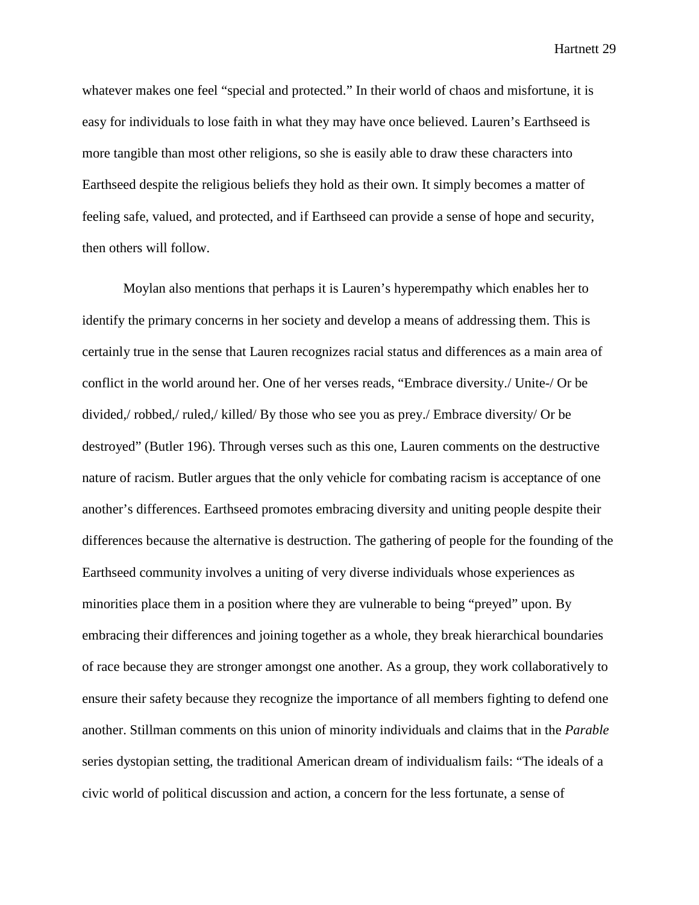whatever makes one feel "special and protected." In their world of chaos and misfortune, it is easy for individuals to lose faith in what they may have once believed. Lauren's Earthseed is more tangible than most other religions, so she is easily able to draw these characters into Earthseed despite the religious beliefs they hold as their own. It simply becomes a matter of feeling safe, valued, and protected, and if Earthseed can provide a sense of hope and security, then others will follow.

Moylan also mentions that perhaps it is Lauren's hyperempathy which enables her to identify the primary concerns in her society and develop a means of addressing them. This is certainly true in the sense that Lauren recognizes racial status and differences as a main area of conflict in the world around her. One of her verses reads, "Embrace diversity./ Unite-/ Or be divided,/ robbed,/ ruled,/ killed/ By those who see you as prey./ Embrace diversity/ Or be destroyed" (Butler 196). Through verses such as this one, Lauren comments on the destructive nature of racism. Butler argues that the only vehicle for combating racism is acceptance of one another's differences. Earthseed promotes embracing diversity and uniting people despite their differences because the alternative is destruction. The gathering of people for the founding of the Earthseed community involves a uniting of very diverse individuals whose experiences as minorities place them in a position where they are vulnerable to being "preyed" upon. By embracing their differences and joining together as a whole, they break hierarchical boundaries of race because they are stronger amongst one another. As a group, they work collaboratively to ensure their safety because they recognize the importance of all members fighting to defend one another. Stillman comments on this union of minority individuals and claims that in the *Parable* series dystopian setting, the traditional American dream of individualism fails: "The ideals of a civic world of political discussion and action, a concern for the less fortunate, a sense of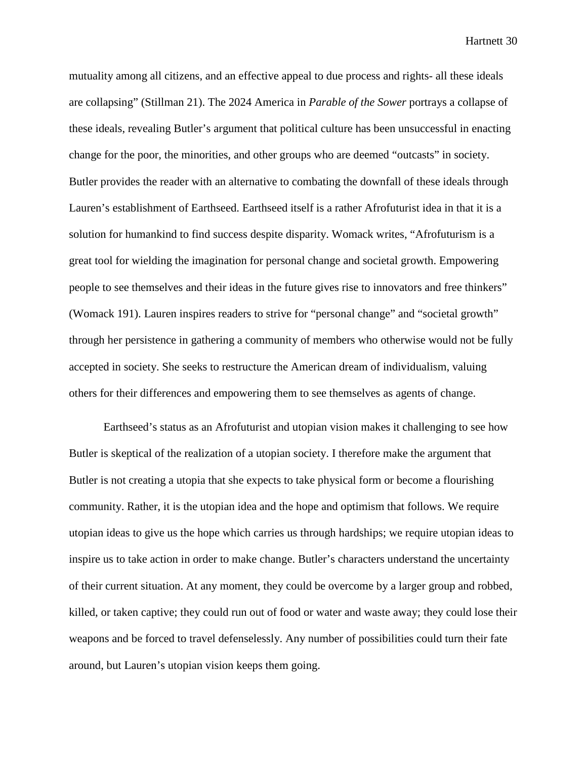mutuality among all citizens, and an effective appeal to due process and rights- all these ideals are collapsing" (Stillman 21). The 2024 America in *Parable of the Sower* portrays a collapse of these ideals, revealing Butler's argument that political culture has been unsuccessful in enacting change for the poor, the minorities, and other groups who are deemed "outcasts" in society. Butler provides the reader with an alternative to combating the downfall of these ideals through Lauren's establishment of Earthseed. Earthseed itself is a rather Afrofuturist idea in that it is a solution for humankind to find success despite disparity. Womack writes, "Afrofuturism is a great tool for wielding the imagination for personal change and societal growth. Empowering people to see themselves and their ideas in the future gives rise to innovators and free thinkers" (Womack 191). Lauren inspires readers to strive for "personal change" and "societal growth" through her persistence in gathering a community of members who otherwise would not be fully accepted in society. She seeks to restructure the American dream of individualism, valuing others for their differences and empowering them to see themselves as agents of change.

Earthseed's status as an Afrofuturist and utopian vision makes it challenging to see how Butler is skeptical of the realization of a utopian society. I therefore make the argument that Butler is not creating a utopia that she expects to take physical form or become a flourishing community. Rather, it is the utopian idea and the hope and optimism that follows. We require utopian ideas to give us the hope which carries us through hardships; we require utopian ideas to inspire us to take action in order to make change. Butler's characters understand the uncertainty of their current situation. At any moment, they could be overcome by a larger group and robbed, killed, or taken captive; they could run out of food or water and waste away; they could lose their weapons and be forced to travel defenselessly. Any number of possibilities could turn their fate around, but Lauren's utopian vision keeps them going.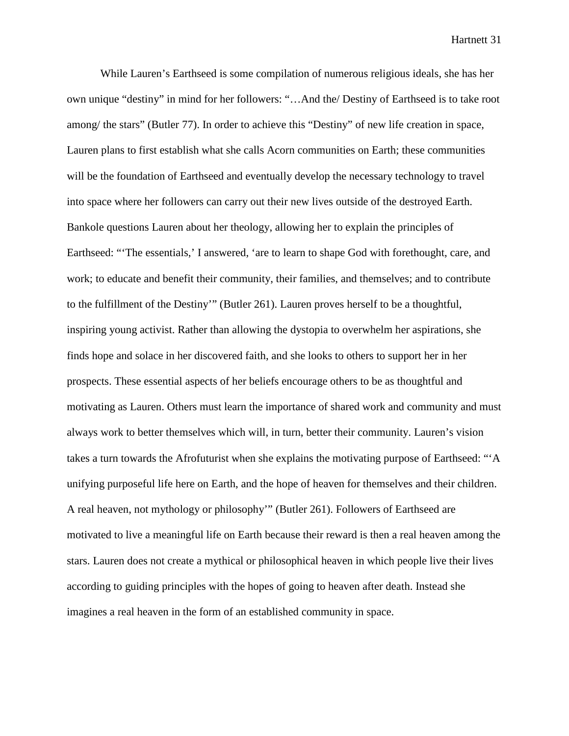While Lauren's Earthseed is some compilation of numerous religious ideals, she has her own unique "destiny" in mind for her followers: "…And the/ Destiny of Earthseed is to take root among/ the stars" (Butler 77). In order to achieve this "Destiny" of new life creation in space, Lauren plans to first establish what she calls Acorn communities on Earth; these communities will be the foundation of Earthseed and eventually develop the necessary technology to travel into space where her followers can carry out their new lives outside of the destroyed Earth. Bankole questions Lauren about her theology, allowing her to explain the principles of Earthseed: "'The essentials,' I answered, 'are to learn to shape God with forethought, care, and work; to educate and benefit their community, their families, and themselves; and to contribute to the fulfillment of the Destiny'" (Butler 261). Lauren proves herself to be a thoughtful, inspiring young activist. Rather than allowing the dystopia to overwhelm her aspirations, she finds hope and solace in her discovered faith, and she looks to others to support her in her prospects. These essential aspects of her beliefs encourage others to be as thoughtful and motivating as Lauren. Others must learn the importance of shared work and community and must always work to better themselves which will, in turn, better their community. Lauren's vision takes a turn towards the Afrofuturist when she explains the motivating purpose of Earthseed: "'A unifying purposeful life here on Earth, and the hope of heaven for themselves and their children. A real heaven, not mythology or philosophy'" (Butler 261). Followers of Earthseed are motivated to live a meaningful life on Earth because their reward is then a real heaven among the stars. Lauren does not create a mythical or philosophical heaven in which people live their lives according to guiding principles with the hopes of going to heaven after death. Instead she imagines a real heaven in the form of an established community in space.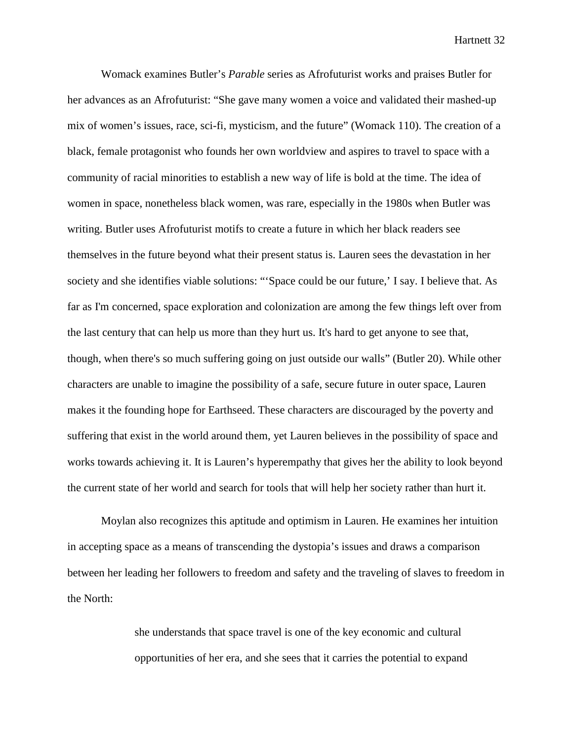Womack examines Butler's *Parable* series as Afrofuturist works and praises Butler for her advances as an Afrofuturist: "She gave many women a voice and validated their mashed-up mix of women's issues, race, sci-fi, mysticism, and the future" (Womack 110). The creation of a black, female protagonist who founds her own worldview and aspires to travel to space with a community of racial minorities to establish a new way of life is bold at the time. The idea of women in space, nonetheless black women, was rare, especially in the 1980s when Butler was writing. Butler uses Afrofuturist motifs to create a future in which her black readers see themselves in the future beyond what their present status is. Lauren sees the devastation in her society and she identifies viable solutions: "'Space could be our future,' I say. I believe that. As far as I'm concerned, space exploration and colonization are among the few things left over from the last century that can help us more than they hurt us. It's hard to get anyone to see that, though, when there's so much suffering going on just outside our walls" (Butler 20). While other characters are unable to imagine the possibility of a safe, secure future in outer space, Lauren makes it the founding hope for Earthseed. These characters are discouraged by the poverty and suffering that exist in the world around them, yet Lauren believes in the possibility of space and works towards achieving it. It is Lauren's hyperempathy that gives her the ability to look beyond the current state of her world and search for tools that will help her society rather than hurt it.

Moylan also recognizes this aptitude and optimism in Lauren. He examines her intuition in accepting space as a means of transcending the dystopia's issues and draws a comparison between her leading her followers to freedom and safety and the traveling of slaves to freedom in the North:

> she understands that space travel is one of the key economic and cultural opportunities of her era, and she sees that it carries the potential to expand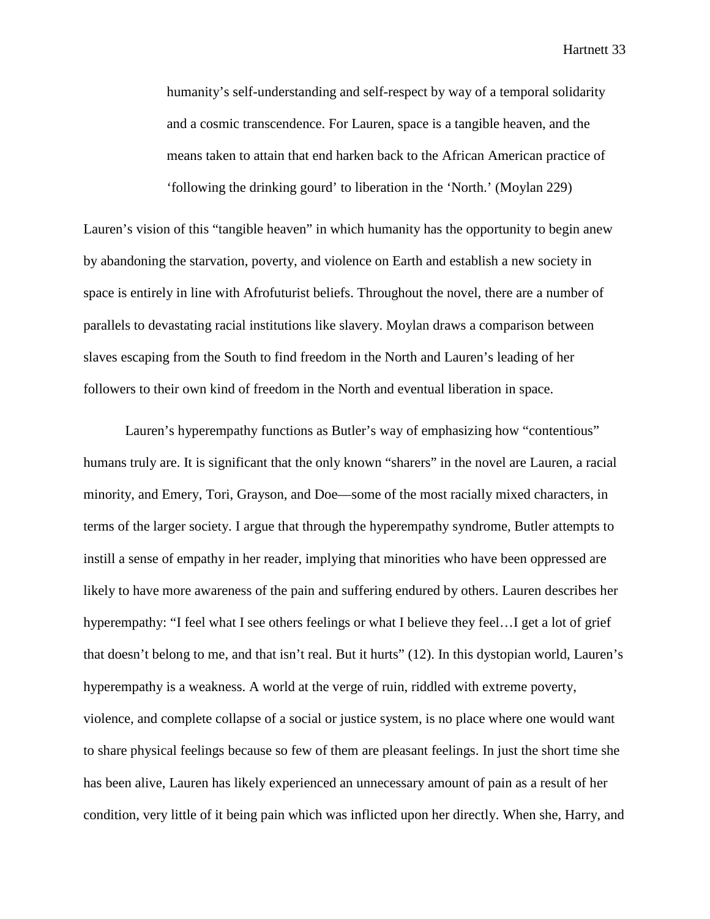> humanity's self-understanding and self-respect by way of a temporal solidarity and a cosmic transcendence. For Lauren, space is a tangible heaven, and the means taken to attain that end harken back to the African American practice of 'following the drinking gourd' to liberation in the 'North.' (Moylan 229)

Lauren's vision of this "tangible heaven" in which humanity has the opportunity to begin anew by abandoning the starvation, poverty, and violence on Earth and establish a new society in space is entirely in line with Afrofuturist beliefs. Throughout the novel, there are a number of parallels to devastating racial institutions like slavery. Moylan draws a comparison between slaves escaping from the South to find freedom in the North and Lauren's leading of her followers to their own kind of freedom in the North and eventual liberation in space.

Lauren's hyperempathy functions as Butler's way of emphasizing how "contentious" humans truly are. It is significant that the only known "sharers" in the novel are Lauren, a racial minority, and Emery, Tori, Grayson, and Doe—some of the most racially mixed characters, in terms of the larger society. I argue that through the hyperempathy syndrome, Butler attempts to instill a sense of empathy in her reader, implying that minorities who have been oppressed are likely to have more awareness of the pain and suffering endured by others. Lauren describes her hyperempathy: "I feel what I see others feelings or what I believe they feel…I get a lot of grief that doesn't belong to me, and that isn't real. But it hurts" (12). In this dystopian world, Lauren's hyperempathy is a weakness. A world at the verge of ruin, riddled with extreme poverty, violence, and complete collapse of a social or justice system, is no place where one would want to share physical feelings because so few of them are pleasant feelings. In just the short time she has been alive, Lauren has likely experienced an unnecessary amount of pain as a result of her condition, very little of it being pain which was inflicted upon her directly. When she, Harry, and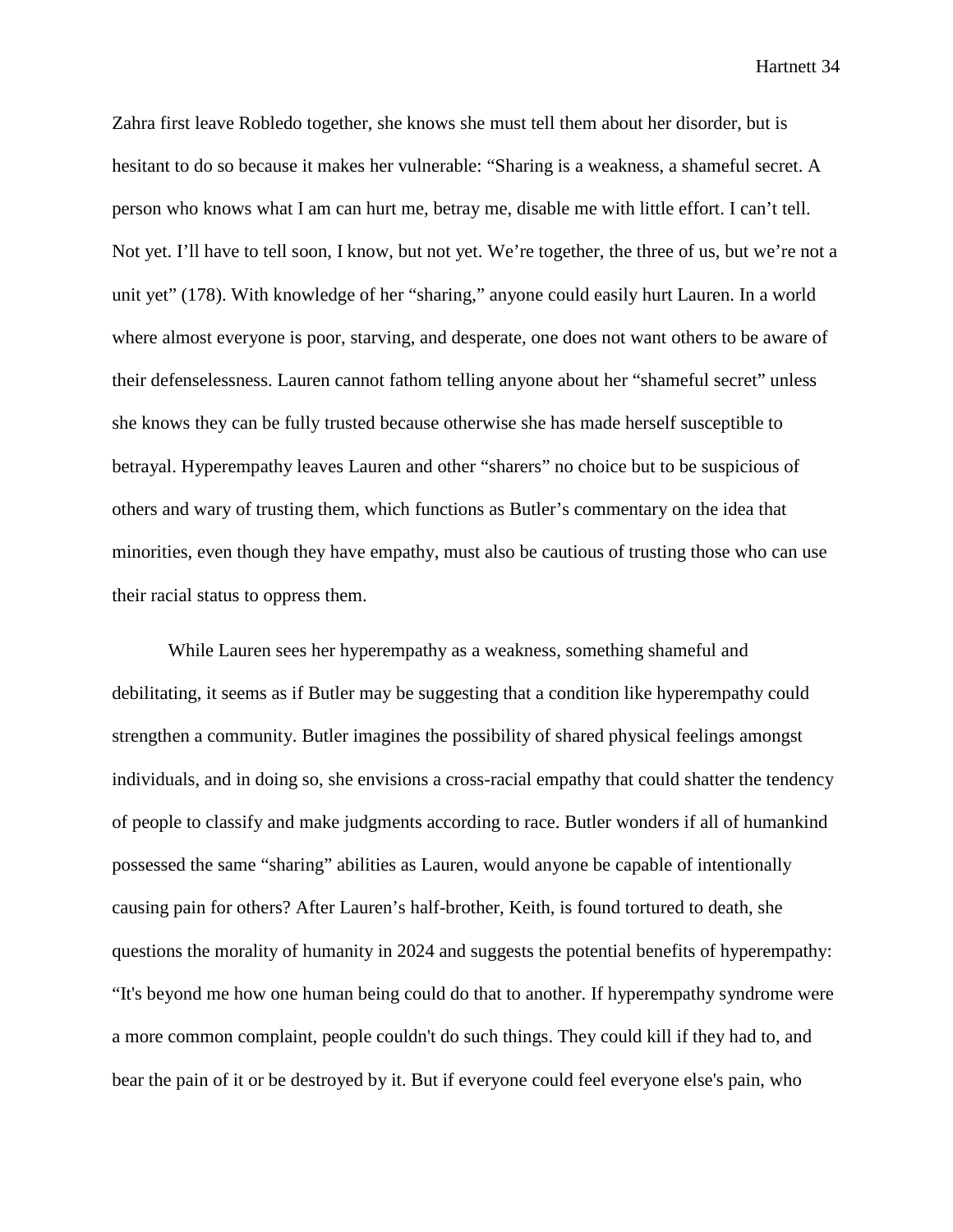Zahra first leave Robledo together, she knows she must tell them about her disorder, but is hesitant to do so because it makes her vulnerable: "Sharing is a weakness, a shameful secret. A person who knows what I am can hurt me, betray me, disable me with little effort. I can't tell. Not yet. I'll have to tell soon, I know, but not yet. We're together, the three of us, but we're not a unit yet" (178). With knowledge of her "sharing," anyone could easily hurt Lauren. In a world where almost everyone is poor, starving, and desperate, one does not want others to be aware of their defenselessness. Lauren cannot fathom telling anyone about her "shameful secret" unless she knows they can be fully trusted because otherwise she has made herself susceptible to betrayal. Hyperempathy leaves Lauren and other "sharers" no choice but to be suspicious of others and wary of trusting them, which functions as Butler's commentary on the idea that minorities, even though they have empathy, must also be cautious of trusting those who can use their racial status to oppress them.

While Lauren sees her hyperempathy as a weakness, something shameful and debilitating, it seems as if Butler may be suggesting that a condition like hyperempathy could strengthen a community. Butler imagines the possibility of shared physical feelings amongst individuals, and in doing so, she envisions a cross-racial empathy that could shatter the tendency of people to classify and make judgments according to race. Butler wonders if all of humankind possessed the same "sharing" abilities as Lauren, would anyone be capable of intentionally causing pain for others? After Lauren's half-brother, Keith, is found tortured to death, she questions the morality of humanity in 2024 and suggests the potential benefits of hyperempathy: "It's beyond me how one human being could do that to another. If hyperempathy syndrome were a more common complaint, people couldn't do such things. They could kill if they had to, and bear the pain of it or be destroyed by it. But if everyone could feel everyone else's pain, who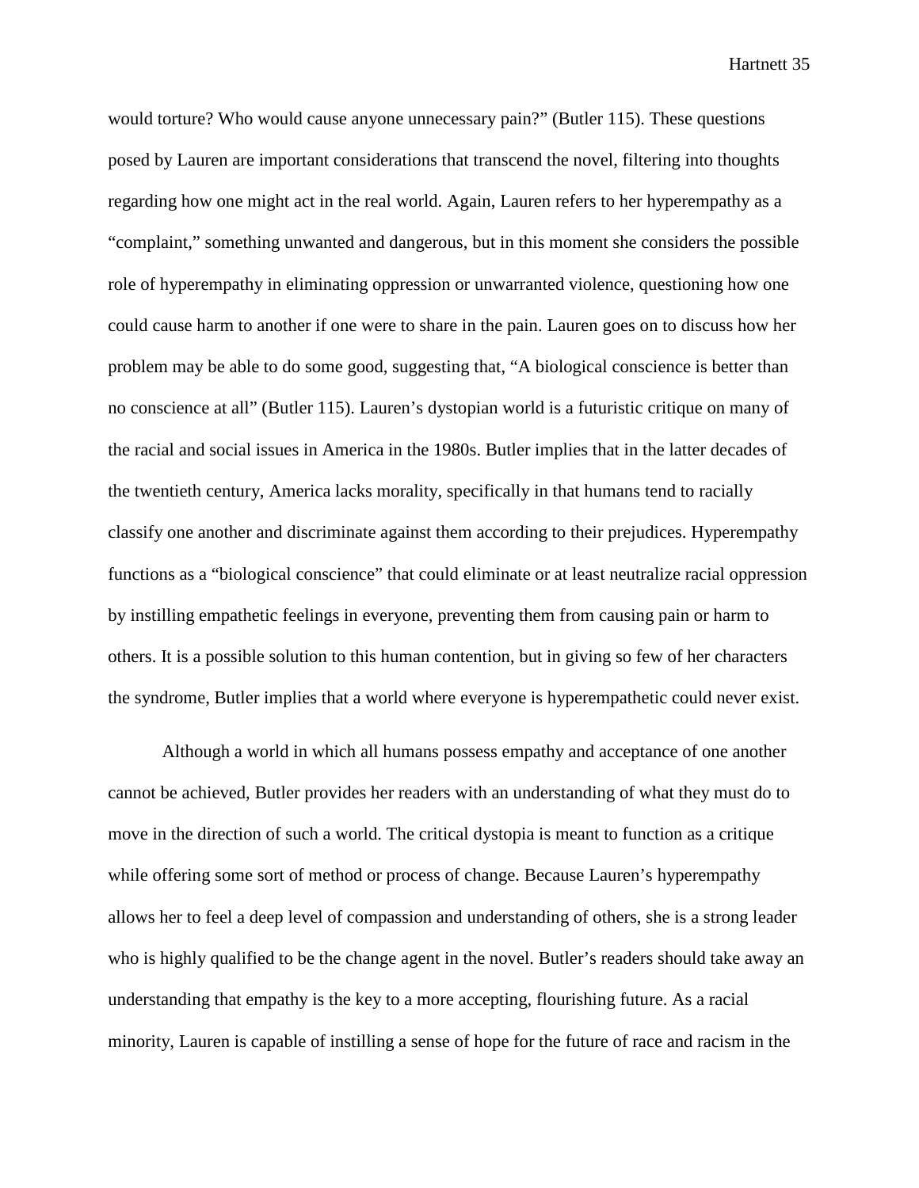would torture? Who would cause anyone unnecessary pain?" (Butler 115). These questions posed by Lauren are important considerations that transcend the novel, filtering into thoughts regarding how one might act in the real world. Again, Lauren refers to her hyperempathy as a "complaint," something unwanted and dangerous, but in this moment she considers the possible role of hyperempathy in eliminating oppression or unwarranted violence, questioning how one could cause harm to another if one were to share in the pain. Lauren goes on to discuss how her problem may be able to do some good, suggesting that, "A biological conscience is better than no conscience at all" (Butler 115). Lauren's dystopian world is a futuristic critique on many of the racial and social issues in America in the 1980s. Butler implies that in the latter decades of the twentieth century, America lacks morality, specifically in that humans tend to racially classify one another and discriminate against them according to their prejudices. Hyperempathy functions as a "biological conscience" that could eliminate or at least neutralize racial oppression by instilling empathetic feelings in everyone, preventing them from causing pain or harm to others. It is a possible solution to this human contention, but in giving so few of her characters the syndrome, Butler implies that a world where everyone is hyperempathetic could never exist.

Although a world in which all humans possess empathy and acceptance of one another cannot be achieved, Butler provides her readers with an understanding of what they must do to move in the direction of such a world. The critical dystopia is meant to function as a critique while offering some sort of method or process of change. Because Lauren's hyperempathy allows her to feel a deep level of compassion and understanding of others, she is a strong leader who is highly qualified to be the change agent in the novel. Butler's readers should take away an understanding that empathy is the key to a more accepting, flourishing future. As a racial minority, Lauren is capable of instilling a sense of hope for the future of race and racism in the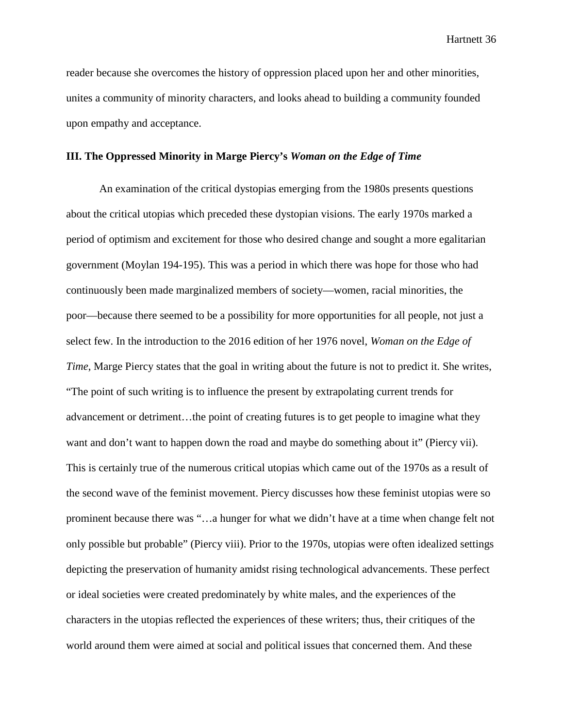reader because she overcomes the history of oppression placed upon her and other minorities, unites a community of minority characters, and looks ahead to building a community founded upon empathy and acceptance.

### III. The Oppressed Minority in Marge Piercy's *Woman on the Edge of Time*

An examination of the critical dystopias emerging from the 1980s presents questions about the critical utopias which preceded these dystopian visions. The early 1970s marked a period of optimism and excitement for those who desired change and sought a more egalitarian government (Moylan 194-195). This was a period in which there was hope for those who had continuously been made marginalized members of society—women, racial minorities, the poor—because there seemed to be a possibility for more opportunities for all people, not just a select few. In the introduction to the 2016 edition of her 1976 novel, *Woman on the Edge of Time*, Marge Piercy states that the goal in writing about the future is not to predict it. She writes, "The point of such writing is to influence the present by extrapolating current trends for advancement or detriment…the point of creating futures is to get people to imagine what they want and don't want to happen down the road and maybe do something about it" (Piercy vii). This is certainly true of the numerous critical utopias which came out of the 1970s as a result of the second wave of the feminist movement. Piercy discusses how these feminist utopias were so prominent because there was "…a hunger for what we didn't have at a time when change felt not only possible but probable" (Piercy viii). Prior to the 1970s, utopias were often idealized settings depicting the preservation of humanity amidst rising technological advancements. These perfect or ideal societies were created predominately by white males, and the experiences of the characters in the utopias reflected the experiences of these writers; thus, their critiques of the world around them were aimed at social and political issues that concerned them. And these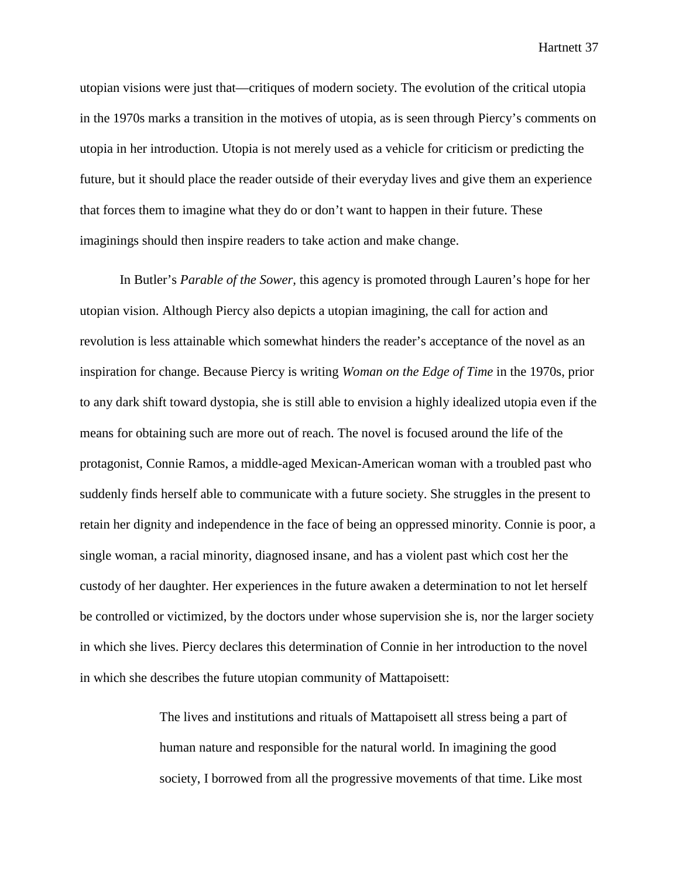utopian visions were just that—critiques of modern society. The evolution of the critical utopia in the 1970s marks a transition in the motives of utopia, as is seen through Piercy's comments on utopia in her introduction. Utopia is not merely used as a vehicle for criticism or predicting the future, but it should place the reader outside of their everyday lives and give them an experience that forces them to imagine what they do or don't want to happen in their future. These imaginings should then inspire readers to take action and make change.

In Butler's *Parable of the Sower*, this agency is promoted through Lauren's hope for her utopian vision. Although Piercy also depicts a utopian imagining, the call for action and revolution is less attainable which somewhat hinders the reader's acceptance of the novel as an inspiration for change. Because Piercy is writing *Woman on the Edge of Time* in the 1970s, prior to any dark shift toward dystopia, she is still able to envision a highly idealized utopia even if the means for obtaining such are more out of reach. The novel is focused around the life of the protagonist, Connie Ramos, a middle-aged Mexican-American woman with a troubled past who suddenly finds herself able to communicate with a future society. She struggles in the present to retain her dignity and independence in the face of being an oppressed minority. Connie is poor, a single woman, a racial minority, diagnosed insane, and has a violent past which cost her the custody of her daughter. Her experiences in the future awaken a determination to not let herself be controlled or victimized, by the doctors under whose supervision she is, nor the larger society in which she lives. Piercy declares this determination of Connie in her introduction to the novel in which she describes the future utopian community of Mattapoisett:

> The lives and institutions and rituals of Mattapoisett all stress being a part of human nature and responsible for the natural world. In imagining the good society, I borrowed from all the progressive movements of that time. Like most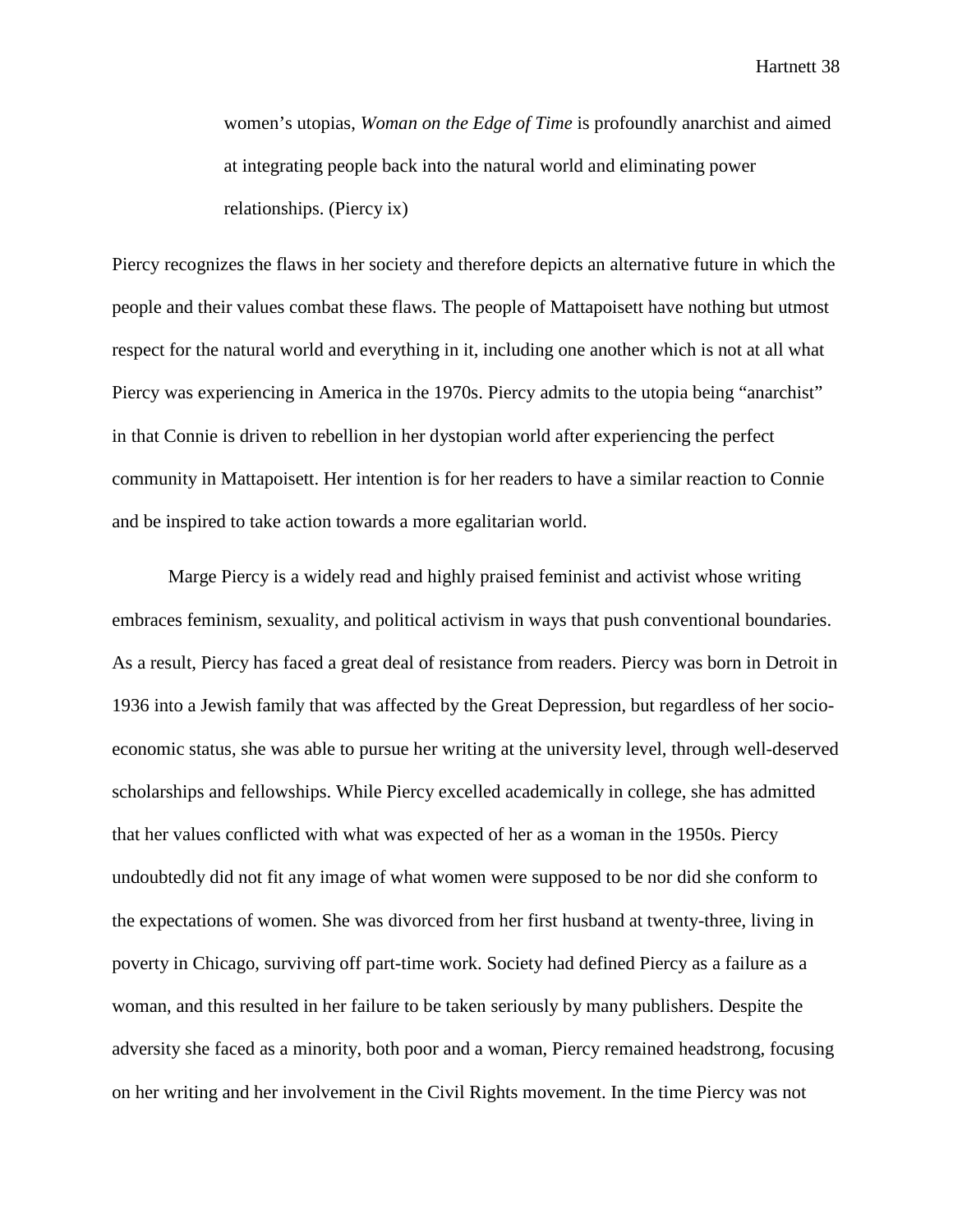> women's utopias, *Woman on the Edge of Time* is profoundly anarchist and aimed at integrating people back into the natural world and eliminating power relationships. (Piercy ix)

Piercy recognizes the flaws in her society and therefore depicts an alternative future in which the people and their values combat these flaws. The people of Mattapoisett have nothing but utmost respect for the natural world and everything in it, including one another which is not at all what Piercy was experiencing in America in the 1970s. Piercy admits to the utopia being "anarchist" in that Connie is driven to rebellion in her dystopian world after experiencing the perfect community in Mattapoisett. Her intention is for her readers to have a similar reaction to Connie and be inspired to take action towards a more egalitarian world.

Marge Piercy is a widely read and highly praised feminist and activist whose writing embraces feminism, sexuality, and political activism in ways that push conventional boundaries. As a result, Piercy has faced a great deal of resistance from readers. Piercy was born in Detroit in 1936 into a Jewish family that was affected by the Great Depression, but regardless of her socio-economic status, she was able to pursue her writing at the university level, through well-deserved scholarships and fellowships. While Piercy excelled academically in college, she has admitted that her values conflicted with what was expected of her as a woman in the 1950s. Piercy undoubtedly did not fit any image of what women were supposed to be nor did she conform to the expectations of women. She was divorced from her first husband at twenty-three, living in poverty in Chicago, surviving off part-time work. Society had defined Piercy as a failure as a woman, and this resulted in her failure to be taken seriously by many publishers. Despite the adversity she faced as a minority, both poor and a woman, Piercy remained headstrong, focusing on her writing and her involvement in the Civil Rights movement. In the time Piercy was not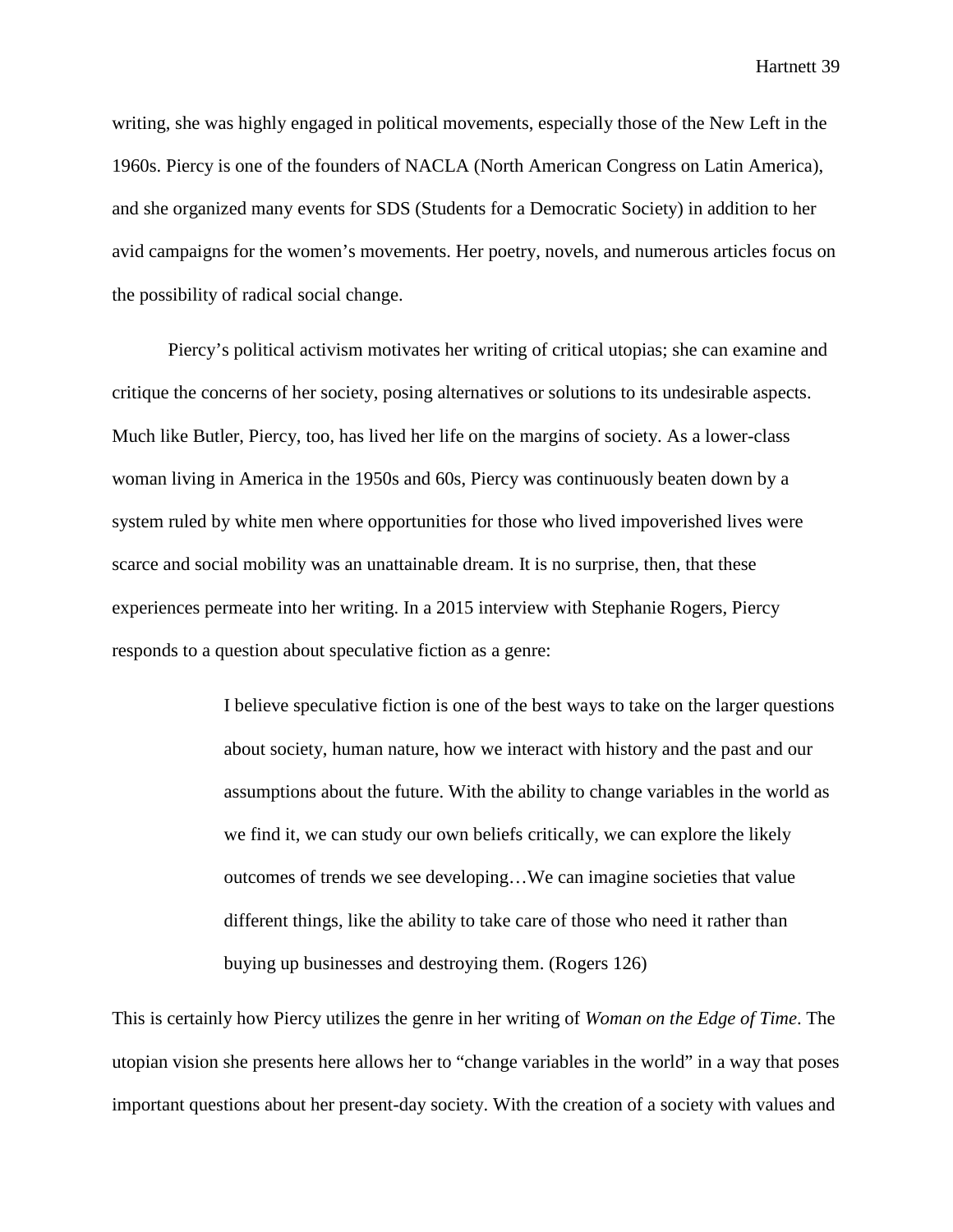writing, she was highly engaged in political movements, especially those of the New Left in the 1960s. Piercy is one of the founders of NACLA (North American Congress on Latin America), and she organized many events for SDS (Students for a Democratic Society) in addition to her avid campaigns for the women's movements. Her poetry, novels, and numerous articles focus on the possibility of radical social change.

Piercy's political activism motivates her writing of critical utopias; she can examine and critique the concerns of her society, posing alternatives or solutions to its undesirable aspects. Much like Butler, Piercy, too, has lived her life on the margins of society. As a lower-class woman living in America in the 1950s and 60s, Piercy was continuously beaten down by a system ruled by white men where opportunities for those who lived impoverished lives were scarce and social mobility was an unattainable dream. It is no surprise, then, that these experiences permeate into her writing. In a 2015 interview with Stephanie Rogers, Piercy responds to a question about speculative fiction as a genre:

> I believe speculative fiction is one of the best ways to take on the larger questions about society, human nature, how we interact with history and the past and our assumptions about the future. With the ability to change variables in the world as we find it, we can study our own beliefs critically, we can explore the likely outcomes of trends we see developing…We can imagine societies that value different things, like the ability to take care of those who need it rather than buying up businesses and destroying them. (Rogers 126)

This is certainly how Piercy utilizes the genre in her writing of *Woman on the Edge of Time*. The utopian vision she presents here allows her to "change variables in the world" in a way that poses important questions about her present-day society. With the creation of a society with values and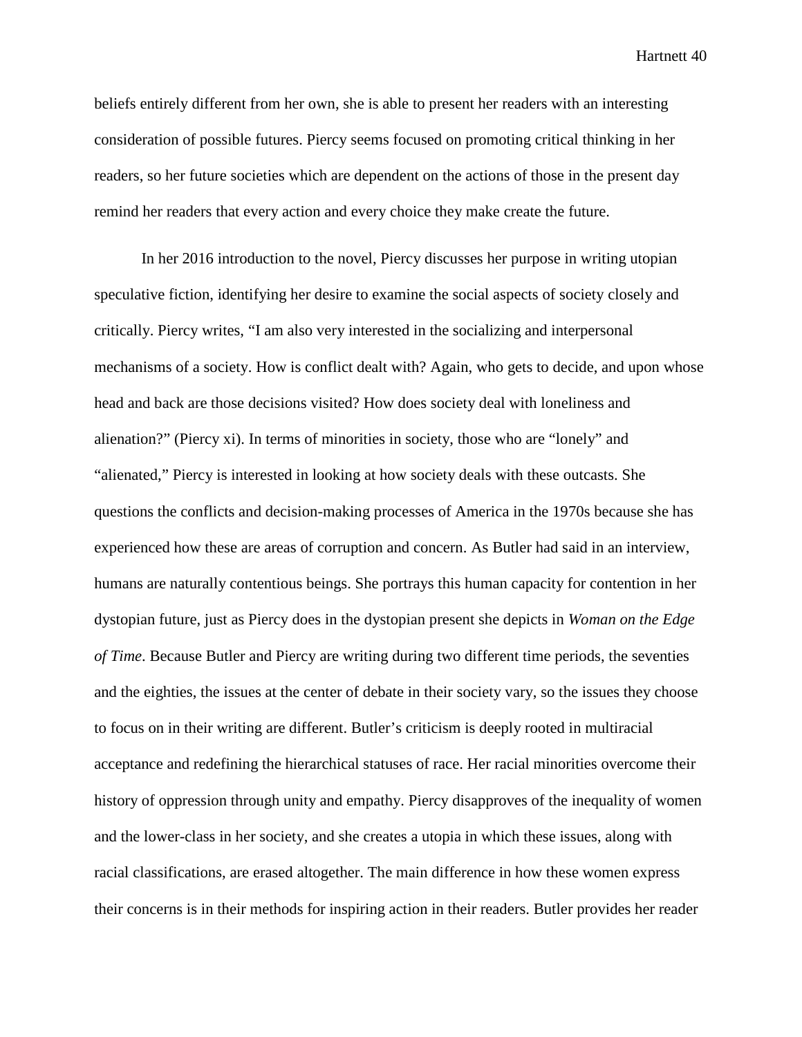beliefs entirely different from her own, she is able to present her readers with an interesting consideration of possible futures. Piercy seems focused on promoting critical thinking in her readers, so her future societies which are dependent on the actions of those in the present day remind her readers that every action and every choice they make create the future.

In her 2016 introduction to the novel, Piercy discusses her purpose in writing utopian speculative fiction, identifying her desire to examine the social aspects of society closely and critically. Piercy writes, "I am also very interested in the socializing and interpersonal mechanisms of a society. How is conflict dealt with? Again, who gets to decide, and upon whose head and back are those decisions visited? How does society deal with loneliness and alienation?" (Piercy xi). In terms of minorities in society, those who are "lonely" and "alienated," Piercy is interested in looking at how society deals with these outcasts. She questions the conflicts and decision-making processes of America in the 1970s because she has experienced how these are areas of corruption and concern. As Butler had said in an interview, humans are naturally contentious beings. She portrays this human capacity for contention in her dystopian future, just as Piercy does in the dystopian present she depicts in *Woman on the Edge of Time*. Because Butler and Piercy are writing during two different time periods, the seventies and the eighties, the issues at the center of debate in their society vary, so the issues they choose to focus on in their writing are different. Butler's criticism is deeply rooted in multiracial acceptance and redefining the hierarchical statuses of race. Her racial minorities overcome their history of oppression through unity and empathy. Piercy disapproves of the inequality of women and the lower-class in her society, and she creates a utopia in which these issues, along with racial classifications, are erased altogether. The main difference in how these women express their concerns is in their methods for inspiring action in their readers. Butler provides her reader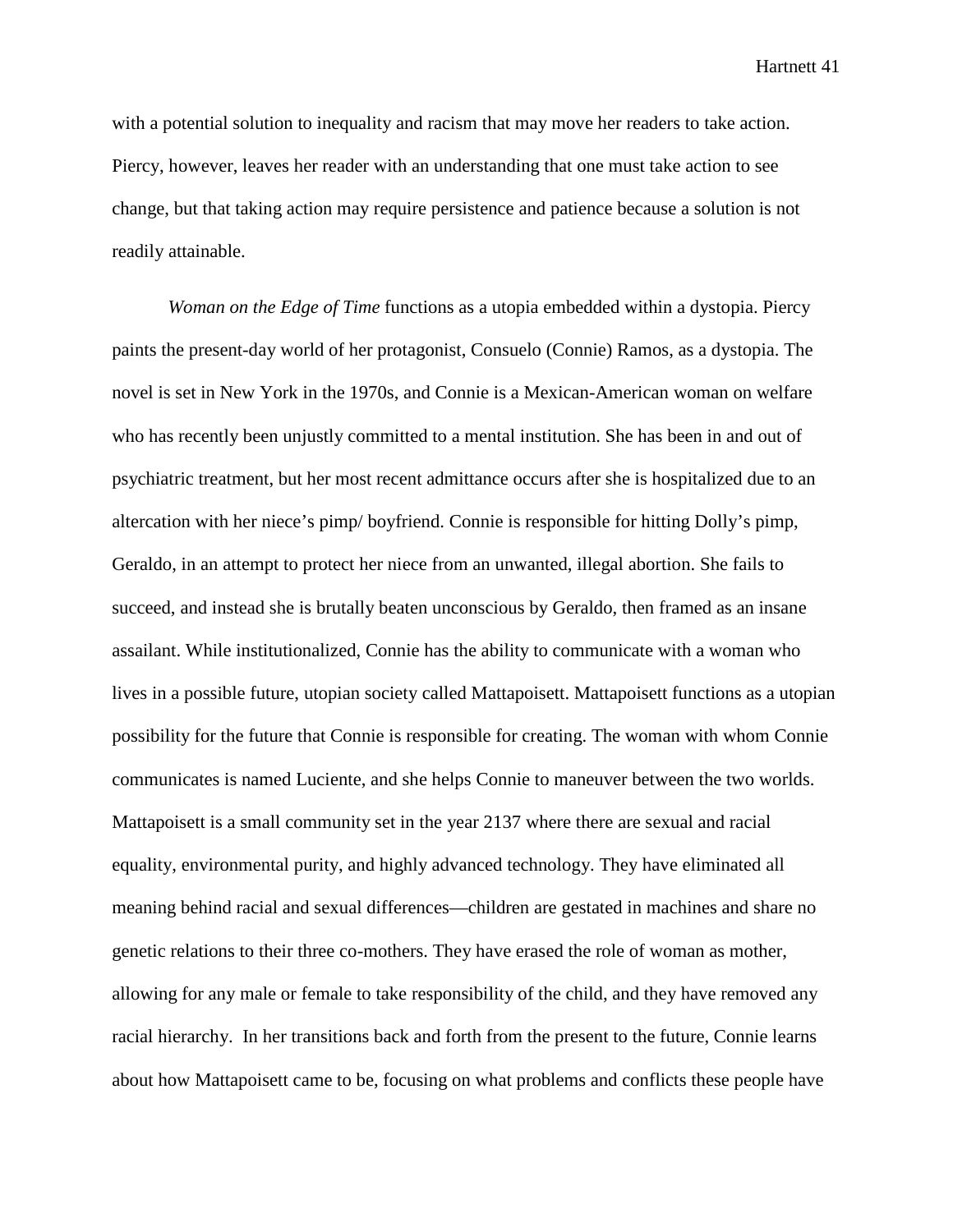with a potential solution to inequality and racism that may move her readers to take action. Piercy, however, leaves her reader with an understanding that one must take action to see change, but that taking action may require persistence and patience because a solution is not readily attainable.

*Woman on the Edge of Time* functions as a utopia embedded within a dystopia. Piercy paints the present-day world of her protagonist, Consuelo (Connie) Ramos, as a dystopia. The novel is set in New York in the 1970s, and Connie is a Mexican-American woman on welfare who has recently been unjustly committed to a mental institution. She has been in and out of psychiatric treatment, but her most recent admittance occurs after she is hospitalized due to an altercation with her niece's pimp/ boyfriend. Connie is responsible for hitting Dolly's pimp, Geraldo, in an attempt to protect her niece from an unwanted, illegal abortion. She fails to succeed, and instead she is brutally beaten unconscious by Geraldo, then framed as an insane assailant. While institutionalized, Connie has the ability to communicate with a woman who lives in a possible future, utopian society called Mattapoisett. Mattapoisett functions as a utopian possibility for the future that Connie is responsible for creating. The woman with whom Connie communicates is named Luciente, and she helps Connie to maneuver between the two worlds. Mattapoisett is a small community set in the year 2137 where there are sexual and racial equality, environmental purity, and highly advanced technology. They have eliminated all meaning behind racial and sexual differences—children are gestated in machines and share no genetic relations to their three co-mothers. They have erased the role of woman as mother, allowing for any male or female to take responsibility of the child, and they have removed any racial hierarchy. In her transitions back and forth from the present to the future, Connie learns about how Mattapoisett came to be, focusing on what problems and conflicts these people have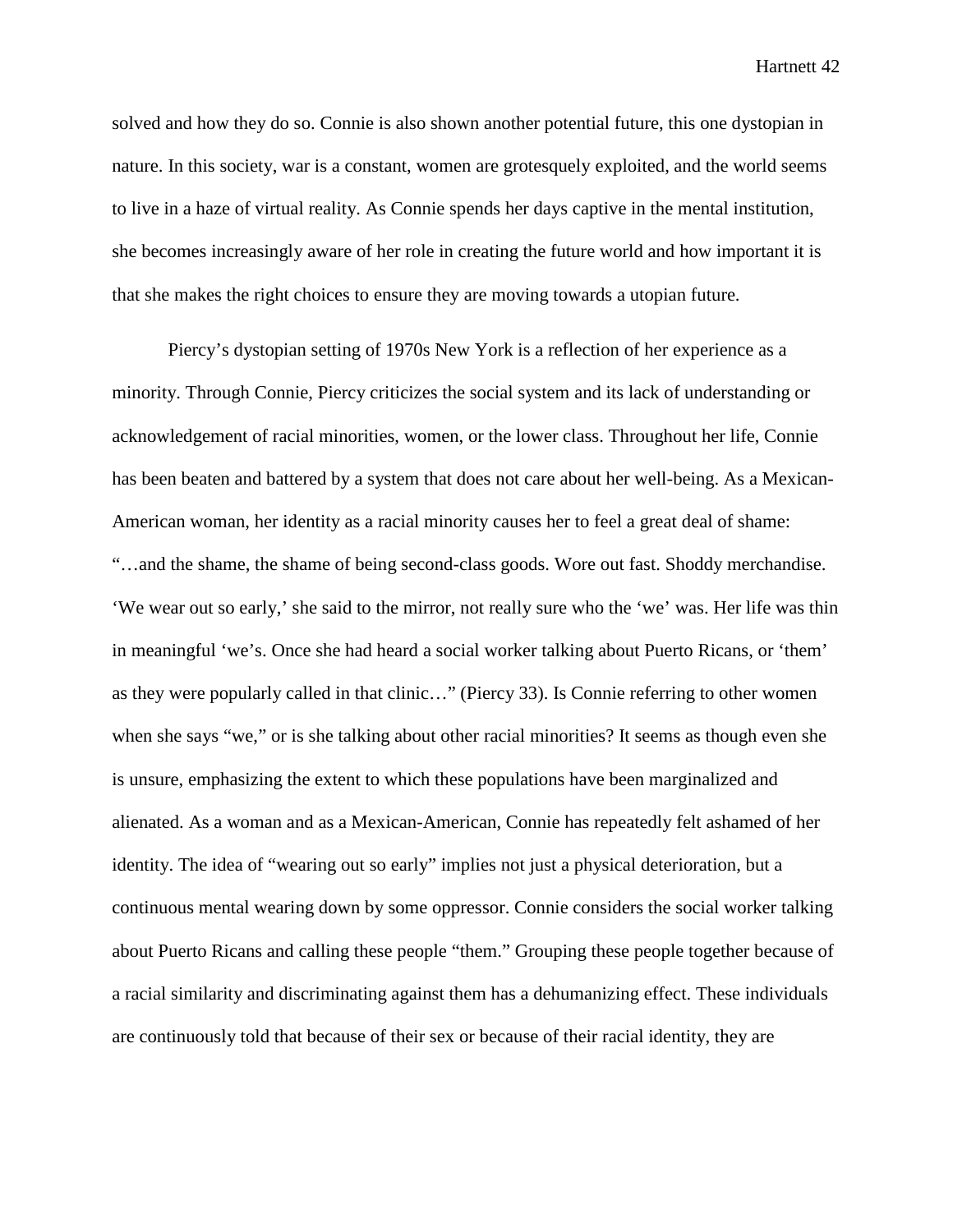solved and how they do so. Connie is also shown another potential future, this one dystopian in nature. In this society, war is a constant, women are grotesquely exploited, and the world seems to live in a haze of virtual reality. As Connie spends her days captive in the mental institution, she becomes increasingly aware of her role in creating the future world and how important it is that she makes the right choices to ensure they are moving towards a utopian future.

Piercy's dystopian setting of 1970s New York is a reflection of her experience as a minority. Through Connie, Piercy criticizes the social system and its lack of understanding or acknowledgement of racial minorities, women, or the lower class. Throughout her life, Connie has been beaten and battered by a system that does not care about her well-being. As a Mexican-American woman, her identity as a racial minority causes her to feel a great deal of shame: "…and the shame, the shame of being second-class goods. Wore out fast. Shoddy merchandise. 'We wear out so early,' she said to the mirror, not really sure who the 'we' was. Her life was thin in meaningful 'we's. Once she had heard a social worker talking about Puerto Ricans, or 'them' as they were popularly called in that clinic…" (Piercy 33). Is Connie referring to other women when she says "we," or is she talking about other racial minorities? It seems as though even she is unsure, emphasizing the extent to which these populations have been marginalized and alienated. As a woman and as a Mexican-American, Connie has repeatedly felt ashamed of her identity. The idea of "wearing out so early" implies not just a physical deterioration, but a continuous mental wearing down by some oppressor. Connie considers the social worker talking about Puerto Ricans and calling these people "them." Grouping these people together because of a racial similarity and discriminating against them has a dehumanizing effect. These individuals are continuously told that because of their sex or because of their racial identity, they are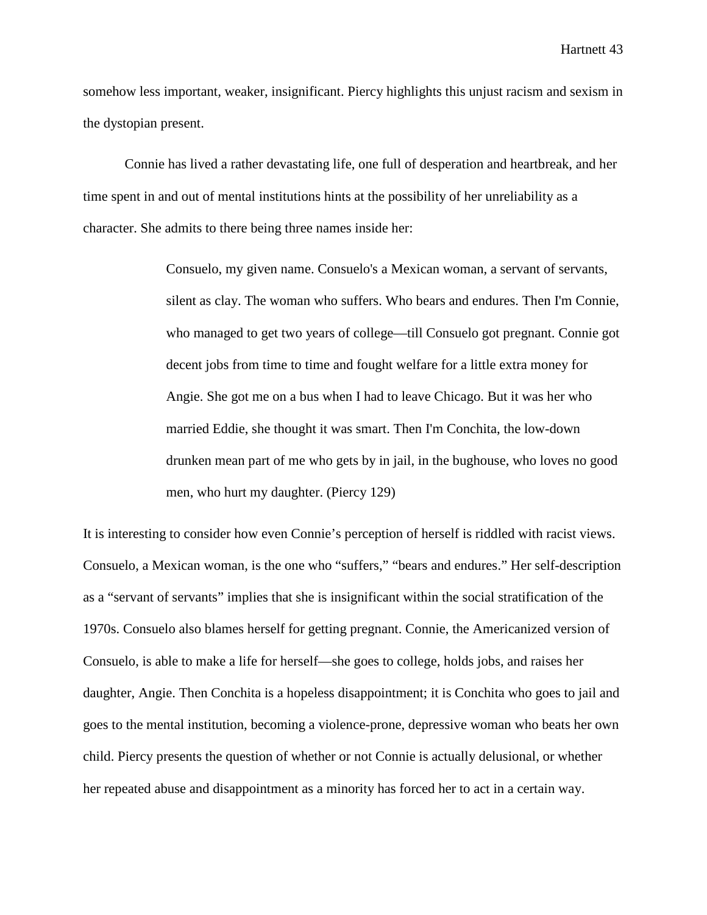somehow less important, weaker, insignificant. Piercy highlights this unjust racism and sexism in the dystopian present.

Connie has lived a rather devastating life, one full of desperation and heartbreak, and her time spent in and out of mental institutions hints at the possibility of her unreliability as a character. She admits to there being three names inside her:

> Consuelo, my given name. Consuelo's a Mexican woman, a servant of servants, silent as clay. The woman who suffers. Who bears and endures. Then I'm Connie, who managed to get two years of college—till Consuelo got pregnant. Connie got decent jobs from time to time and fought welfare for a little extra money for Angie. She got me on a bus when I had to leave Chicago. But it was her who married Eddie, she thought it was smart. Then I'm Conchita, the low-down drunken mean part of me who gets by in jail, in the bughouse, who loves no good men, who hurt my daughter. (Piercy 129)

It is interesting to consider how even Connie's perception of herself is riddled with racist views. Consuelo, a Mexican woman, is the one who "suffers," "bears and endures." Her self-description as a "servant of servants" implies that she is insignificant within the social stratification of the 1970s. Consuelo also blames herself for getting pregnant. Connie, the Americanized version of Consuelo, is able to make a life for herself—she goes to college, holds jobs, and raises her daughter, Angie. Then Conchita is a hopeless disappointment; it is Conchita who goes to jail and goes to the mental institution, becoming a violence-prone, depressive woman who beats her own child. Piercy presents the question of whether or not Connie is actually delusional, or whether her repeated abuse and disappointment as a minority has forced her to act in a certain way.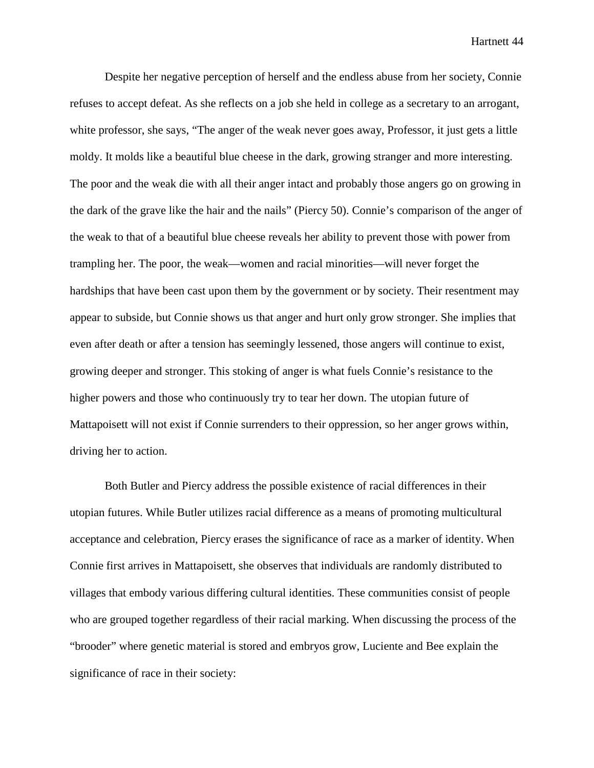Despite her negative perception of herself and the endless abuse from her society, Connie refuses to accept defeat. As she reflects on a job she held in college as a secretary to an arrogant, white professor, she says, "The anger of the weak never goes away, Professor, it just gets a little moldy. It molds like a beautiful blue cheese in the dark, growing stranger and more interesting. The poor and the weak die with all their anger intact and probably those angers go on growing in the dark of the grave like the hair and the nails" (Piercy 50). Connie's comparison of the anger of the weak to that of a beautiful blue cheese reveals her ability to prevent those with power from trampling her. The poor, the weak—women and racial minorities—will never forget the hardships that have been cast upon them by the government or by society. Their resentment may appear to subside, but Connie shows us that anger and hurt only grow stronger. She implies that even after death or after a tension has seemingly lessened, those angers will continue to exist, growing deeper and stronger. This stoking of anger is what fuels Connie's resistance to the higher powers and those who continuously try to tear her down. The utopian future of Mattapoisett will not exist if Connie surrenders to their oppression, so her anger grows within, driving her to action.

Both Butler and Piercy address the possible existence of racial differences in their utopian futures. While Butler utilizes racial difference as a means of promoting multicultural acceptance and celebration, Piercy erases the significance of race as a marker of identity. When Connie first arrives in Mattapoisett, she observes that individuals are randomly distributed to villages that embody various differing cultural identities. These communities consist of people who are grouped together regardless of their racial marking. When discussing the process of the "brooder" where genetic material is stored and embryos grow, Luciente and Bee explain the significance of race in their society: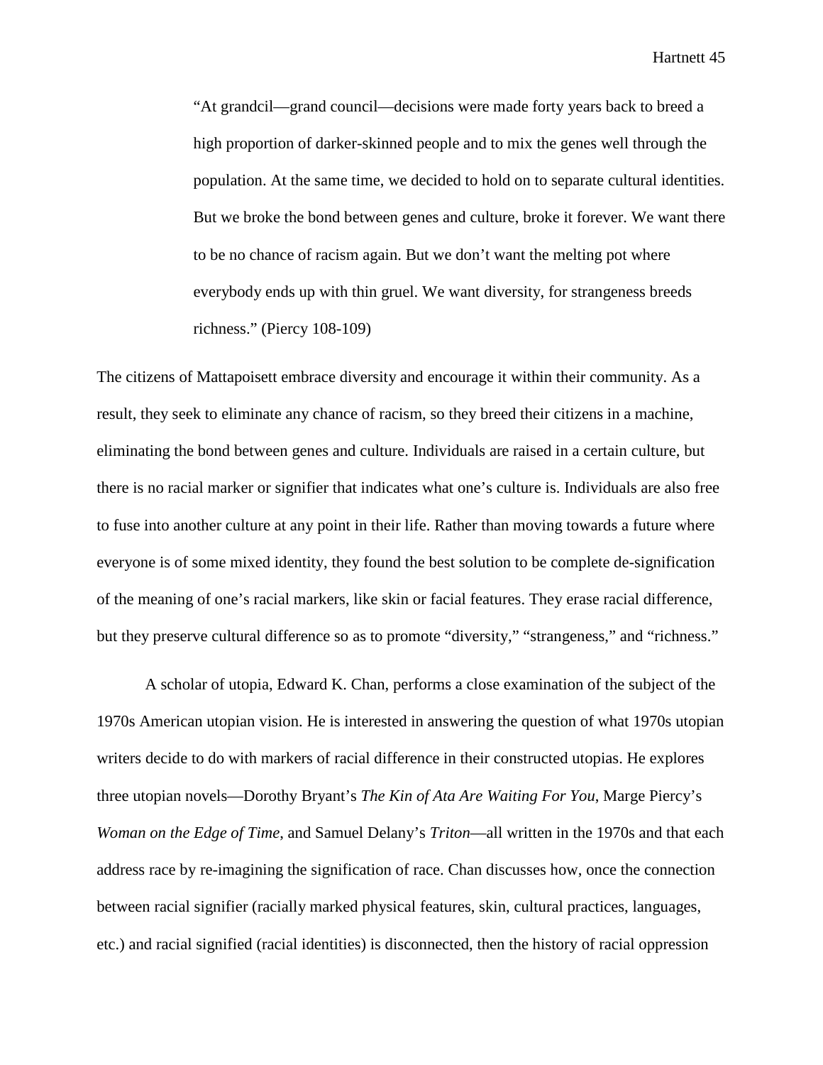> "At grandcil—grand council—decisions were made forty years back to breed a high proportion of darker-skinned people and to mix the genes well through the population. At the same time, we decided to hold on to separate cultural identities. But we broke the bond between genes and culture, broke it forever. We want there to be no chance of racism again. But we don't want the melting pot where everybody ends up with thin gruel. We want diversity, for strangeness breeds richness." (Piercy 108-109)

The citizens of Mattapoisett embrace diversity and encourage it within their community. As a result, they seek to eliminate any chance of racism, so they breed their citizens in a machine, eliminating the bond between genes and culture. Individuals are raised in a certain culture, but there is no racial marker or signifier that indicates what one's culture is. Individuals are also free to fuse into another culture at any point in their life. Rather than moving towards a future where everyone is of some mixed identity, they found the best solution to be complete de-signification of the meaning of one's racial markers, like skin or facial features. They erase racial difference, but they preserve cultural difference so as to promote "diversity," "strangeness," and "richness."

A scholar of utopia, Edward K. Chan, performs a close examination of the subject of the 1970s American utopian vision. He is interested in answering the question of what 1970s utopian writers decide to do with markers of racial difference in their constructed utopias. He explores three utopian novels—Dorothy Bryant's *The Kin of Ata Are Waiting For You*, Marge Piercy's *Woman on the Edge of Time*, and Samuel Delany's *Triton*—all written in the 1970s and that each address race by re-imagining the signification of race. Chan discusses how, once the connection between racial signifier (racially marked physical features, skin, cultural practices, languages, etc.) and racial signified (racial identities) is disconnected, then the history of racial oppression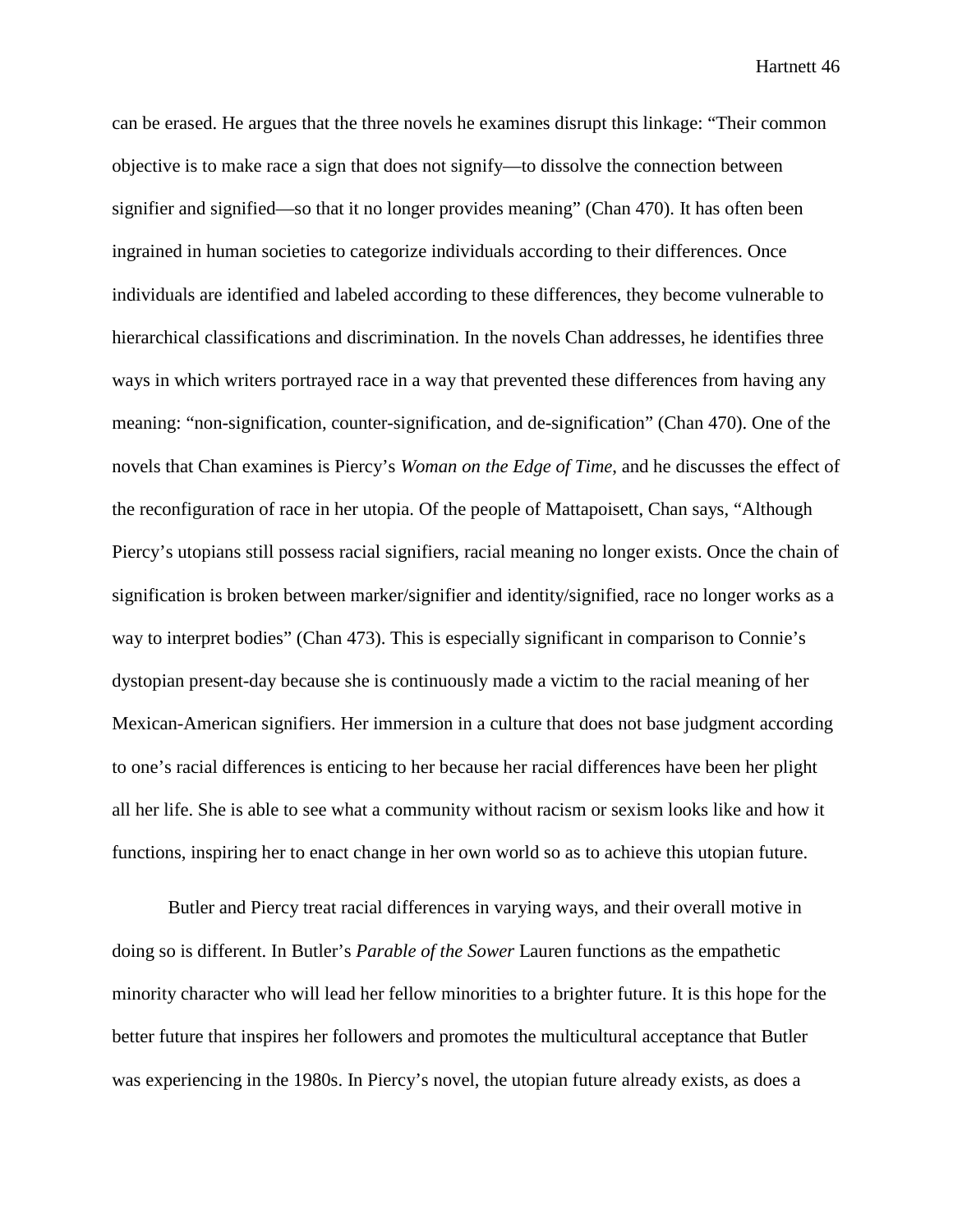can be erased. He argues that the three novels he examines disrupt this linkage: “Their common objective is to make race a sign that does not signify—to dissolve the connection between signifier and signified—so that it no longer provides meaning” (Chan 470). It has often been ingrained in human societies to categorize individuals according to their differences. Once individuals are identified and labeled according to these differences, they become vulnerable to hierarchical classifications and discrimination. In the novels Chan addresses, he identifies three ways in which writers portrayed race in a way that prevented these differences from having any meaning: “non-signification, counter-signification, and de-signification” (Chan 470). One of the novels that Chan examines is Piercy’s *Woman on the Edge of Time*, and he discusses the effect of the reconfiguration of race in her utopia. Of the people of Mattapoisett, Chan says, “Although Piercy’s utopians still possess racial signifiers, racial meaning no longer exists. Once the chain of signification is broken between marker/signifier and identity/signified, race no longer works as a way to interpret bodies” (Chan 473). This is especially significant in comparison to Connie’s dystopian present-day because she is continuously made a victim to the racial meaning of her Mexican-American signifiers. Her immersion in a culture that does not base judgment according to one’s racial differences is enticing to her because her racial differences have been her plight all her life. She is able to see what a community without racism or sexism looks like and how it functions, inspiring her to enact change in her own world so as to achieve this utopian future.

Butler and Piercy treat racial differences in varying ways, and their overall motive in doing so is different. In Butler’s *Parable of the Sower* Lauren functions as the empathetic minority character who will lead her fellow minorities to a brighter future. It is this hope for the better future that inspires her followers and promotes the multicultural acceptance that Butler was experiencing in the 1980s. In Piercy’s novel, the utopian future already exists, as does a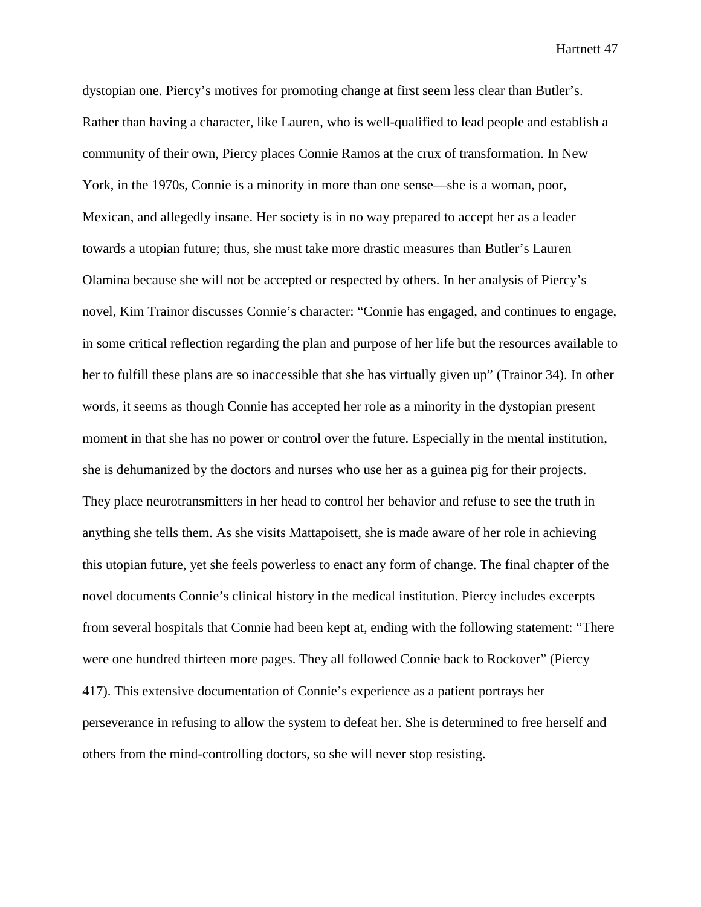dystopian one. Piercy's motives for promoting change at first seem less clear than Butler's. Rather than having a character, like Lauren, who is well-qualified to lead people and establish a community of their own, Piercy places Connie Ramos at the crux of transformation. In New York, in the 1970s, Connie is a minority in more than one sense—she is a woman, poor, Mexican, and allegedly insane. Her society is in no way prepared to accept her as a leader towards a utopian future; thus, she must take more drastic measures than Butler's Lauren Olamina because she will not be accepted or respected by others. In her analysis of Piercy's novel, Kim Trainor discusses Connie's character: "Connie has engaged, and continues to engage, in some critical reflection regarding the plan and purpose of her life but the resources available to her to fulfill these plans are so inaccessible that she has virtually given up" (Trainor 34). In other words, it seems as though Connie has accepted her role as a minority in the dystopian present moment in that she has no power or control over the future. Especially in the mental institution, she is dehumanized by the doctors and nurses who use her as a guinea pig for their projects. They place neurotransmitters in her head to control her behavior and refuse to see the truth in anything she tells them. As she visits Mattapoisett, she is made aware of her role in achieving this utopian future, yet she feels powerless to enact any form of change. The final chapter of the novel documents Connie's clinical history in the medical institution. Piercy includes excerpts from several hospitals that Connie had been kept at, ending with the following statement: "There were one hundred thirteen more pages. They all followed Connie back to Rockover" (Piercy 417). This extensive documentation of Connie's experience as a patient portrays her perseverance in refusing to allow the system to defeat her. She is determined to free herself and others from the mind-controlling doctors, so she will never stop resisting.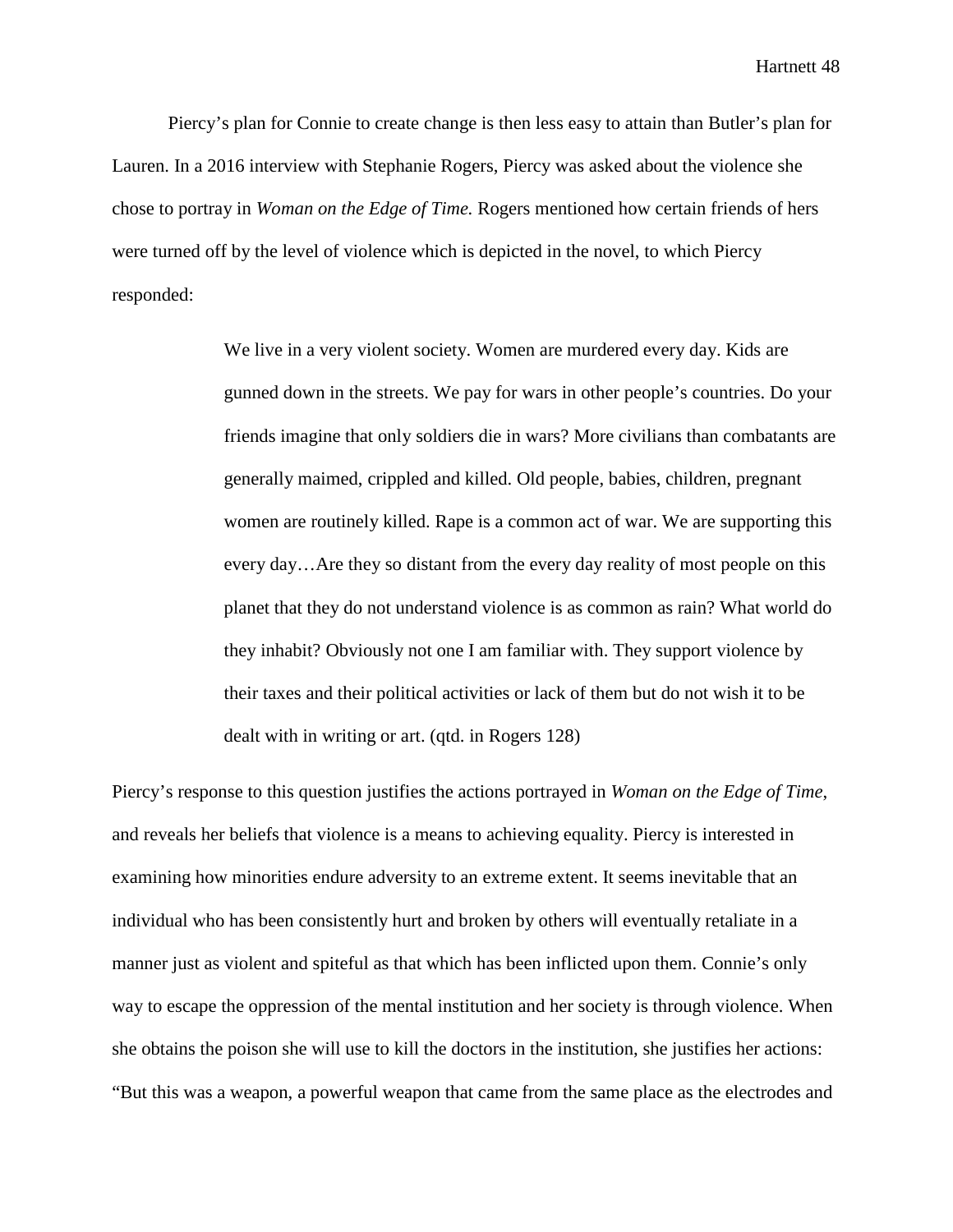Piercy's plan for Connie to create change is then less easy to attain than Butler's plan for Lauren. In a 2016 interview with Stephanie Rogers, Piercy was asked about the violence she chose to portray in *Woman on the Edge of Time.* Rogers mentioned how certain friends of hers were turned off by the level of violence which is depicted in the novel, to which Piercy responded:

> We live in a very violent society. Women are murdered every day. Kids are gunned down in the streets. We pay for wars in other people's countries. Do your friends imagine that only soldiers die in wars? More civilians than combatants are generally maimed, crippled and killed. Old people, babies, children, pregnant women are routinely killed. Rape is a common act of war. We are supporting this every day…Are they so distant from the every day reality of most people on this planet that they do not understand violence is as common as rain? What world do they inhabit? Obviously not one I am familiar with. They support violence by their taxes and their political activities or lack of them but do not wish it to be dealt with in writing or art. (qtd. in Rogers 128)

Piercy's response to this question justifies the actions portrayed in *Woman on the Edge of Time*, and reveals her beliefs that violence is a means to achieving equality. Piercy is interested in examining how minorities endure adversity to an extreme extent. It seems inevitable that an individual who has been consistently hurt and broken by others will eventually retaliate in a manner just as violent and spiteful as that which has been inflicted upon them. Connie's only way to escape the oppression of the mental institution and her society is through violence. When she obtains the poison she will use to kill the doctors in the institution, she justifies her actions: "But this was a weapon, a powerful weapon that came from the same place as the electrodes and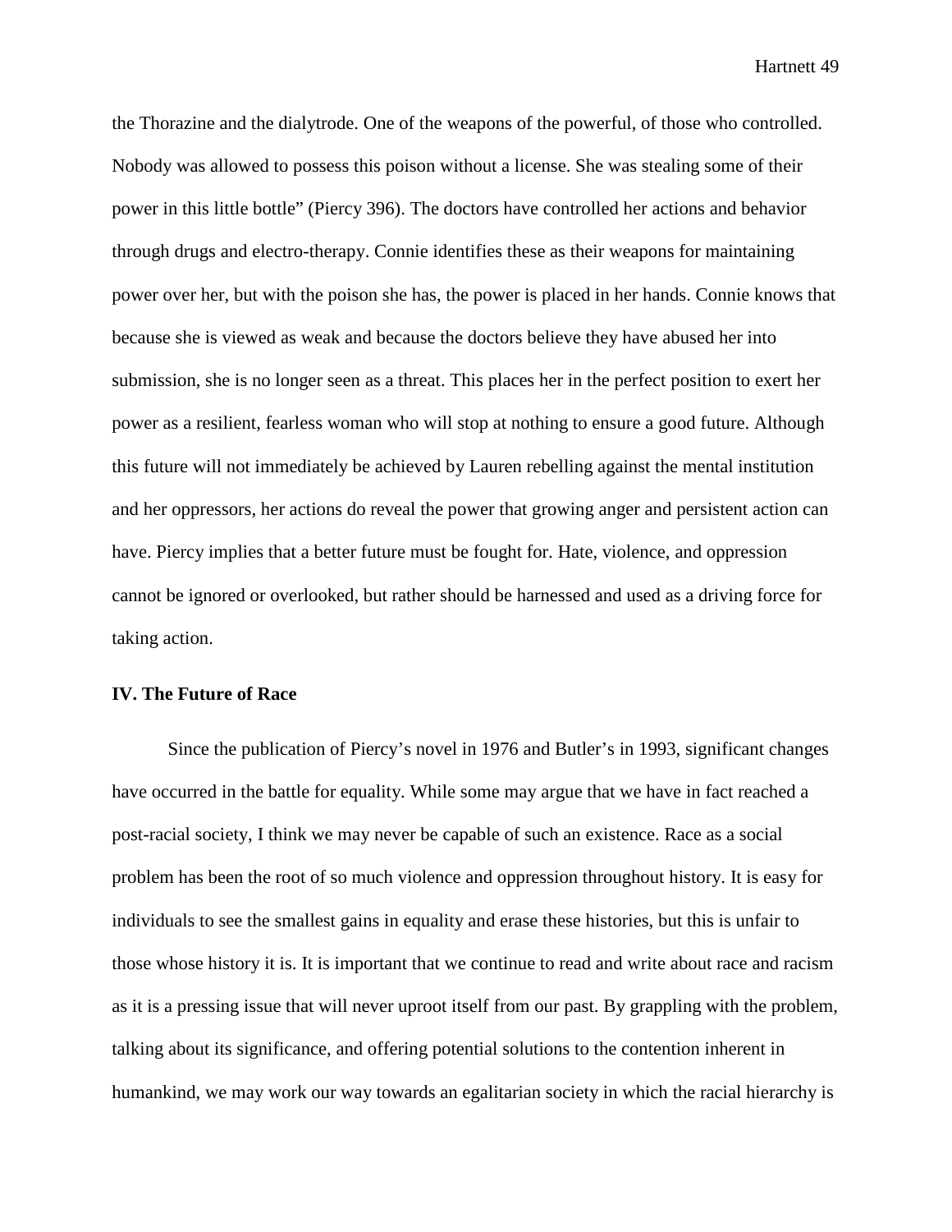the Thorazine and the dialytrode. One of the weapons of the powerful, of those who controlled. Nobody was allowed to possess this poison without a license. She was stealing some of their power in this little bottle" (Piercy 396). The doctors have controlled her actions and behavior through drugs and electro-therapy. Connie identifies these as their weapons for maintaining power over her, but with the poison she has, the power is placed in her hands. Connie knows that because she is viewed as weak and because the doctors believe they have abused her into submission, she is no longer seen as a threat. This places her in the perfect position to exert her power as a resilient, fearless woman who will stop at nothing to ensure a good future. Although this future will not immediately be achieved by Lauren rebelling against the mental institution and her oppressors, her actions do reveal the power that growing anger and persistent action can have. Piercy implies that a better future must be fought for. Hate, violence, and oppression cannot be ignored or overlooked, but rather should be harnessed and used as a driving force for taking action.

### IV. The Future of Race

Since the publication of Piercy's novel in 1976 and Butler's in 1993, significant changes have occurred in the battle for equality. While some may argue that we have in fact reached a post-racial society, I think we may never be capable of such an existence. Race as a social problem has been the root of so much violence and oppression throughout history. It is easy for individuals to see the smallest gains in equality and erase these histories, but this is unfair to those whose history it is. It is important that we continue to read and write about race and racism as it is a pressing issue that will never uproot itself from our past. By grappling with the problem, talking about its significance, and offering potential solutions to the contention inherent in humankind, we may work our way towards an egalitarian society in which the racial hierarchy is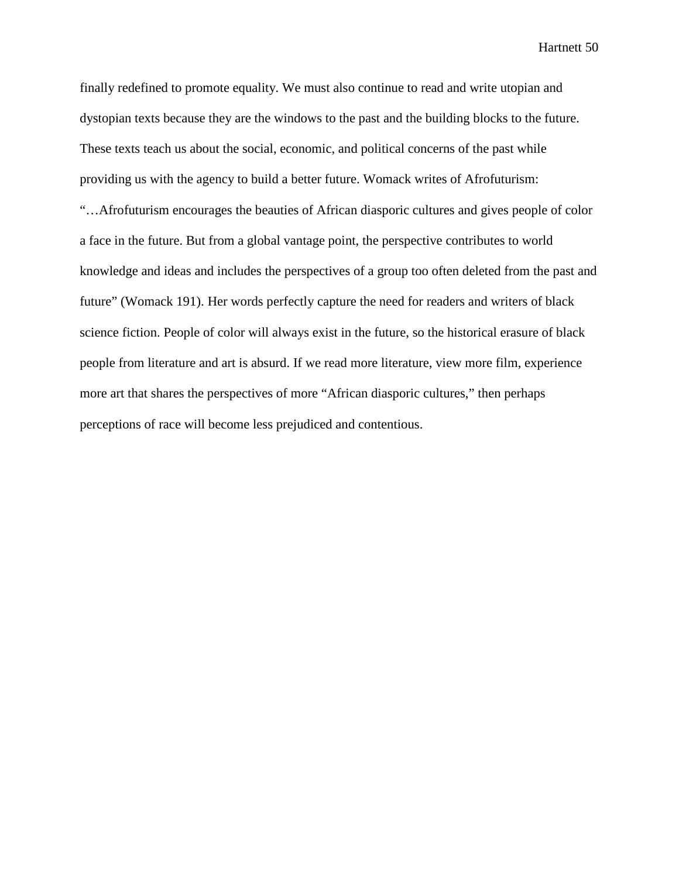finally redefined to promote equality. We must also continue to read and write utopian and dystopian texts because they are the windows to the past and the building blocks to the future. These texts teach us about the social, economic, and political concerns of the past while providing us with the agency to build a better future. Womack writes of Afrofuturism: "…Afrofuturism encourages the beauties of African diasporic cultures and gives people of color a face in the future. But from a global vantage point, the perspective contributes to world knowledge and ideas and includes the perspectives of a group too often deleted from the past and future" (Womack 191). Her words perfectly capture the need for readers and writers of black science fiction. People of color will always exist in the future, so the historical erasure of black people from literature and art is absurd. If we read more literature, view more film, experience more art that shares the perspectives of more "African diasporic cultures," then perhaps perceptions of race will become less prejudiced and contentious.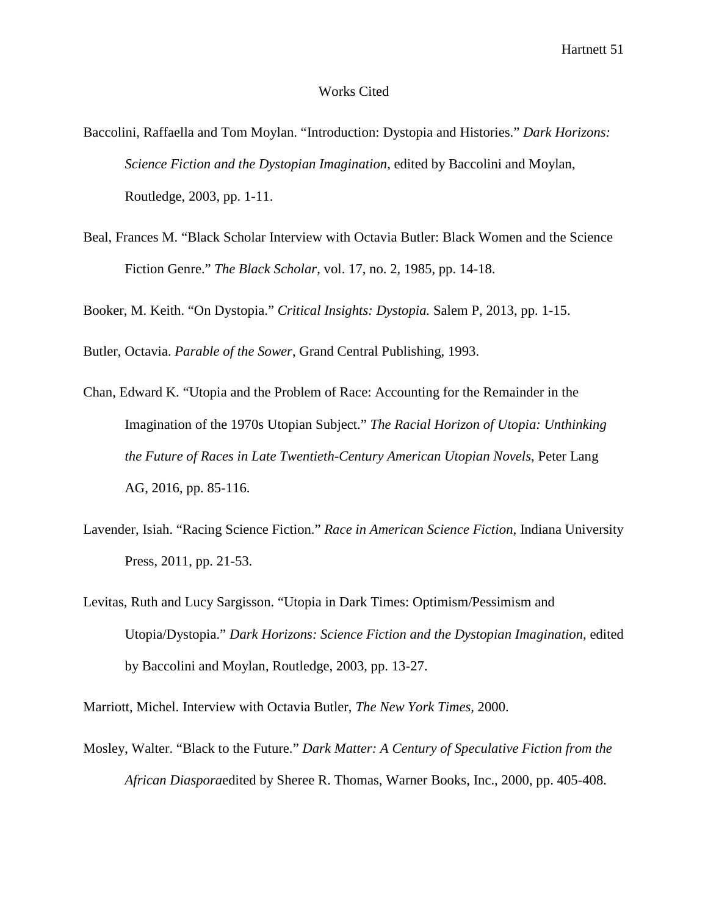# Works Cited

Baccolini, Raffaella and Tom Moylan. "Introduction: Dystopia and Histories." *Dark Horizons: Science Fiction and the Dystopian Imagination*, edited by Baccolini and Moylan, Routledge, 2003, pp. 1-11.

Beal, Frances M. "Black Scholar Interview with Octavia Butler: Black Women and the Science Fiction Genre." *The Black Scholar*, vol. 17, no. 2, 1985, pp. 14-18.

Booker, M. Keith. "On Dystopia." *Critical Insights: Dystopia.* Salem P, 2013, pp. 1-15.

Butler, Octavia. *Parable of the Sower*, Grand Central Publishing, 1993.

Chan, Edward K. "Utopia and the Problem of Race: Accounting for the Remainder in the Imagination of the 1970s Utopian Subject." *The Racial Horizon of Utopia: Unthinking the Future of Races in Late Twentieth-Century American Utopian Novels*, Peter Lang AG, 2016, pp. 85-116.

Lavender, Isiah. "Racing Science Fiction." *Race in American Science Fiction,* Indiana University Press, 2011, pp. 21-53.

Levitas, Ruth and Lucy Sargisson. "Utopia in Dark Times: Optimism/Pessimism and Utopia/Dystopia." *Dark Horizons: Science Fiction and the Dystopian Imagination*, edited by Baccolini and Moylan, Routledge, 2003, pp. 13-27.

Marriott, Michel. Interview with Octavia Butler, *The New York Times,* 2000.

Mosley, Walter. "Black to the Future." *Dark Matter: A Century of Speculative Fiction from the African Diaspora*edited by Sheree R. Thomas, Warner Books, Inc., 2000, pp. 405-408.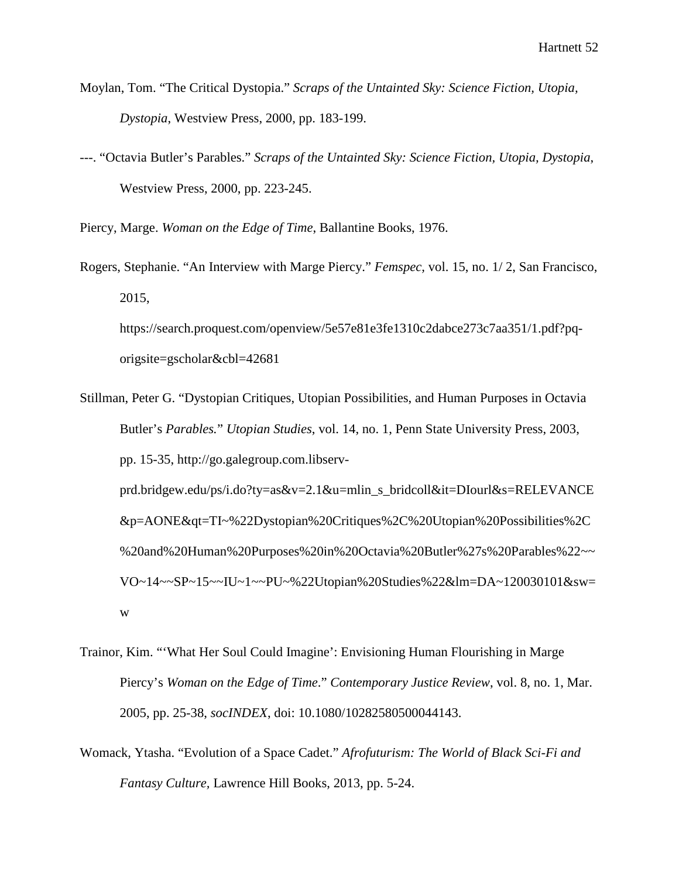Moylan, Tom. “The Critical Dystopia.” *Scraps of the Untainted Sky: Science Fiction, Utopia, Dystopia*, Westview Press, 2000, pp. 183-199.

---. “Octavia Butler’s Parables.” *Scraps of the Untainted Sky: Science Fiction, Utopia, Dystopia*, Westview Press, 2000, pp. 223-245.

Piercy, Marge. *Woman on the Edge of Time*, Ballantine Books, 1976.

Rogers, Stephanie. “An Interview with Marge Piercy.” *Femspec*, vol. 15, no. 1/ 2, San Francisco, 2015, https://search.proquest.com/openview/5e57e81e3fe1310c2dabce273c7aa351/1.pdf?pq-origsite=gscholar&cbl=42681

Stillman, Peter G. “Dystopian Critiques, Utopian Possibilities, and Human Purposes in Octavia Butler’s *Parables.*” *Utopian Studies*, vol. 14, no. 1, Penn State University Press, 2003, pp. 15-35, http://go.galegroup.com.libserv-prd.bridgew.edu/ps/i.do?ty=as&v=2.1&u=mlin_s_bridcoll&it=DIourl&s=RELEVANCE&p=AONE&qt=TI~%22Dystopian%20Critiques%2C%20Utopian%20Possibilities%2C%20and%20Human%20Purposes%20in%20Octavia%20Butler%27s%20Parables%22~~VO~14~~SP~15~~IU~1~~PU~%22Utopian%20Studies%22&lm=DA~120030101&sw=w

Trainor, Kim. “‘What Her Soul Could Imagine’: Envisioning Human Flourishing in Marge Piercy’s *Woman on the Edge of Time*.” *Contemporary Justice Review*, vol. 8, no. 1, Mar. 2005, pp. 25-38, *socINDEX*, doi: 10.1080/10282580500044143.

Womack, Ytasha. “Evolution of a Space Cadet.” *Afrofuturism: The World of Black Sci-Fi and Fantasy Culture*, Lawrence Hill Books, 2013, pp. 5-24.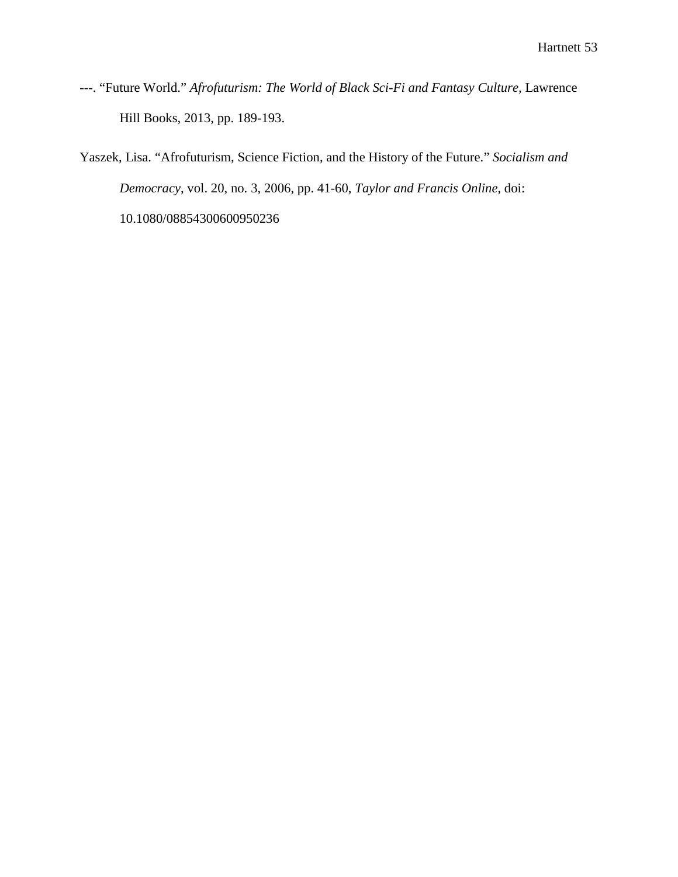---. "Future World." *Afrofuturism: The World of Black Sci-Fi and Fantasy Culture,* Lawrence Hill Books, 2013, pp. 189-193.

Yaszek, Lisa. "Afrofuturism, Science Fiction, and the History of the Future." *Socialism and Democracy*, vol. 20, no. 3, 2006, pp. 41-60, *Taylor and Francis Online*, doi: 10.1080/08854300600950236